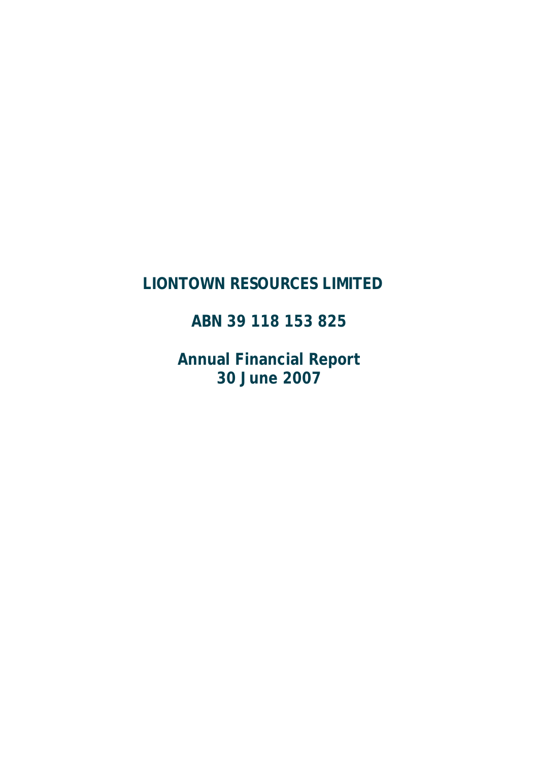# LIONTOWN RESOURCES LIMITED

## ABN 39 118 153 825

## Annual Financial Report
## 30 June 2007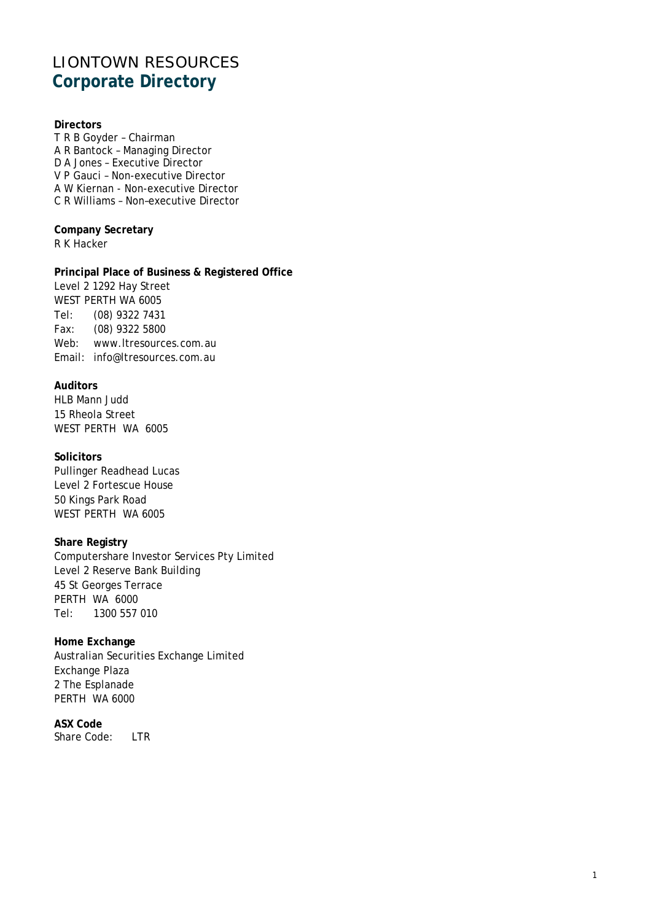# LIONTOWN RESOURCES

## Corporate Directory

**Directors**
T R B Goyder – Chairman
A R Bantock – Managing Director
D A Jones – Executive Director
V P Gauci – Non-executive Director
A W Kiernan - Non-executive Director
C R Williams – Non–executive Director

**Company Secretary**
R K Hacker

**Principal Place of Business & Registered Office**
Level 2 1292 Hay Street
WEST PERTH WA 6005
Tel: (08) 9322 7431
Fax: (08) 9322 5800
Web: www.ltresources.com.au
Email: info@ltresources.com.au

**Auditors**
HLB Mann Judd
15 Rheola Street
WEST PERTH WA 6005

**Solicitors**
Pullinger Readhead Lucas
Level 2 Fortescue House
50 Kings Park Road
WEST PERTH WA 6005

**Share Registry**
Computershare Investor Services Pty Limited
Level 2 Reserve Bank Building
45 St Georges Terrace
PERTH WA 6000
Tel: 1300 557 010

**Home Exchange**
Australian Securities Exchange Limited
Exchange Plaza
2 The Esplanade
PERTH WA 6000

**ASX Code**
Share Code: LTR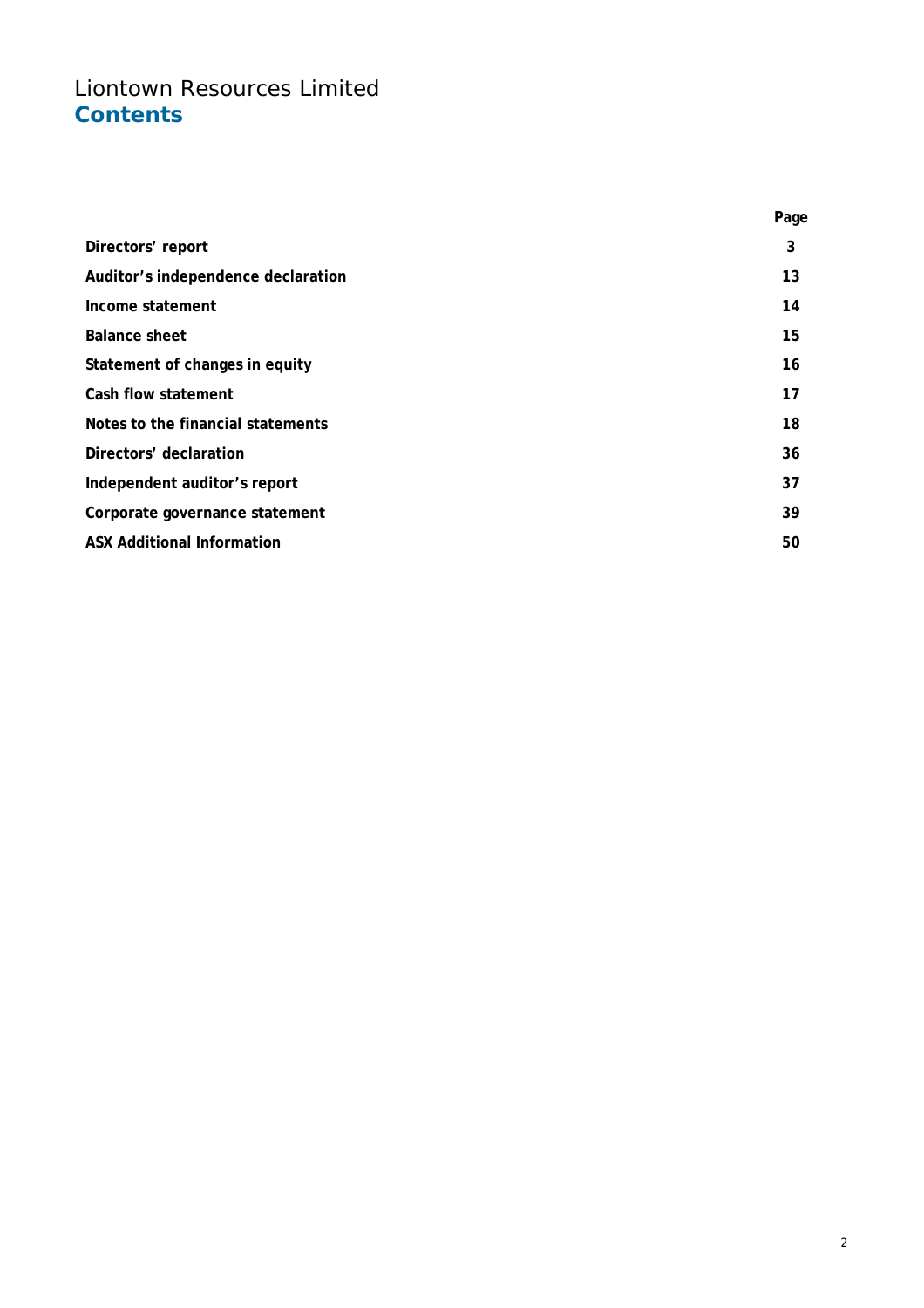# Liontown Resources Limited
## Contents

| | Page |
|---|---|
| **Directors' report** | **3** |
| **Auditor's independence declaration** | **13** |
| **Income statement** | **14** |
| **Balance sheet** | **15** |
| **Statement of changes in equity** | **16** |
| **Cash flow statement** | **17** |
| **Notes to the financial statements** | **18** |
| **Directors' declaration** | **36** |
| **Independent auditor's report** | **37** |
| **Corporate governance statement** | **39** |
| **ASX Additional Information** | **50** |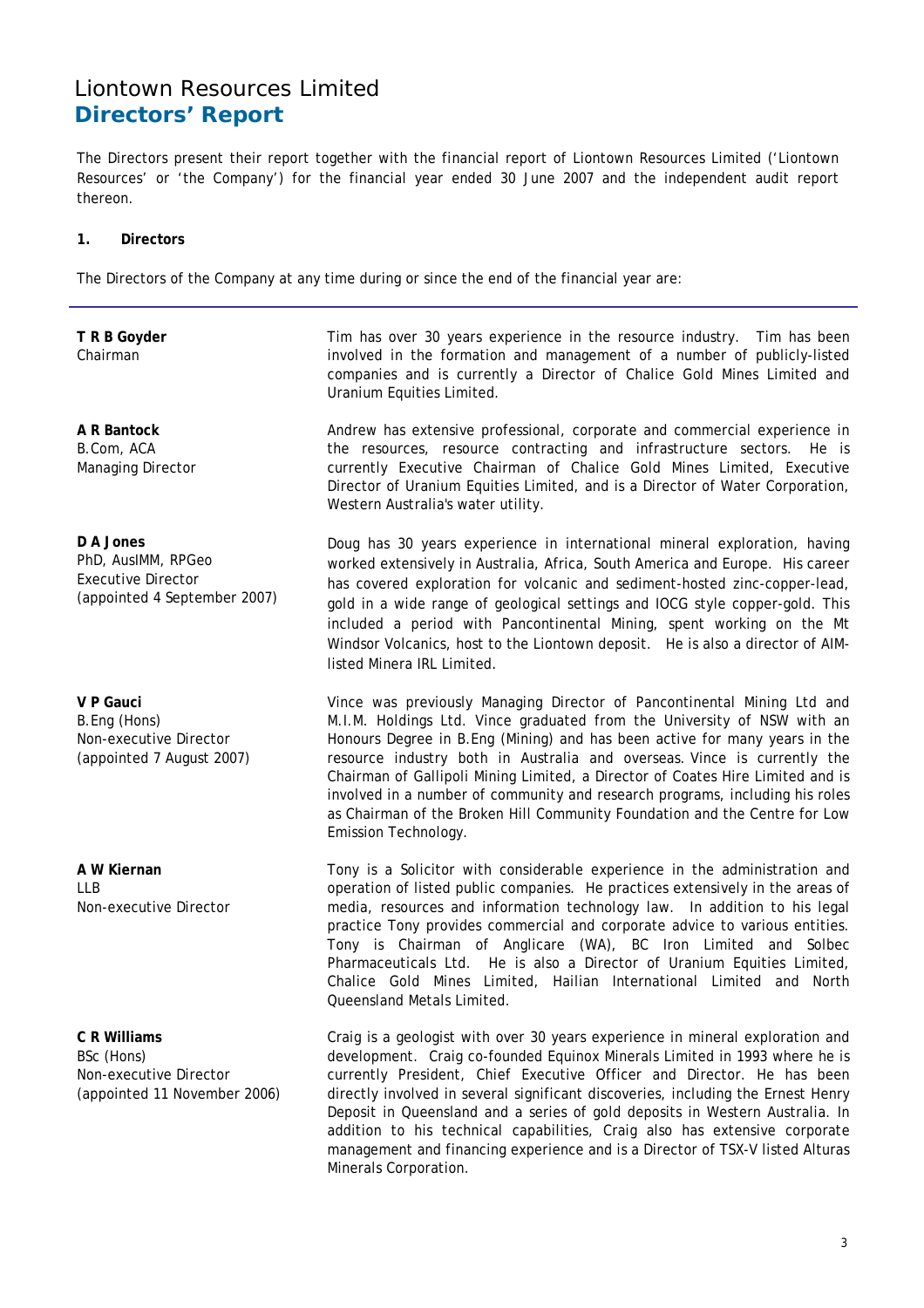# Liontown Resources Limited

## Directors' Report

The Directors present their report together with the financial report of Liontown Resources Limited ('Liontown Resources' or 'the Company') for the financial year ended 30 June 2007 and the independent audit report thereon.

### 1. Directors

The Directors of the Company at any time during or since the end of the financial year are:

| | |
|---|---|
| **T R B Goyder**<br>Chairman | Tim has over 30 years experience in the resource industry. Tim has been involved in the formation and management of a number of publicly-listed companies and is currently a Director of Chalice Gold Mines Limited and Uranium Equities Limited. |
| **A R Bantock**<br>B.Com, ACA<br>Managing Director | Andrew has extensive professional, corporate and commercial experience in the resources, resource contracting and infrastructure sectors. He is currently Executive Chairman of Chalice Gold Mines Limited, Executive Director of Uranium Equities Limited, and is a Director of Water Corporation, Western Australia's water utility. |
| **D A Jones**<br>PhD, AusIMM, RPGeo<br>Executive Director<br>(appointed 4 September 2007) | Doug has 30 years experience in international mineral exploration, having worked extensively in Australia, Africa, South America and Europe. His career has covered exploration for volcanic and sediment-hosted zinc-copper-lead, gold in a wide range of geological settings and IOCG style copper-gold. This included a period with Pancontinental Mining, spent working on the Mt Windsor Volcanics, host to the Liontown deposit. He is also a director of AIM-listed Minera IRL Limited. |
| **V P Gauci**<br>B.Eng (Hons)<br>Non-executive Director<br>(appointed 7 August 2007) | Vince was previously Managing Director of Pancontinental Mining Ltd and M.I.M. Holdings Ltd. Vince graduated from the University of NSW with an Honours Degree in B.Eng (Mining) and has been active for many years in the resource industry both in Australia and overseas. Vince is currently the Chairman of Gallipoli Mining Limited, a Director of Coates Hire Limited and is involved in a number of community and research programs, including his roles as Chairman of the Broken Hill Community Foundation and the Centre for Low Emission Technology. |
| **A W Kiernan**<br>LLB<br>Non-executive Director | Tony is a Solicitor with considerable experience in the administration and operation of listed public companies. He practices extensively in the areas of media, resources and information technology law. In addition to his legal practice Tony provides commercial and corporate advice to various entities. Tony is Chairman of Anglicare (WA), BC Iron Limited and Solbec Pharmaceuticals Ltd. He is also a Director of Uranium Equities Limited, Chalice Gold Mines Limited, Hailian International Limited and North Queensland Metals Limited. |
| **C R Williams**<br>BSc (Hons)<br>Non-executive Director<br>(appointed 11 November 2006) | Craig is a geologist with over 30 years experience in mineral exploration and development. Craig co-founded Equinox Minerals Limited in 1993 where he is currently President, Chief Executive Officer and Director. He has been directly involved in several significant discoveries, including the Ernest Henry Deposit in Queensland and a series of gold deposits in Western Australia. In addition to his technical capabilities, Craig also has extensive corporate management and financing experience and is a Director of TSX-V listed Alturas Minerals Corporation. |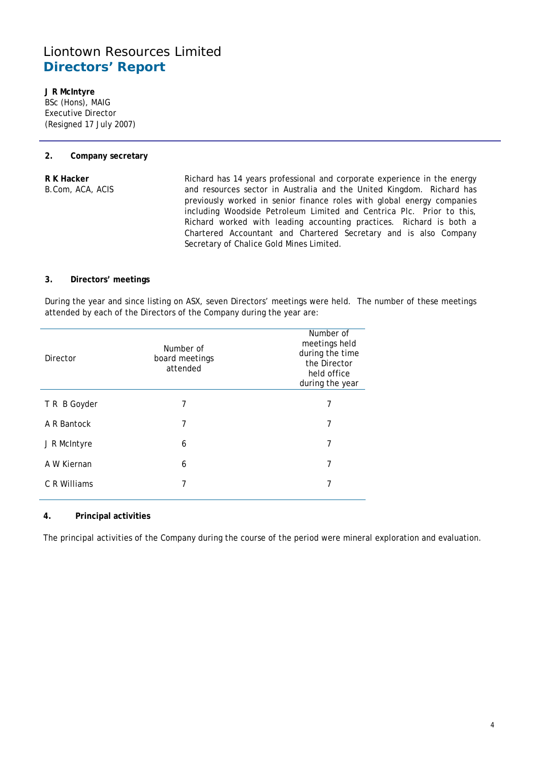**J R McIntyre**
BSc (Hons), MAIG
Executive Director
(Resigned 17 July 2007)

### 2. Company secretary

**R K Hacker**
B.Com, ACA, ACIS

Richard has 14 years professional and corporate experience in the energy and resources sector in Australia and the United Kingdom. Richard has previously worked in senior finance roles with global energy companies including Woodside Petroleum Limited and Centrica Plc. Prior to this, Richard worked with leading accounting practices. Richard is both a Chartered Accountant and Chartered Secretary and is also Company Secretary of Chalice Gold Mines Limited.

### 3. Directors' meetings

During the year and since listing on ASX, seven Directors' meetings were held. The number of these meetings attended by each of the Directors of the Company during the year are:

| Director | Number of board meetings attended | Number of meetings held during the time the Director held office during the year |
|---|---|---|
| T R B Goyder | 7 | 7 |
| A R Bantock | 7 | 7 |
| J R McIntyre | 6 | 7 |
| A W Kiernan | 6 | 7 |
| C R Williams | 7 | 7 |

### 4. Principal activities

The principal activities of the Company during the course of the period were mineral exploration and evaluation.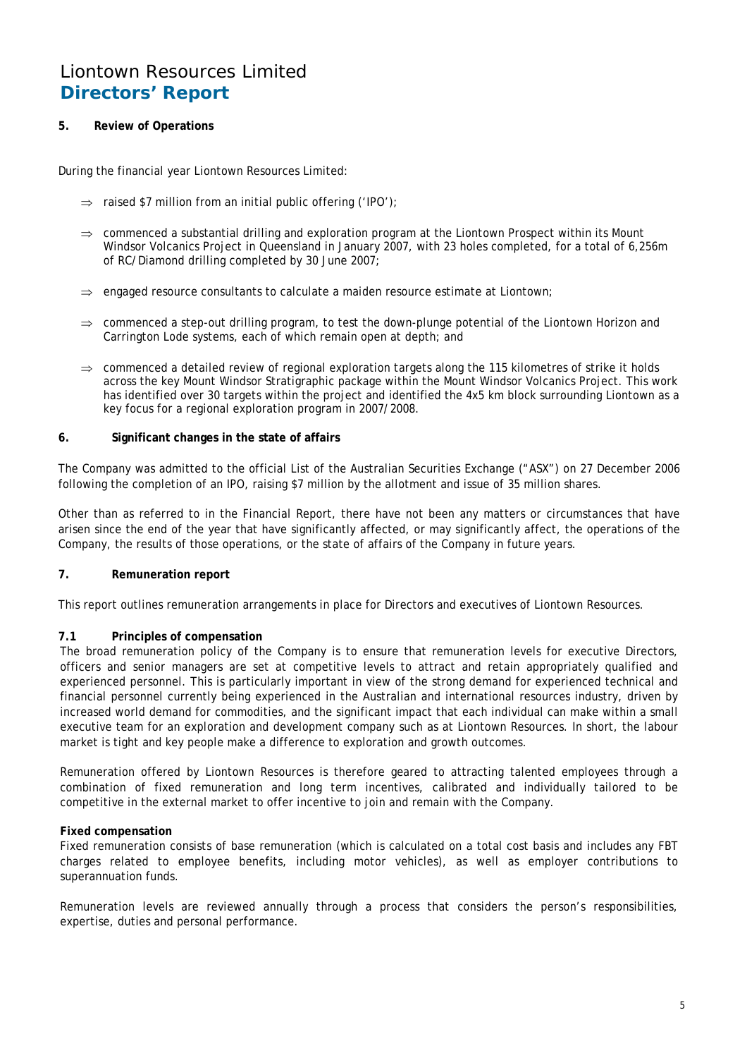# Liontown Resources Limited
## Directors' Report

### 5. Review of Operations

During the financial year Liontown Resources Limited:

- ⇒ raised \$7 million from an initial public offering ('IPO');
- ⇒ commenced a substantial drilling and exploration program at the Liontown Prospect within its Mount Windsor Volcanics Project in Queensland in January 2007, with 23 holes completed, for a total of 6,256m of RC/Diamond drilling completed by 30 June 2007;
- ⇒ engaged resource consultants to calculate a maiden resource estimate at Liontown;
- ⇒ commenced a step-out drilling program, to test the down-plunge potential of the Liontown Horizon and Carrington Lode systems, each of which remain open at depth; and
- ⇒ commenced a detailed review of regional exploration targets along the 115 kilometres of strike it holds across the key Mount Windsor Stratigraphic package within the Mount Windsor Volcanics Project. This work has identified over 30 targets within the project and identified the 4x5 km block surrounding Liontown as a key focus for a regional exploration program in 2007/2008.

### 6. Significant changes in the state of affairs

The Company was admitted to the official List of the Australian Securities Exchange ("ASX") on 27 December 2006 following the completion of an IPO, raising \$7 million by the allotment and issue of 35 million shares.

Other than as referred to in the Financial Report, there have not been any matters or circumstances that have arisen since the end of the year that have significantly affected, or may significantly affect, the operations of the Company, the results of those operations, or the state of affairs of the Company in future years.

### 7. Remuneration report

This report outlines remuneration arrangements in place for Directors and executives of Liontown Resources.

#### 7.1 Principles of compensation

The broad remuneration policy of the Company is to ensure that remuneration levels for executive Directors, officers and senior managers are set at competitive levels to attract and retain appropriately qualified and experienced personnel. This is particularly important in view of the strong demand for experienced technical and financial personnel currently being experienced in the Australian and international resources industry, driven by increased world demand for commodities, and the significant impact that each individual can make within a small executive team for an exploration and development company such as at Liontown Resources. In short, the labour market is tight and key people make a difference to exploration and growth outcomes.

Remuneration offered by Liontown Resources is therefore geared to attracting talented employees through a combination of fixed remuneration and long term incentives, calibrated and individually tailored to be competitive in the external market to offer incentive to join and remain with the Company.

**Fixed compensation**

Fixed remuneration consists of base remuneration (which is calculated on a total cost basis and includes any FBT charges related to employee benefits, including motor vehicles), as well as employer contributions to superannuation funds.

Remuneration levels are reviewed annually through a process that considers the person's responsibilities, expertise, duties and personal performance.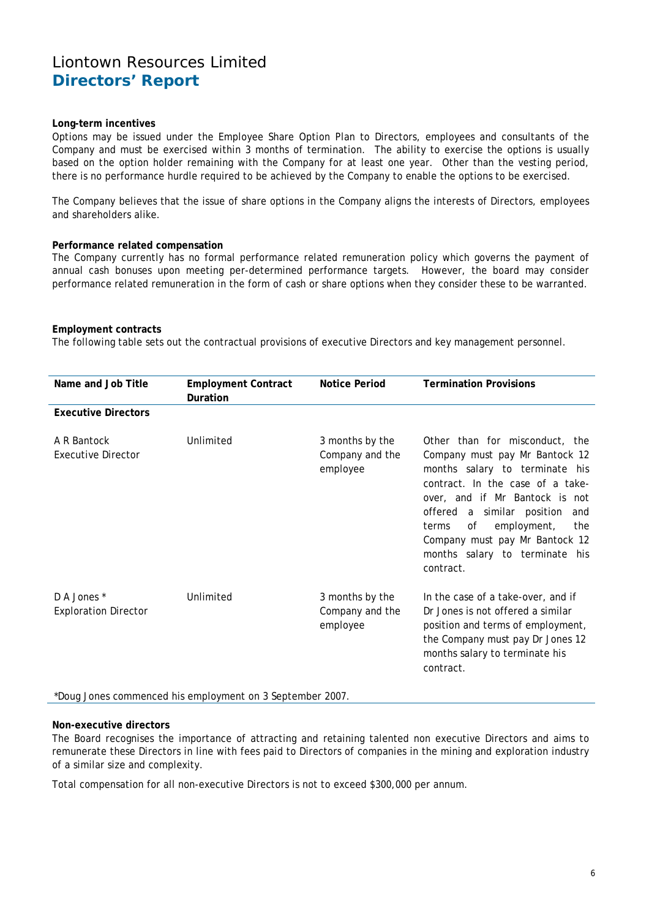# Liontown Resources Limited
## Directors' Report

**Long-term incentives**

Options may be issued under the Employee Share Option Plan to Directors, employees and consultants of the Company and must be exercised within 3 months of termination. The ability to exercise the options is usually based on the option holder remaining with the Company for at least one year. Other than the vesting period, there is no performance hurdle required to be achieved by the Company to enable the options to be exercised.

The Company believes that the issue of share options in the Company aligns the interests of Directors, employees and shareholders alike.

**Performance related compensation**

The Company currently has no formal performance related remuneration policy which governs the payment of annual cash bonuses upon meeting per-determined performance targets. However, the board may consider performance related remuneration in the form of cash or share options when they consider these to be warranted.

**Employment contracts**

The following table sets out the contractual provisions of executive Directors and key management personnel.

| Name and Job Title | Employment Contract Duration | Notice Period | Termination Provisions |
|---|---|---|---|
| **Executive Directors** | | | |
| A R Bantock<br>Executive Director | Unlimited | 3 months by the Company and the employee | Other than for misconduct, the Company must pay Mr Bantock 12 months salary to terminate his contract. In the case of a take-over, and if Mr Bantock is not offered a similar position and terms of employment, the Company must pay Mr Bantock 12 months salary to terminate his contract. |
| D A Jones *<br>Exploration Director | Unlimited | 3 months by the Company and the employee | In the case of a take-over, and if Dr Jones is not offered a similar position and terms of employment, the Company must pay Dr Jones 12 months salary to terminate his contract. |

*Doug Jones commenced his employment on 3 September 2007.

**Non-executive directors**

The Board recognises the importance of attracting and retaining talented non executive Directors and aims to remunerate these Directors in line with fees paid to Directors of companies in the mining and exploration industry of a similar size and complexity.

Total compensation for all non-executive Directors is not to exceed $300,000 per annum.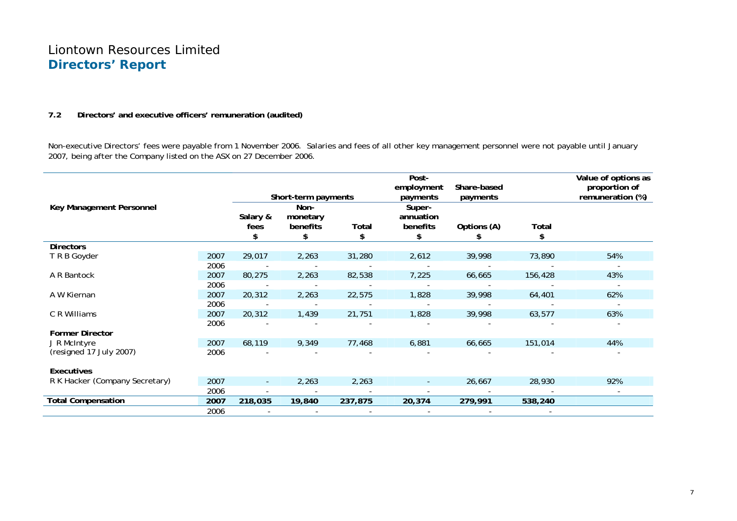# Liontown Resources Limited
## Directors' Report

### 7.2 Directors' and executive officers' remuneration (audited)

Non-executive Directors' fees were payable from 1 November 2006. Salaries and fees of all other key management personnel were not payable until January 2007, being after the Company listed on the ASX on 27 December 2006.

| Key Management Personnel | | Short-term payments | | | Post-employment payments | Share-based payments | | Value of options as proportion of remuneration (%) |
|---|---|---|---|---|---|---|---|---|
| | | Salary & fees $ | Non-monetary benefits $ | Total $ | Super-annuation benefits $ | Options (A) $ | Total $ | |
| **Directors** | | | | | | | | |
| T R B Goyder | 2007 | 29,017 | 2,263 | 31,280 | 2,612 | 39,998 | 73,890 | 54% |
| | 2006 | - | - | - | - | - | - | - |
| A R Bantock | 2007 | 80,275 | 2,263 | 82,538 | 7,225 | 66,665 | 156,428 | 43% |
| | 2006 | - | - | - | - | - | - | - |
| A W Kiernan | 2007 | 20,312 | 2,263 | 22,575 | 1,828 | 39,998 | 64,401 | 62% |
| | 2006 | - | - | - | - | - | - | - |
| C R Williams | 2007 | 20,312 | 1,439 | 21,751 | 1,828 | 39,998 | 63,577 | 63% |
| | 2006 | - | - | - | - | - | - | - |
| **Former Director** | | | | | | | | |
| J R McIntyre | 2007 | 68,119 | 9,349 | 77,468 | 6,881 | 66,665 | 151,014 | 44% |
| (resigned 17 July 2007) | 2006 | - | - | - | - | - | - | - |
| **Executives** | | | | | | | | |
| R K Hacker (Company Secretary) | 2007 | - | 2,263 | 2,263 | - | 26,667 | 28,930 | 92% |
| | 2006 | - | - | - | - | - | - | - |
| **Total Compensation** | **2007** | **218,035** | **19,840** | **237,875** | **20,374** | **279,991** | **538,240** | |
| | 2006 | - | - | - | - | - | - | |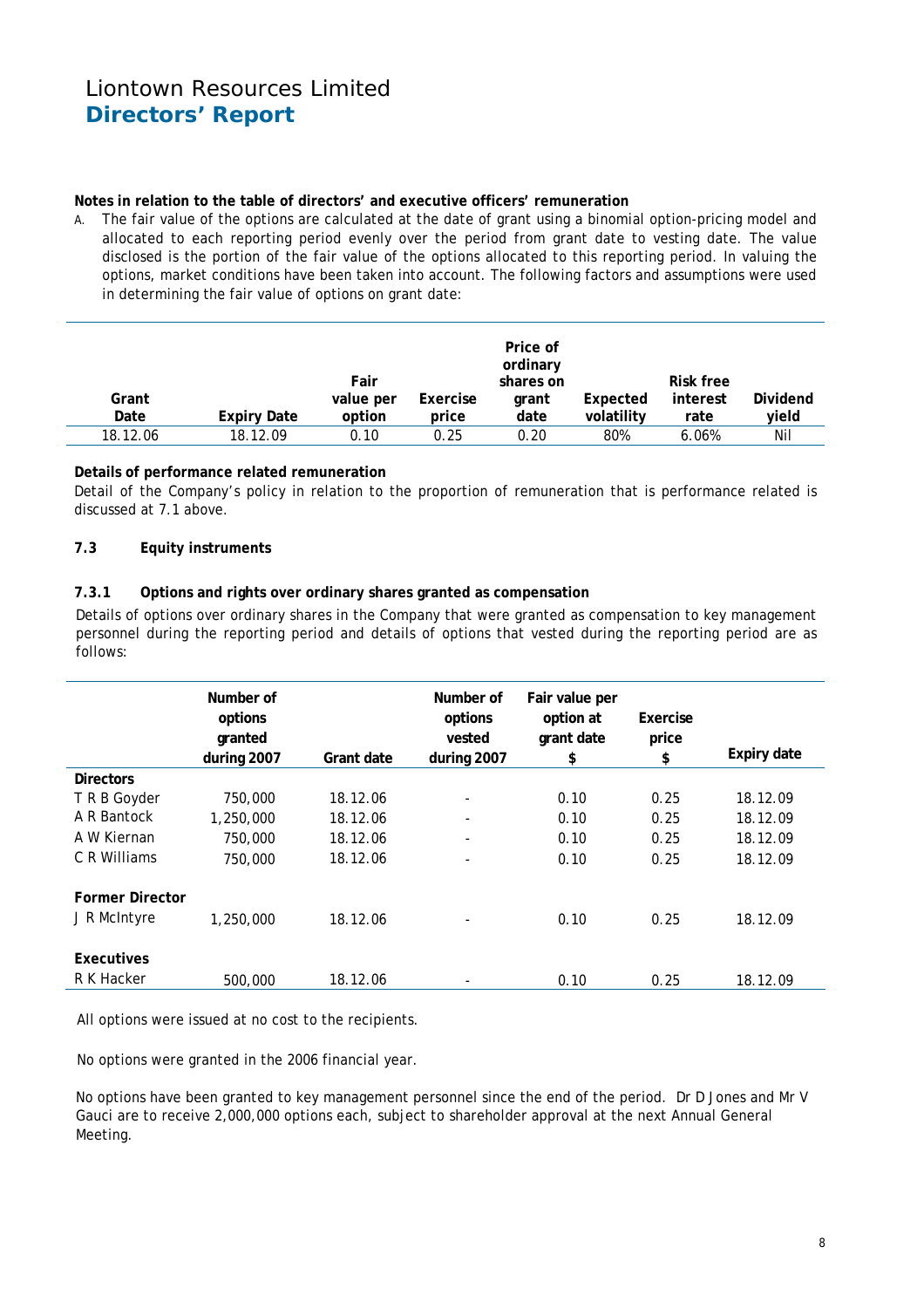# Liontown Resources Limited
## Directors' Report

**Notes in relation to the table of directors' and executive officers' remuneration**

A. The fair value of the options are calculated at the date of grant using a binomial option-pricing model and allocated to each reporting period evenly over the period from grant date to vesting date. The value disclosed is the portion of the fair value of the options allocated to this reporting period. In valuing the options, market conditions have been taken into account. The following factors and assumptions were used in determining the fair value of options on grant date:

| Grant Date | Expiry Date | Fair value per option | Exercise price | Price of ordinary shares on grant date | Expected volatility | Risk free interest rate | Dividend yield |
|---|---|---|---|---|---|---|---|
| 18.12.06 | 18.12.09 | 0.10 | 0.25 | 0.20 | 80% | 6.06% | Nil |

**Details of performance related remuneration**

Detail of the Company's policy in relation to the proportion of remuneration that is performance related is discussed at 7.1 above.

**7.3 Equity instruments**

**7.3.1 Options and rights over ordinary shares granted as compensation**

Details of options over ordinary shares in the Company that were granted as compensation to key management personnel during the reporting period and details of options that vested during the reporting period are as follows:

| | Number of options granted during 2007 | Grant date | Number of options vested during 2007 | Fair value per option at grant date $ | Exercise price $ | Expiry date |
|---|---|---|---|---|---|---|
| **Directors** | | | | | | |
| T R B Goyder | 750,000 | 18.12.06 | - | 0.10 | 0.25 | 18.12.09 |
| A R Bantock | 1,250,000 | 18.12.06 | - | 0.10 | 0.25 | 18.12.09 |
| A W Kiernan | 750,000 | 18.12.06 | - | 0.10 | 0.25 | 18.12.09 |
| C R Williams | 750,000 | 18.12.06 | - | 0.10 | 0.25 | 18.12.09 |
| **Former Director** | | | | | | |
| J R McIntyre | 1,250,000 | 18.12.06 | - | 0.10 | 0.25 | 18.12.09 |
| **Executives** | | | | | | |
| R K Hacker | 500,000 | 18.12.06 | - | 0.10 | 0.25 | 18.12.09 |

All options were issued at no cost to the recipients.

No options were granted in the 2006 financial year.

No options have been granted to key management personnel since the end of the period. Dr D Jones and Mr V Gauci are to receive 2,000,000 options each, subject to shareholder approval at the next Annual General Meeting.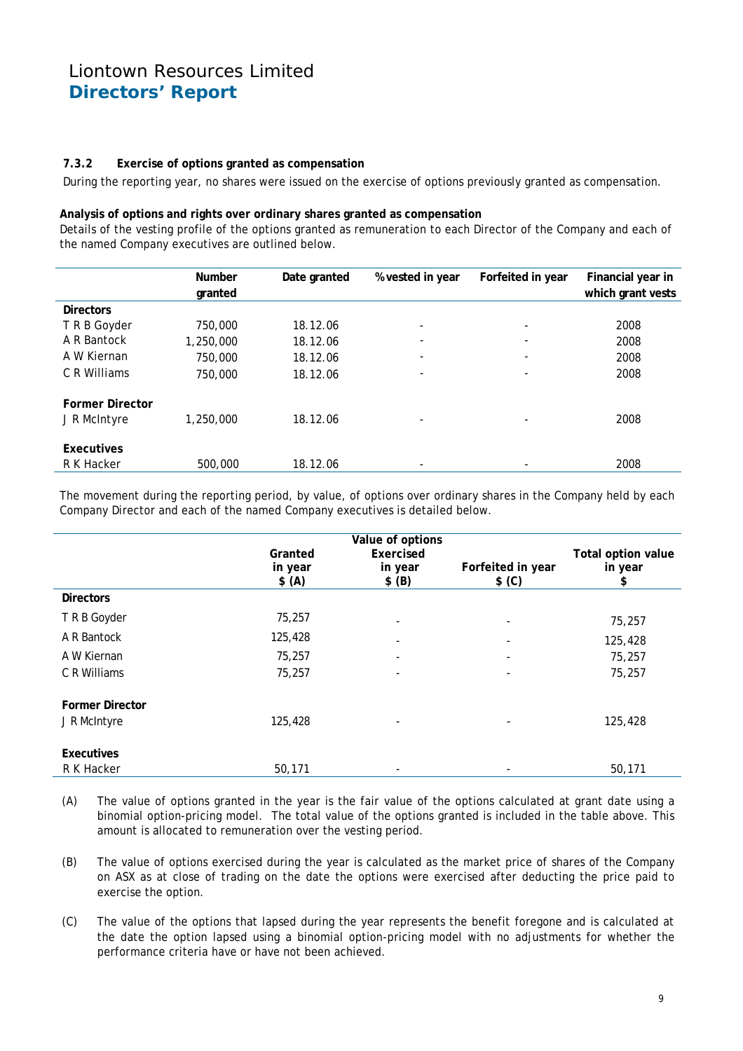#### 7.3.2 Exercise of options granted as compensation

During the reporting year, no shares were issued on the exercise of options previously granted as compensation.

**Analysis of options and rights over ordinary shares granted as compensation**

Details of the vesting profile of the options granted as remuneration to each Director of the Company and each of the named Company executives are outlined below.

| | Number granted | Date granted | % vested in year | Forfeited in year | Financial year in which grant vests |
|---|---|---|---|---|---|
| **Directors** | | | | | |
| T R B Goyder | 750,000 | 18.12.06 | - | - | 2008 |
| A R Bantock | 1,250,000 | 18.12.06 | - | - | 2008 |
| A W Kiernan | 750,000 | 18.12.06 | - | - | 2008 |
| C R Williams | 750,000 | 18.12.06 | - | - | 2008 |
| **Former Director** | | | | | |
| J R McIntyre | 1,250,000 | 18.12.06 | - | - | 2008 |
| **Executives** | | | | | |
| R K Hacker | 500,000 | 18.12.06 | - | - | 2008 |

The movement during the reporting period, by value, of options over ordinary shares in the Company held by each Company Director and each of the named Company executives is detailed below.

| | Granted in year $ (A) | Value of options Exercised in year $ (B) | Forfeited in year $ (C) | Total option value in year $ |
|---|---|---|---|---|
| **Directors** | | | | |
| T R B Goyder | 75,257 | - | - | 75,257 |
| A R Bantock | 125,428 | - | - | 125,428 |
| A W Kiernan | 75,257 | - | - | 75,257 |
| C R Williams | 75,257 | - | - | 75,257 |
| **Former Director** | | | | |
| J R McIntyre | 125,428 | - | - | 125,428 |
| **Executives** | | | | |
| R K Hacker | 50,171 | - | - | 50,171 |

(A) The value of options granted in the year is the fair value of the options calculated at grant date using a binomial option-pricing model. The total value of the options granted is included in the table above. This amount is allocated to remuneration over the vesting period.

(B) The value of options exercised during the year is calculated as the market price of shares of the Company on ASX as at close of trading on the date the options were exercised after deducting the price paid to exercise the option.

(C) The value of the options that lapsed during the year represents the benefit foregone and is calculated at the date the option lapsed using a binomial option-pricing model with no adjustments for whether the performance criteria have or have not been achieved.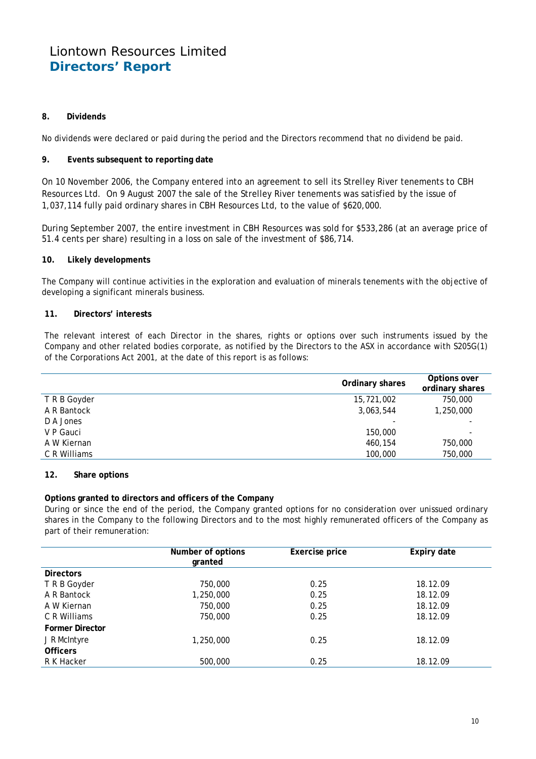# Liontown Resources Limited
## Directors' Report

### 8. Dividends

No dividends were declared or paid during the period and the Directors recommend that no dividend be paid.

### 9. Events subsequent to reporting date

On 10 November 2006, the Company entered into an agreement to sell its Strelley River tenements to CBH Resources Ltd. On 9 August 2007 the sale of the Strelley River tenements was satisfied by the issue of 1,037,114 fully paid ordinary shares in CBH Resources Ltd, to the value of $620,000.

During September 2007, the entire investment in CBH Resources was sold for $533,286 (at an average price of 51.4 cents per share) resulting in a loss on sale of the investment of $86,714.

### 10. Likely developments

The Company will continue activities in the exploration and evaluation of minerals tenements with the objective of developing a significant minerals business.

### 11. Directors' interests

The relevant interest of each Director in the shares, rights or options over such instruments issued by the Company and other related bodies corporate, as notified by the Directors to the ASX in accordance with S205G(1) of the Corporations Act 2001, at the date of this report is as follows:

| | Ordinary shares | Options over ordinary shares |
|---|---|---|
| T R B Goyder | 15,721,002 | 750,000 |
| A R Bantock | 3,063,544 | 1,250,000 |
| D A Jones | - | - |
| V P Gauci | 150,000 | - |
| A W Kiernan | 460,154 | 750,000 |
| C R Williams | 100,000 | 750,000 |

### 12. Share options

**Options granted to directors and officers of the Company**

During or since the end of the period, the Company granted options for no consideration over unissued ordinary shares in the Company to the following Directors and to the most highly remunerated officers of the Company as part of their remuneration:

| | Number of options granted | Exercise price | Expiry date |
|---|---|---|---|
| **Directors** | | | |
| T R B Goyder | 750,000 | 0.25 | 18.12.09 |
| A R Bantock | 1,250,000 | 0.25 | 18.12.09 |
| A W Kiernan | 750,000 | 0.25 | 18.12.09 |
| C R Williams | 750,000 | 0.25 | 18.12.09 |
| **Former Director** | | | |
| J R McIntyre | 1,250,000 | 0.25 | 18.12.09 |
| **Officers** | | | |
| R K Hacker | 500,000 | 0.25 | 18.12.09 |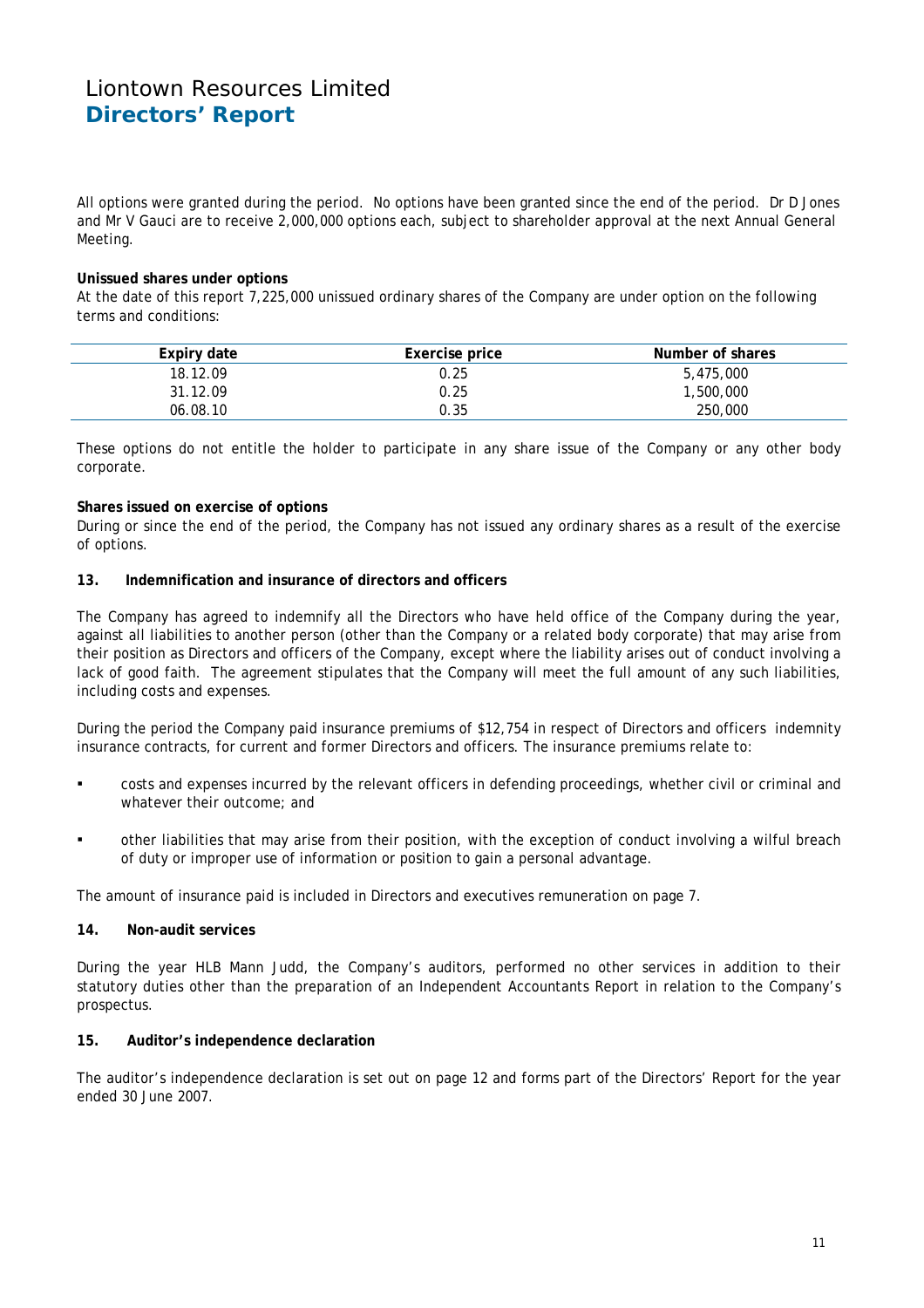All options were granted during the period. No options have been granted since the end of the period. Dr D Jones and Mr V Gauci are to receive 2,000,000 options each, subject to shareholder approval at the next Annual General Meeting.

**Unissued shares under options**

At the date of this report 7,225,000 unissued ordinary shares of the Company are under option on the following terms and conditions:

| Expiry date | Exercise price | Number of shares |
|---|---|---|
| 18.12.09 | 0.25 | 5,475,000 |
| 31.12.09 | 0.25 | 1,500,000 |
| 06.08.10 | 0.35 | 250,000 |

These options do not entitle the holder to participate in any share issue of the Company or any other body corporate.

**Shares issued on exercise of options**

During or since the end of the period, the Company has not issued any ordinary shares as a result of the exercise of options.

**13. Indemnification and insurance of directors and officers**

The Company has agreed to indemnify all the Directors who have held office of the Company during the year, against all liabilities to another person (other than the Company or a related body corporate) that may arise from their position as Directors and officers of the Company, except where the liability arises out of conduct involving a lack of good faith. The agreement stipulates that the Company will meet the full amount of any such liabilities, including costs and expenses.

During the period the Company paid insurance premiums of $12,754 in respect of Directors and officers indemnity insurance contracts, for current and former Directors and officers. The insurance premiums relate to:

- costs and expenses incurred by the relevant officers in defending proceedings, whether civil or criminal and whatever their outcome; and
- other liabilities that may arise from their position, with the exception of conduct involving a wilful breach of duty or improper use of information or position to gain a personal advantage.

The amount of insurance paid is included in Directors and executives remuneration on page 7.

**14. Non-audit services**

During the year HLB Mann Judd, the Company's auditors, performed no other services in addition to their statutory duties other than the preparation of an Independent Accountants Report in relation to the Company's prospectus.

**15. Auditor's independence declaration**

The auditor's independence declaration is set out on page 12 and forms part of the Directors' Report for the year ended 30 June 2007.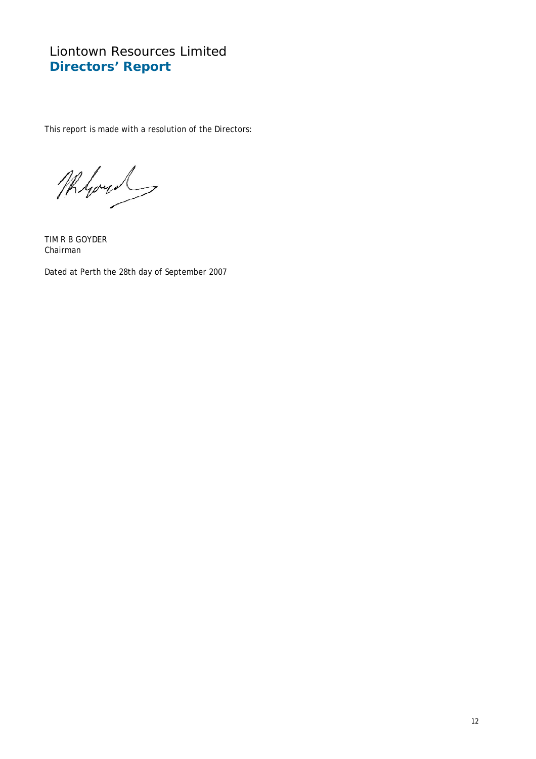# Liontown Resources Limited
## Directors' Report

This report is made with a resolution of the Directors:

TIM R B GOYDER
Chairman

Dated at Perth the 28th day of September 2007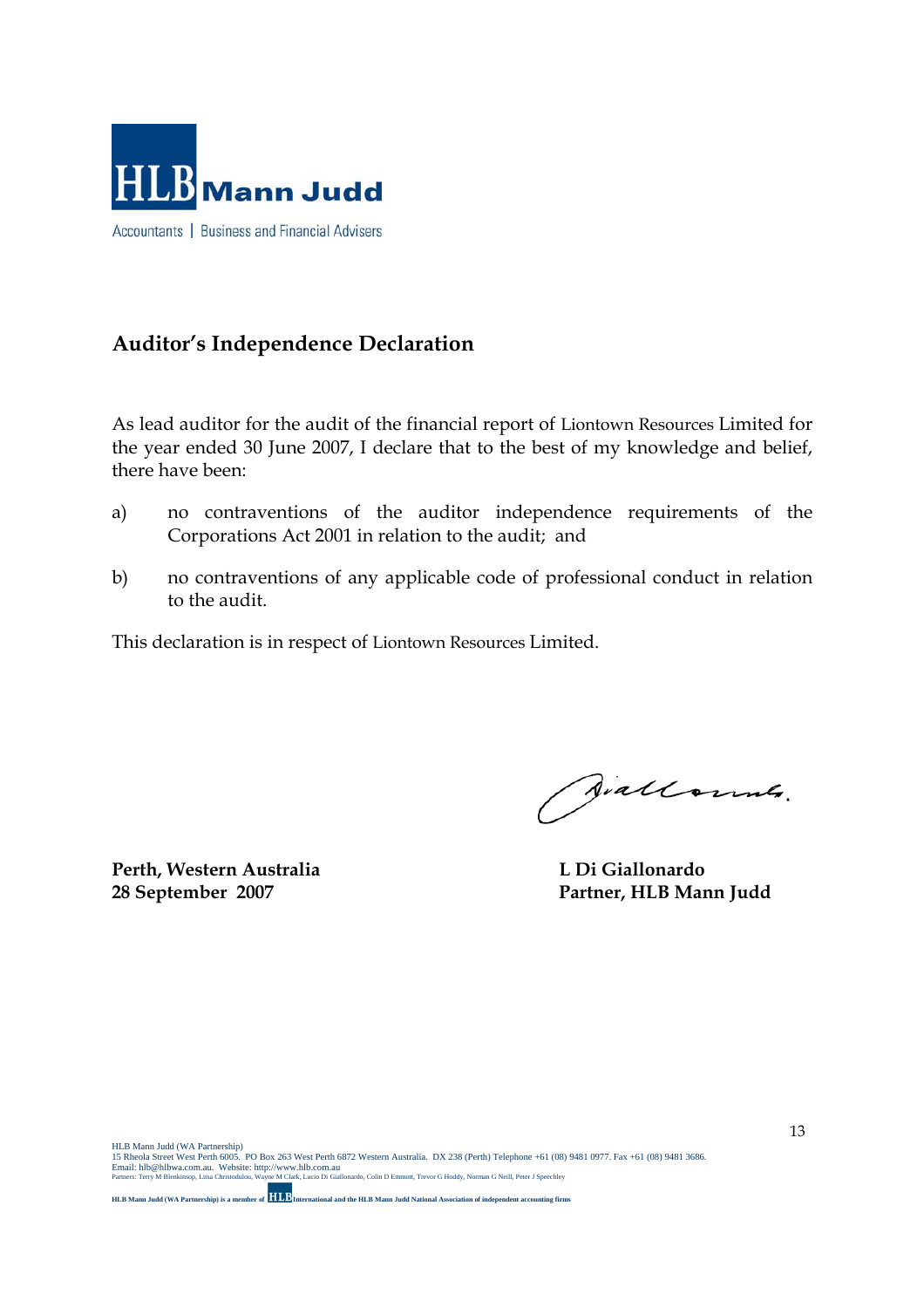HLB Mann Judd

Accountants | Business and Financial Advisers

## Auditor's Independence Declaration

As lead auditor for the audit of the financial report of Liontown Resources Limited for the year ended 30 June 2007, I declare that to the best of my knowledge and belief, there have been:

a) no contraventions of the auditor independence requirements of the Corporations Act 2001 in relation to the audit; and

b) no contraventions of any applicable code of professional conduct in relation to the audit.

This declaration is in respect of Liontown Resources Limited.

**Perth, Western Australia**
**28 September 2007**

**L Di Giallonardo**
**Partner, HLB Mann Judd**

HLB Mann Judd (WA Partnership)
15 Rheola Street West Perth 6005. PO Box 263 West Perth 6872 Western Australia. DX 238 (Perth) Telephone +61 (08) 9481 0977. Fax +61 (08) 9481 3686.
Email: hlb@hlbwa.com.au. Website: http://www.hlb.com.au
Partners: Terry M Blenkinsop, Litsa Christodulou, Wayne M Clark, Lucio Di Giallonardo, Colin D Emmott, Trevor G Hoddy, Norman G Neill, Peter J Speechley

**HLB Mann Judd (WA Partnership) is a member of HLB International and the HLB Mann Judd National Association of independent accounting firms**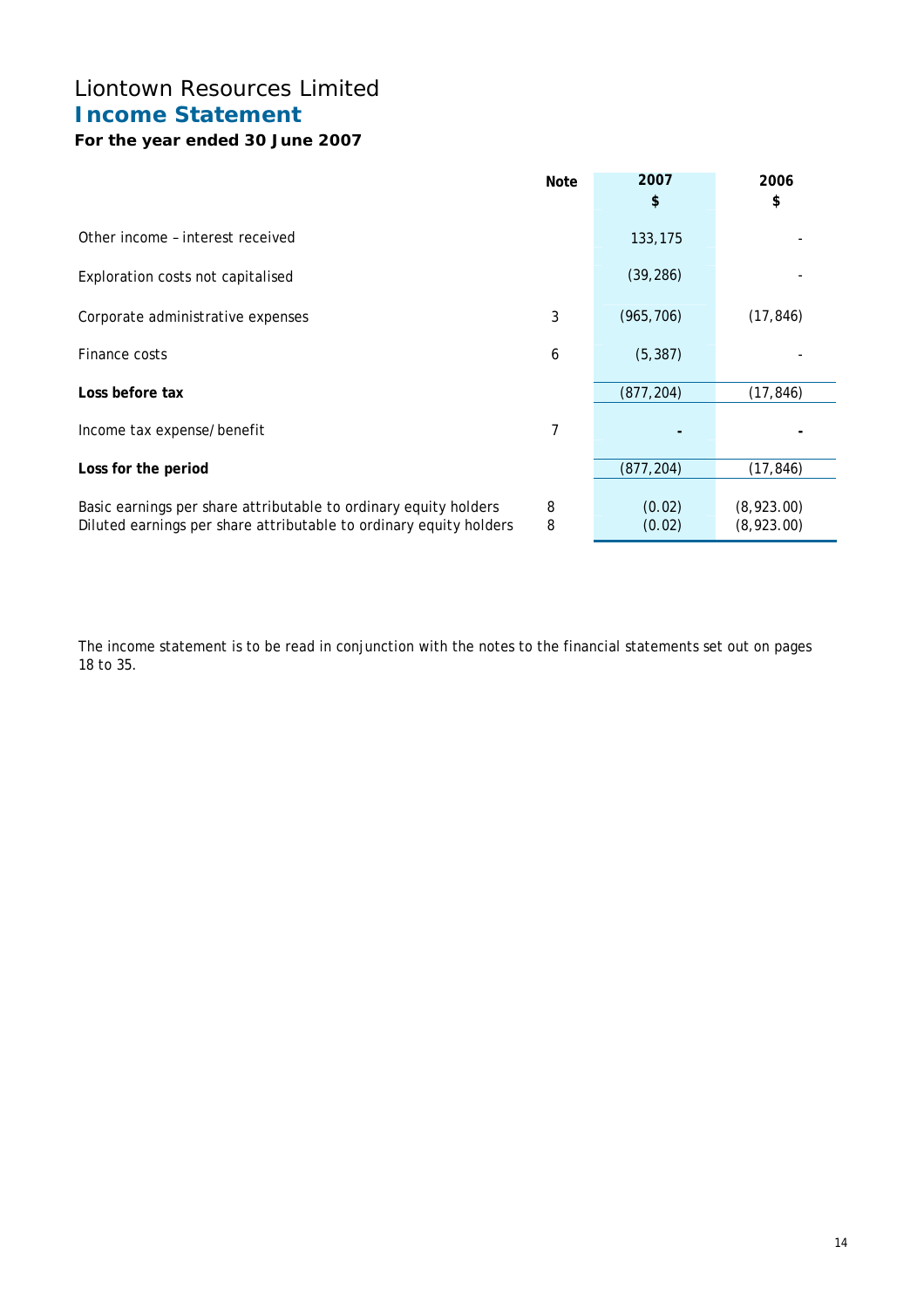# Liontown Resources Limited

## Income Statement

### For the year ended 30 June 2007

| | Note | 2007<br>$ | 2006<br>$ |
|---|---|---|---|
| Other income – interest received | | 133,175 | - |
| Exploration costs not capitalised | | (39,286) | - |
| Corporate administrative expenses | 3 | (965,706) | (17,846) |
| Finance costs | 6 | (5,387) | - |
| **Loss before tax** | | (877,204) | (17,846) |
| Income tax expense/benefit | 7 | **-** | **-** |
| **Loss for the period** | | (877,204) | (17,846) |
| Basic earnings per share attributable to ordinary equity holders | 8 | (0.02) | (8,923.00) |
| Diluted earnings per share attributable to ordinary equity holders | 8 | (0.02) | (8,923.00) |

The income statement is to be read in conjunction with the notes to the financial statements set out on pages 18 to 35.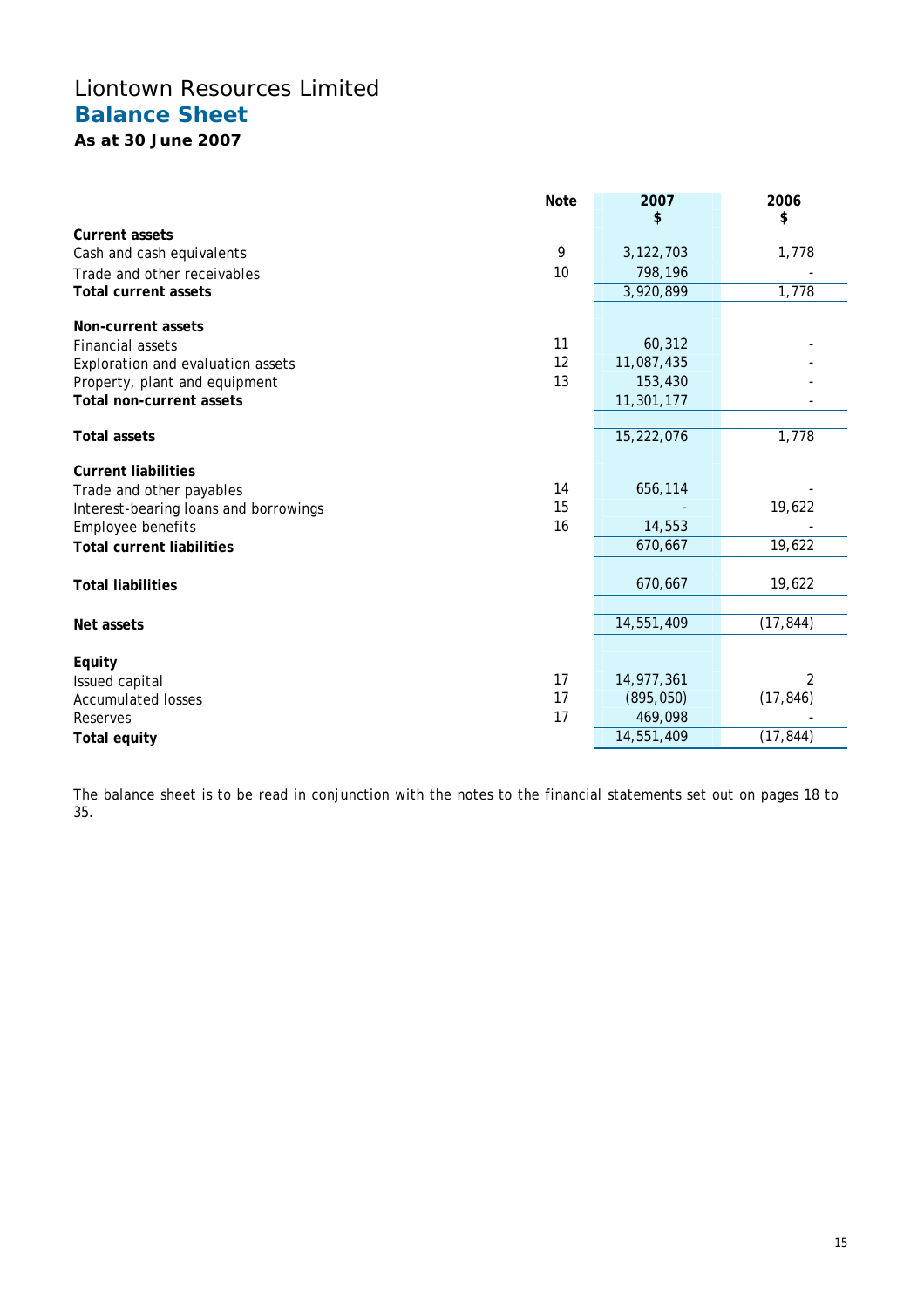# Liontown Resources Limited

## Balance Sheet

### As at 30 June 2007

| | Note | 2007<br>$ | 2006<br>$ |
|---|---|---|---|
| **Current assets** | | | |
| Cash and cash equivalents | 9 | 3,122,703 | 1,778 |
| Trade and other receivables | 10 | 798,196 | - |
| **Total current assets** | | 3,920,899 | 1,778 |
| | | | |
| **Non-current assets** | | | |
| Financial assets | 11 | 60,312 | - |
| Exploration and evaluation assets | 12 | 11,087,435 | - |
| Property, plant and equipment | 13 | 153,430 | - |
| **Total non-current assets** | | 11,301,177 | - |
| | | | |
| **Total assets** | | 15,222,076 | 1,778 |
| | | | |
| **Current liabilities** | | | |
| Trade and other payables | 14 | 656,114 | - |
| Interest-bearing loans and borrowings | 15 | - | 19,622 |
| Employee benefits | 16 | 14,553 | - |
| **Total current liabilities** | | 670,667 | 19,622 |
| | | | |
| **Total liabilities** | | 670,667 | 19,622 |
| | | | |
| **Net assets** | | 14,551,409 | (17,844) |
| | | | |
| **Equity** | | | |
| Issued capital | 17 | 14,977,361 | 2 |
| Accumulated losses | 17 | (895,050) | (17,846) |
| Reserves | 17 | 469,098 | - |
| **Total equity** | | 14,551,409 | (17,844) |

The balance sheet is to be read in conjunction with the notes to the financial statements set out on pages 18 to 35.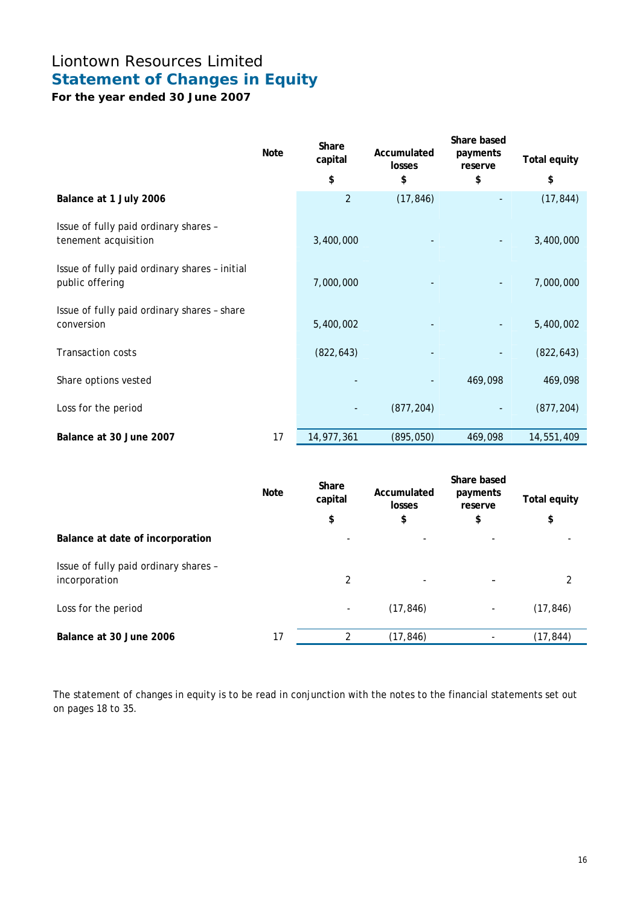# Liontown Resources Limited

## Statement of Changes in Equity

### For the year ended 30 June 2007

| | Note | Share capital | Accumulated losses | Share based payments reserve | Total equity |
|---|---|---|---|---|---|
| | | $ | $ | $ | $ |
| **Balance at 1 July 2006** | | 2 | (17,846) | - | (17,844) |
| Issue of fully paid ordinary shares – tenement acquisition | | 3,400,000 | - | - | 3,400,000 |
| Issue of fully paid ordinary shares – initial public offering | | 7,000,000 | - | - | 7,000,000 |
| Issue of fully paid ordinary shares – share conversion | | 5,400,002 | - | - | 5,400,002 |
| Transaction costs | | (822,643) | - | - | (822,643) |
| Share options vested | | - | - | 469,098 | 469,098 |
| Loss for the period | | - | (877,204) | - | (877,204) |
| **Balance at 30 June 2007** | 17 | 14,977,361 | (895,050) | 469,098 | 14,551,409 |

| | Note | Share capital | Accumulated losses | Share based payments reserve | Total equity |
|---|---|---|---|---|---|
| | | $ | $ | $ | $ |
| **Balance at date of incorporation** | | - | - | - | - |
| Issue of fully paid ordinary shares – incorporation | | 2 | - | - | 2 |
| Loss for the period | | - | (17,846) | - | (17,846) |
| **Balance at 30 June 2006** | 17 | 2 | (17,846) | - | (17,844) |

The statement of changes in equity is to be read in conjunction with the notes to the financial statements set out on pages 18 to 35.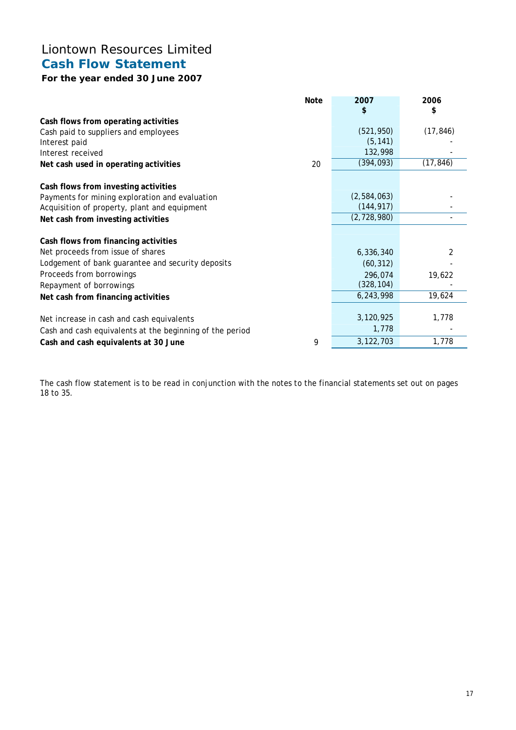# Liontown Resources Limited
## Cash Flow Statement
### For the year ended 30 June 2007

| | Note | 2007<br>$ | 2006<br>$ |
|---|---|---|---|
| **Cash flows from operating activities** | | | |
| Cash paid to suppliers and employees | | (521,950) | (17,846) |
| Interest paid | | (5,141) | - |
| Interest received | | 132,998 | - |
| **Net cash used in operating activities** | 20 | (394,093) | (17,846) |
| | | | |
| **Cash flows from investing activities** | | | |
| Payments for mining exploration and evaluation | | (2,584,063) | - |
| Acquisition of property, plant and equipment | | (144,917) | - |
| **Net cash from investing activities** | | (2,728,980) | - |
| | | | |
| **Cash flows from financing activities** | | | |
| Net proceeds from issue of shares | | 6,336,340 | 2 |
| Lodgement of bank guarantee and security deposits | | (60,312) | - |
| Proceeds from borrowings | | 296,074 | 19,622 |
| Repayment of borrowings | | (328,104) | - |
| **Net cash from financing activities** | | 6,243,998 | 19,624 |
| | | | |
| Net increase in cash and cash equivalents | | 3,120,925 | 1,778 |
| Cash and cash equivalents at the beginning of the period | | 1,778 | - |
| **Cash and cash equivalents at 30 June** | 9 | 3,122,703 | 1,778 |

The cash flow statement is to be read in conjunction with the notes to the financial statements set out on pages 18 to 35.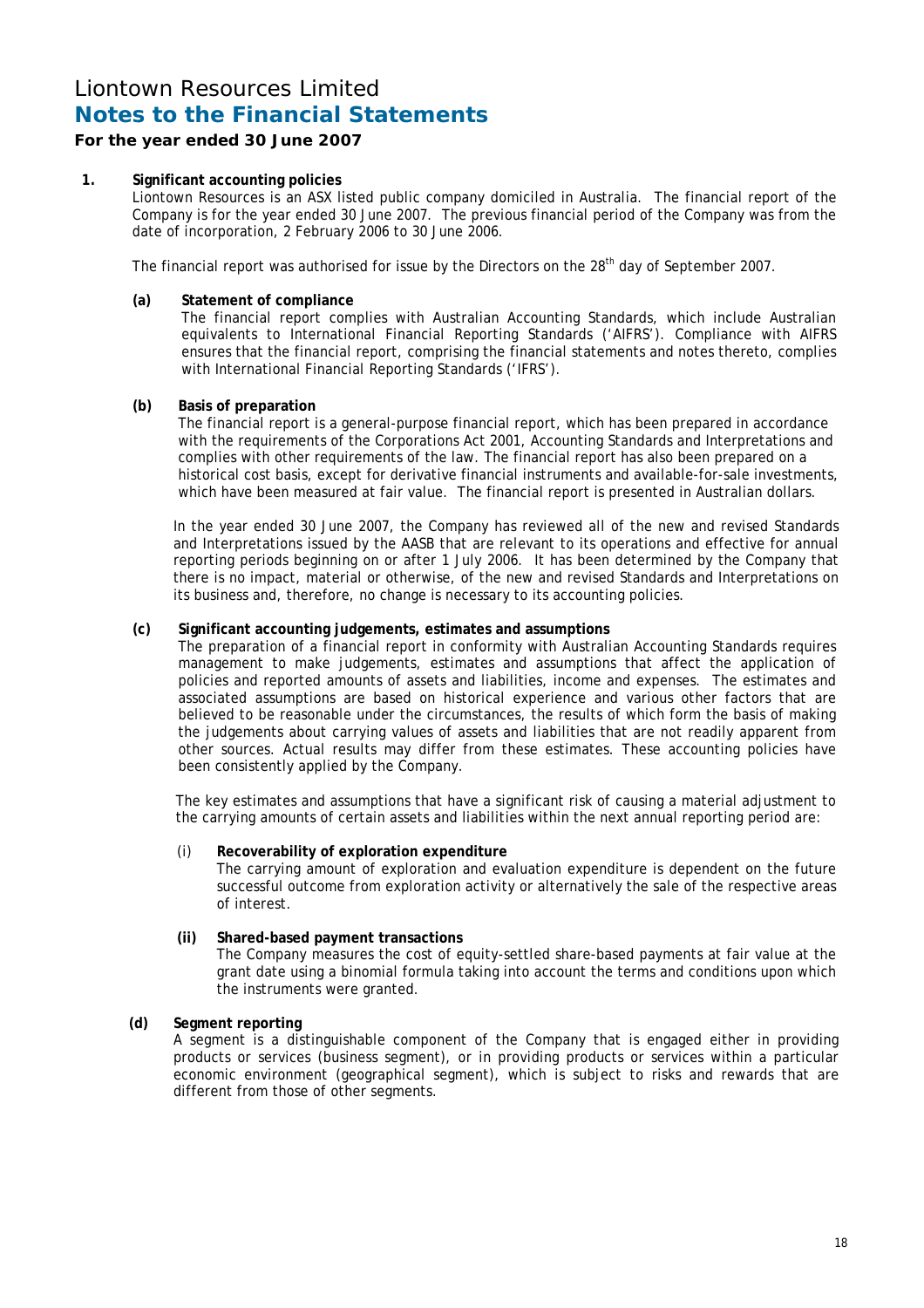# Liontown Resources Limited

## Notes to the Financial Statements

**For the year ended 30 June 2007**

**1. Significant accounting policies**

Liontown Resources is an ASX listed public company domiciled in Australia. The financial report of the Company is for the year ended 30 June 2007. The previous financial period of the Company was from the date of incorporation, 2 February 2006 to 30 June 2006.

The financial report was authorised for issue by the Directors on the 28th day of September 2007.

**(a) Statement of compliance**

The financial report complies with Australian Accounting Standards, which include Australian equivalents to International Financial Reporting Standards ('AIFRS'). Compliance with AIFRS ensures that the financial report, comprising the financial statements and notes thereto, complies with International Financial Reporting Standards ('IFRS').

**(b) Basis of preparation**

The financial report is a general-purpose financial report, which has been prepared in accordance with the requirements of the Corporations Act 2001, Accounting Standards and Interpretations and complies with other requirements of the law. The financial report has also been prepared on a historical cost basis, except for derivative financial instruments and available-for-sale investments, which have been measured at fair value. The financial report is presented in Australian dollars.

In the year ended 30 June 2007, the Company has reviewed all of the new and revised Standards and Interpretations issued by the AASB that are relevant to its operations and effective for annual reporting periods beginning on or after 1 July 2006. It has been determined by the Company that there is no impact, material or otherwise, of the new and revised Standards and Interpretations on its business and, therefore, no change is necessary to its accounting policies.

**(c) Significant accounting judgements, estimates and assumptions**

The preparation of a financial report in conformity with Australian Accounting Standards requires management to make judgements, estimates and assumptions that affect the application of policies and reported amounts of assets and liabilities, income and expenses. The estimates and associated assumptions are based on historical experience and various other factors that are believed to be reasonable under the circumstances, the results of which form the basis of making the judgements about carrying values of assets and liabilities that are not readily apparent from other sources. Actual results may differ from these estimates. These accounting policies have been consistently applied by the Company.

The key estimates and assumptions that have a significant risk of causing a material adjustment to the carrying amounts of certain assets and liabilities within the next annual reporting period are:

(i) **Recoverability of exploration expenditure**

The carrying amount of exploration and evaluation expenditure is dependent on the future successful outcome from exploration activity or alternatively the sale of the respective areas of interest.

**(ii) Shared-based payment transactions**

The Company measures the cost of equity-settled share-based payments at fair value at the grant date using a binomial formula taking into account the terms and conditions upon which the instruments were granted.

**(d) Segment reporting**

A segment is a distinguishable component of the Company that is engaged either in providing products or services (business segment), or in providing products or services within a particular economic environment (geographical segment), which is subject to risks and rewards that are different from those of other segments.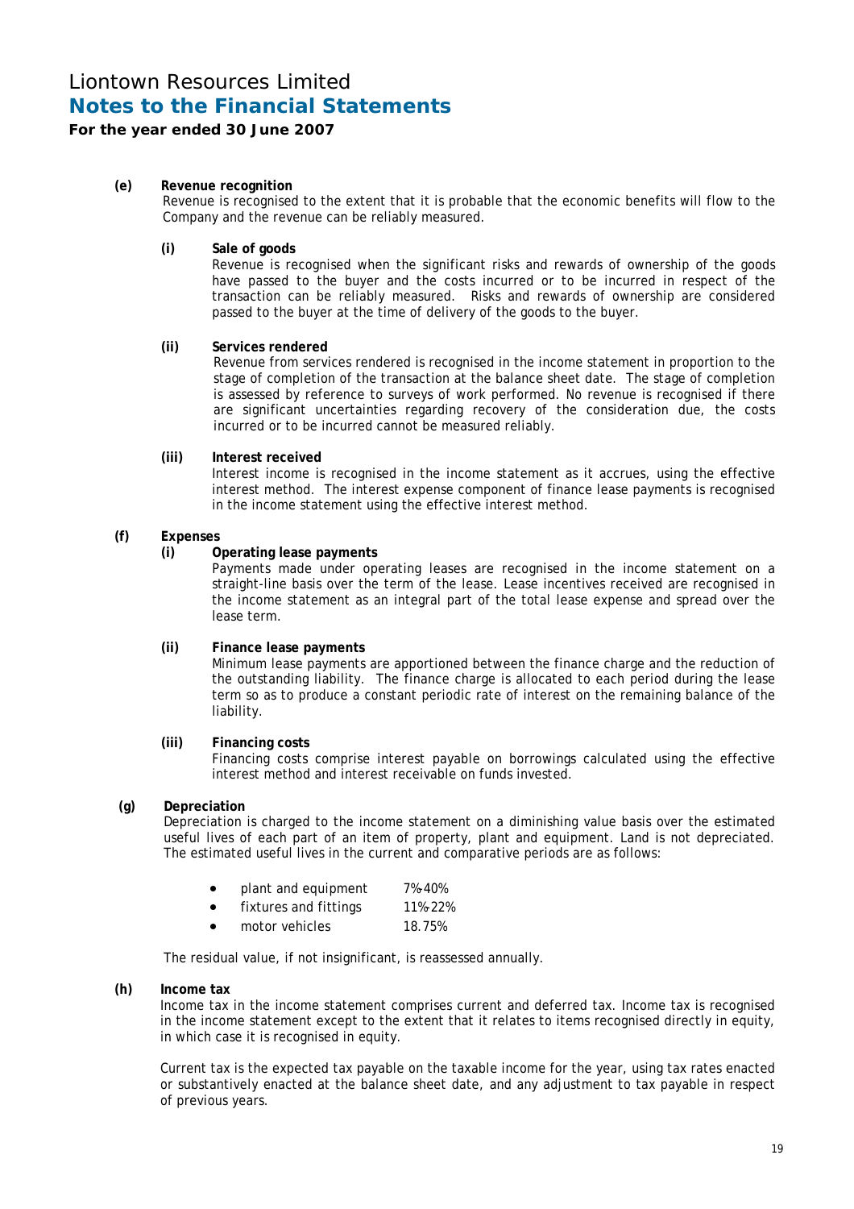# Liontown Resources Limited

## Notes to the Financial Statements

### For the year ended 30 June 2007

**(e) Revenue recognition**

Revenue is recognised to the extent that it is probable that the economic benefits will flow to the Company and the revenue can be reliably measured.

**(i) Sale of goods**

Revenue is recognised when the significant risks and rewards of ownership of the goods have passed to the buyer and the costs incurred or to be incurred in respect of the transaction can be reliably measured. Risks and rewards of ownership are considered passed to the buyer at the time of delivery of the goods to the buyer.

**(ii) Services rendered**

Revenue from services rendered is recognised in the income statement in proportion to the stage of completion of the transaction at the balance sheet date. The stage of completion is assessed by reference to surveys of work performed. No revenue is recognised if there are significant uncertainties regarding recovery of the consideration due, the costs incurred or to be incurred cannot be measured reliably.

**(iii) Interest received**

Interest income is recognised in the income statement as it accrues, using the effective interest method. The interest expense component of finance lease payments is recognised in the income statement using the effective interest method.

**(f) Expenses**

**(i) Operating lease payments**

Payments made under operating leases are recognised in the income statement on a straight-line basis over the term of the lease. Lease incentives received are recognised in the income statement as an integral part of the total lease expense and spread over the lease term.

**(ii) Finance lease payments**

Minimum lease payments are apportioned between the finance charge and the reduction of the outstanding liability. The finance charge is allocated to each period during the lease term so as to produce a constant periodic rate of interest on the remaining balance of the liability.

**(iii) Financing costs**

Financing costs comprise interest payable on borrowings calculated using the effective interest method and interest receivable on funds invested.

**(g) Depreciation**

Depreciation is charged to the income statement on a diminishing value basis over the estimated useful lives of each part of an item of property, plant and equipment. Land is not depreciated. The estimated useful lives in the current and comparative periods are as follows:

- plant and equipment 7%-40%
- fixtures and fittings 11%-22%
- motor vehicles 18.75%

The residual value, if not insignificant, is reassessed annually.

**(h) Income tax**

Income tax in the income statement comprises current and deferred tax. Income tax is recognised in the income statement except to the extent that it relates to items recognised directly in equity, in which case it is recognised in equity.

Current tax is the expected tax payable on the taxable income for the year, using tax rates enacted or substantively enacted at the balance sheet date, and any adjustment to tax payable in respect of previous years.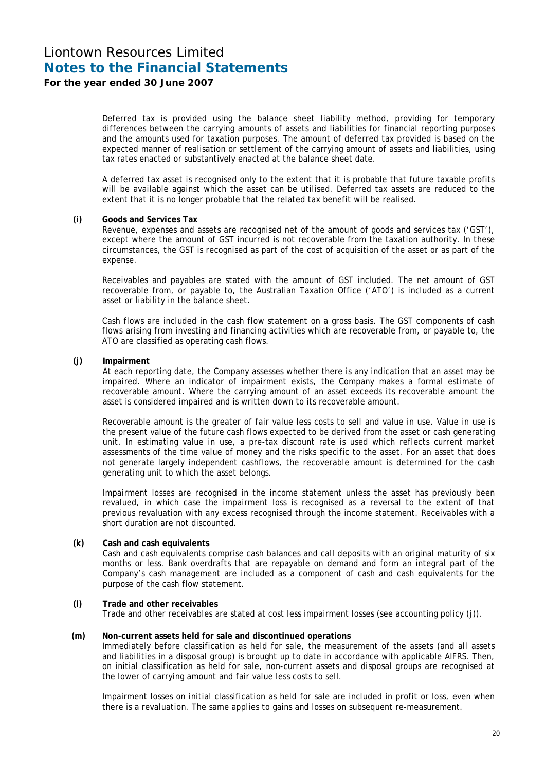Deferred tax is provided using the balance sheet liability method, providing for temporary differences between the carrying amounts of assets and liabilities for financial reporting purposes and the amounts used for taxation purposes. The amount of deferred tax provided is based on the expected manner of realisation or settlement of the carrying amount of assets and liabilities, using tax rates enacted or substantively enacted at the balance sheet date.

A deferred tax asset is recognised only to the extent that it is probable that future taxable profits will be available against which the asset can be utilised. Deferred tax assets are reduced to the extent that it is no longer probable that the related tax benefit will be realised.

**(i) Goods and Services Tax**

Revenue, expenses and assets are recognised net of the amount of goods and services tax ('GST'), except where the amount of GST incurred is not recoverable from the taxation authority. In these circumstances, the GST is recognised as part of the cost of acquisition of the asset or as part of the expense.

Receivables and payables are stated with the amount of GST included. The net amount of GST recoverable from, or payable to, the Australian Taxation Office ('ATO') is included as a current asset or liability in the balance sheet.

Cash flows are included in the cash flow statement on a gross basis. The GST components of cash flows arising from investing and financing activities which are recoverable from, or payable to, the ATO are classified as operating cash flows.

**(j) Impairment**

At each reporting date, the Company assesses whether there is any indication that an asset may be impaired. Where an indicator of impairment exists, the Company makes a formal estimate of recoverable amount. Where the carrying amount of an asset exceeds its recoverable amount the asset is considered impaired and is written down to its recoverable amount.

Recoverable amount is the greater of fair value less costs to sell and value in use. Value in use is the present value of the future cash flows expected to be derived from the asset or cash generating unit. In estimating value in use, a pre-tax discount rate is used which reflects current market assessments of the time value of money and the risks specific to the asset. For an asset that does not generate largely independent cashflows, the recoverable amount is determined for the cash generating unit to which the asset belongs.

Impairment losses are recognised in the income statement unless the asset has previously been revalued, in which case the impairment loss is recognised as a reversal to the extent of that previous revaluation with any excess recognised through the income statement. Receivables with a short duration are not discounted.

**(k) Cash and cash equivalents**

Cash and cash equivalents comprise cash balances and call deposits with an original maturity of six months or less. Bank overdrafts that are repayable on demand and form an integral part of the Company's cash management are included as a component of cash and cash equivalents for the purpose of the cash flow statement.

**(l) Trade and other receivables**

Trade and other receivables are stated at cost less impairment losses (see accounting policy (j)).

**(m) Non-current assets held for sale and discontinued operations**

Immediately before classification as held for sale, the measurement of the assets (and all assets and liabilities in a disposal group) is brought up to date in accordance with applicable AIFRS. Then, on initial classification as held for sale, non-current assets and disposal groups are recognised at the lower of carrying amount and fair value less costs to sell.

Impairment losses on initial classification as held for sale are included in profit or loss, even when there is a revaluation. The same applies to gains and losses on subsequent re-measurement.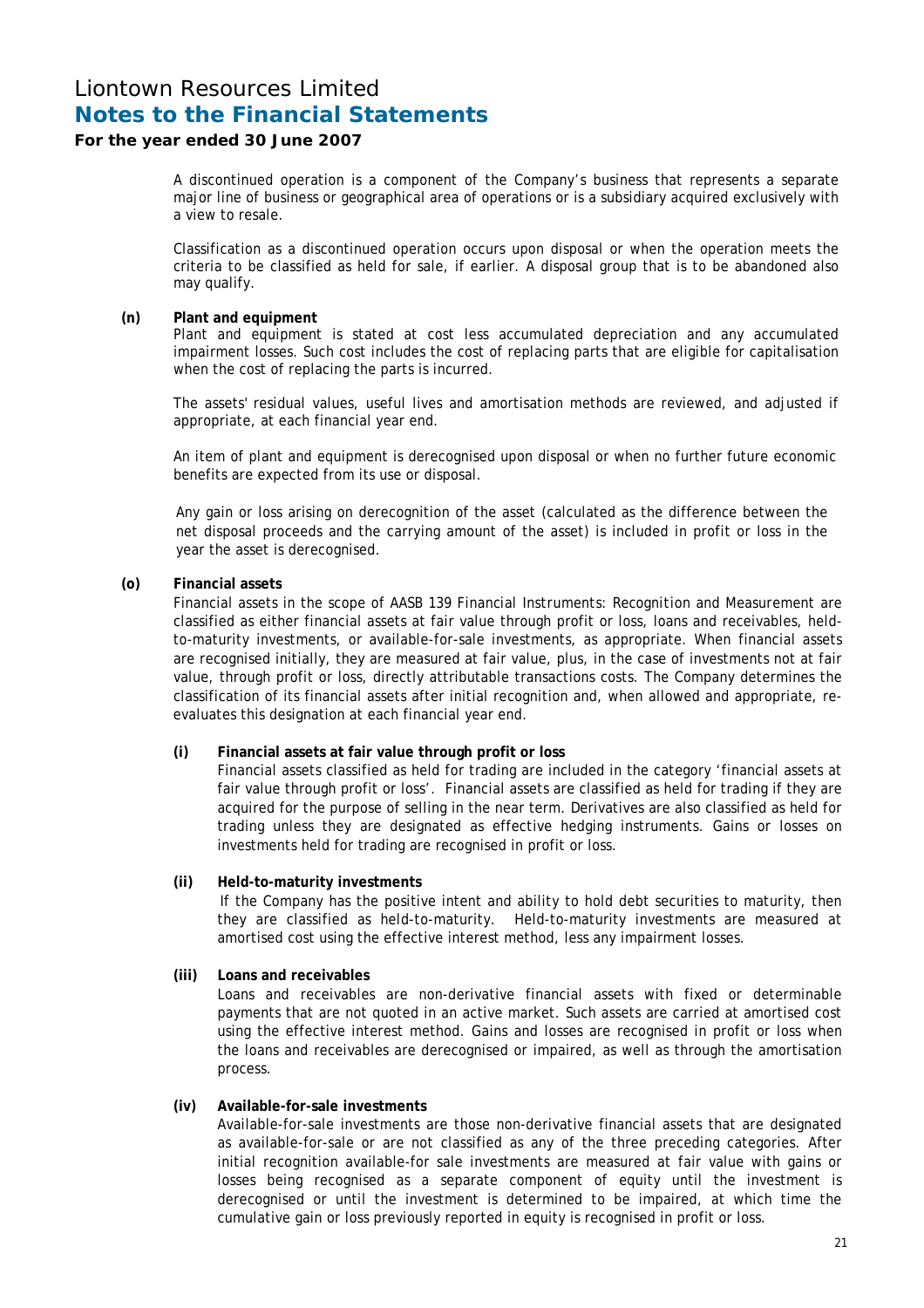A discontinued operation is a component of the Company's business that represents a separate major line of business or geographical area of operations or is a subsidiary acquired exclusively with a view to resale.

Classification as a discontinued operation occurs upon disposal or when the operation meets the criteria to be classified as held for sale, if earlier. A disposal group that is to be abandoned also may qualify.

**(n) Plant and equipment**

Plant and equipment is stated at cost less accumulated depreciation and any accumulated impairment losses. Such cost includes the cost of replacing parts that are eligible for capitalisation when the cost of replacing the parts is incurred.

The assets' residual values, useful lives and amortisation methods are reviewed, and adjusted if appropriate, at each financial year end.

An item of plant and equipment is derecognised upon disposal or when no further future economic benefits are expected from its use or disposal.

Any gain or loss arising on derecognition of the asset (calculated as the difference between the net disposal proceeds and the carrying amount of the asset) is included in profit or loss in the year the asset is derecognised.

**(o) Financial assets**

Financial assets in the scope of AASB 139 *Financial Instruments: Recognition and Measurement* are classified as either financial assets at fair value through profit or loss, loans and receivables, held-to-maturity investments, or available-for-sale investments, as appropriate. When financial assets are recognised initially, they are measured at fair value, plus, in the case of investments not at fair value, through profit or loss, directly attributable transactions costs. The Company determines the classification of its financial assets after initial recognition and, when allowed and appropriate, re-evaluates this designation at each financial year end.

**(i) Financial assets at fair value through profit or loss**

Financial assets classified as held for trading are included in the category 'financial assets at fair value through profit or loss'. Financial assets are classified as held for trading if they are acquired for the purpose of selling in the near term. Derivatives are also classified as held for trading unless they are designated as effective hedging instruments. Gains or losses on investments held for trading are recognised in profit or loss.

**(ii) Held-to-maturity investments**

If the Company has the positive intent and ability to hold debt securities to maturity, then they are classified as held-to-maturity. Held-to-maturity investments are measured at amortised cost using the effective interest method, less any impairment losses.

**(iii) Loans and receivables**

Loans and receivables are non-derivative financial assets with fixed or determinable payments that are not quoted in an active market. Such assets are carried at amortised cost using the effective interest method. Gains and losses are recognised in profit or loss when the loans and receivables are derecognised or impaired, as well as through the amortisation process.

**(iv) Available-for-sale investments**

Available-for-sale investments are those non-derivative financial assets that are designated as available-for-sale or are not classified as any of the three preceding categories. After initial recognition available-for sale investments are measured at fair value with gains or losses being recognised as a separate component of equity until the investment is derecognised or until the investment is determined to be impaired, at which time the cumulative gain or loss previously reported in equity is recognised in profit or loss.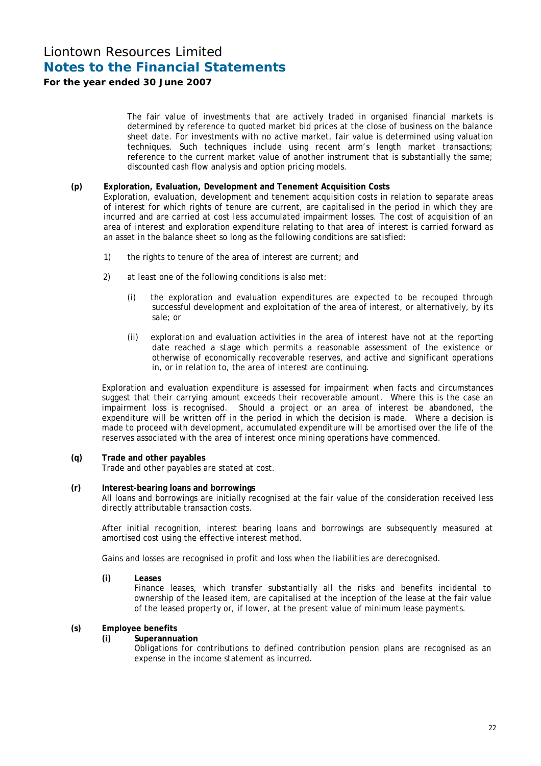The fair value of investments that are actively traded in organised financial markets is determined by reference to quoted market bid prices at the close of business on the balance sheet date. For investments with no active market, fair value is determined using valuation techniques. Such techniques include using recent arm's length market transactions; reference to the current market value of another instrument that is substantially the same; discounted cash flow analysis and option pricing models.

**(p) Exploration, Evaluation, Development and Tenement Acquisition Costs**

Exploration, evaluation, development and tenement acquisition costs in relation to separate areas of interest for which rights of tenure are current, are capitalised in the period in which they are incurred and are carried at cost less accumulated impairment losses. The cost of acquisition of an area of interest and exploration expenditure relating to that area of interest is carried forward as an asset in the balance sheet so long as the following conditions are satisfied:

1) the rights to tenure of the area of interest are current; and

2) at least one of the following conditions is also met:

   (i) the exploration and evaluation expenditures are expected to be recouped through successful development and exploitation of the area of interest, or alternatively, by its sale; or

   (ii) exploration and evaluation activities in the area of interest have not at the reporting date reached a stage which permits a reasonable assessment of the existence or otherwise of economically recoverable reserves, and active and significant operations in, or in relation to, the area of interest are continuing.

Exploration and evaluation expenditure is assessed for impairment when facts and circumstances suggest that their carrying amount exceeds their recoverable amount. Where this is the case an impairment loss is recognised. Should a project or an area of interest be abandoned, the expenditure will be written off in the period in which the decision is made. Where a decision is made to proceed with development, accumulated expenditure will be amortised over the life of the reserves associated with the area of interest once mining operations have commenced.

**(q) Trade and other payables**

Trade and other payables are stated at cost.

**(r) Interest-bearing loans and borrowings**

All loans and borrowings are initially recognised at the fair value of the consideration received less directly attributable transaction costs.

After initial recognition, interest bearing loans and borrowings are subsequently measured at amortised cost using the effective interest method.

Gains and losses are recognised in profit and loss when the liabilities are derecognised.

**(i) Leases**

Finance leases, which transfer substantially all the risks and benefits incidental to ownership of the leased item, are capitalised at the inception of the lease at the fair value of the leased property or, if lower, at the present value of minimum lease payments.

**(s) Employee benefits**

**(i) Superannuation**

Obligations for contributions to defined contribution pension plans are recognised as an expense in the income statement as incurred.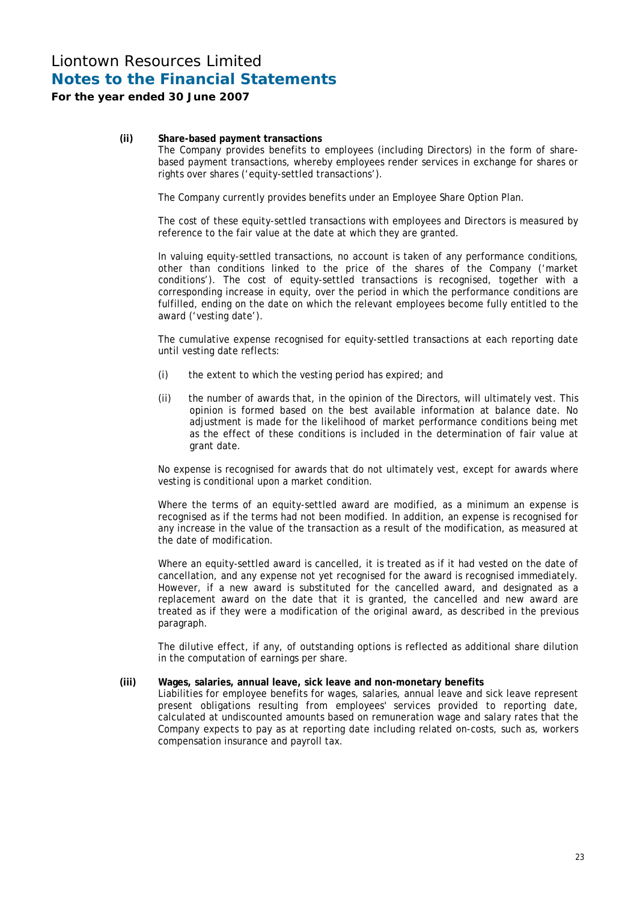**(ii) Share-based payment transactions**

The Company provides benefits to employees (including Directors) in the form of share-based payment transactions, whereby employees render services in exchange for shares or rights over shares ('equity-settled transactions').

The Company currently provides benefits under an Employee Share Option Plan.

The cost of these equity-settled transactions with employees and Directors is measured by reference to the fair value at the date at which they are granted.

In valuing equity-settled transactions, no account is taken of any performance conditions, other than conditions linked to the price of the shares of the Company ('market conditions'). The cost of equity-settled transactions is recognised, together with a corresponding increase in equity, over the period in which the performance conditions are fulfilled, ending on the date on which the relevant employees become fully entitled to the award ('vesting date').

The cumulative expense recognised for equity-settled transactions at each reporting date until vesting date reflects:

(i) the extent to which the vesting period has expired; and

(ii) the number of awards that, in the opinion of the Directors, will ultimately vest. This opinion is formed based on the best available information at balance date. No adjustment is made for the likelihood of market performance conditions being met as the effect of these conditions is included in the determination of fair value at grant date.

No expense is recognised for awards that do not ultimately vest, except for awards where vesting is conditional upon a market condition.

Where the terms of an equity-settled award are modified, as a minimum an expense is recognised as if the terms had not been modified. In addition, an expense is recognised for any increase in the value of the transaction as a result of the modification, as measured at the date of modification.

Where an equity-settled award is cancelled, it is treated as if it had vested on the date of cancellation, and any expense not yet recognised for the award is recognised immediately. However, if a new award is substituted for the cancelled award, and designated as a replacement award on the date that it is granted, the cancelled and new award are treated as if they were a modification of the original award, as described in the previous paragraph.

The dilutive effect, if any, of outstanding options is reflected as additional share dilution in the computation of earnings per share.

**(iii) Wages, salaries, annual leave, sick leave and non-monetary benefits**

Liabilities for employee benefits for wages, salaries, annual leave and sick leave represent present obligations resulting from employees' services provided to reporting date, calculated at undiscounted amounts based on remuneration wage and salary rates that the Company expects to pay as at reporting date including related on-costs, such as, workers compensation insurance and payroll tax.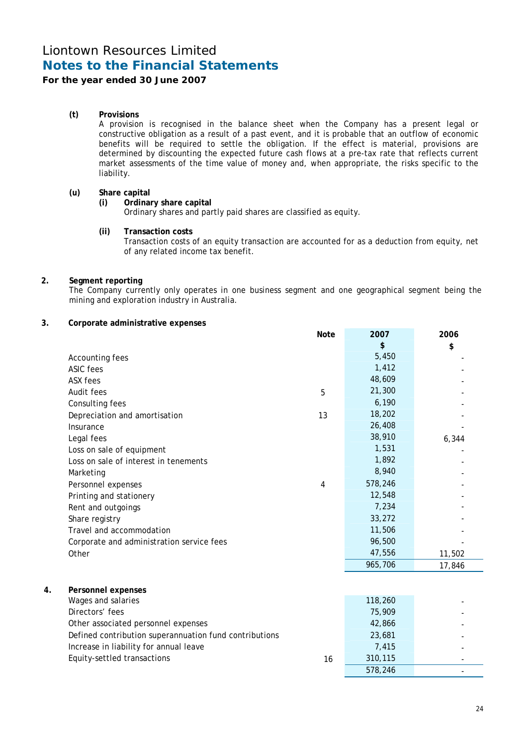# Liontown Resources Limited
## Notes to the Financial Statements
**For the year ended 30 June 2007**

**(t) Provisions**

A provision is recognised in the balance sheet when the Company has a present legal or constructive obligation as a result of a past event, and it is probable that an outflow of economic benefits will be required to settle the obligation. If the effect is material, provisions are determined by discounting the expected future cash flows at a pre-tax rate that reflects current market assessments of the time value of money and, when appropriate, the risks specific to the liability.

**(u) Share capital**

**(i) Ordinary share capital**

Ordinary shares and partly paid shares are classified as equity.

**(ii) Transaction costs**

Transaction costs of an equity transaction are accounted for as a deduction from equity, net of any related income tax benefit.

**2. Segment reporting**

The Company currently only operates in one business segment and one geographical segment being the mining and exploration industry in Australia.

**3. Corporate administrative expenses**

| | Note | 2007<br>$ | 2006<br>$ |
|---|---|---|---|
| Accounting fees | | 5,450 | - |
| ASIC fees | | 1,412 | - |
| ASX fees | | 48,609 | - |
| Audit fees | 5 | 21,300 | - |
| Consulting fees | | 6,190 | - |
| Depreciation and amortisation | 13 | 18,202 | - |
| Insurance | | 26,408 | - |
| Legal fees | | 38,910 | 6,344 |
| Loss on sale of equipment | | 1,531 | - |
| Loss on sale of interest in tenements | | 1,892 | - |
| Marketing | | 8,940 | - |
| Personnel expenses | 4 | 578,246 | - |
| Printing and stationery | | 12,548 | - |
| Rent and outgoings | | 7,234 | - |
| Share registry | | 33,272 | - |
| Travel and accommodation | | 11,506 | - |
| Corporate and administration service fees | | 96,500 | - |
| Other | | 47,556 | 11,502 |
| | | 965,706 | 17,846 |

**4. Personnel expenses**

| | Note | 2007<br>$ | 2006<br>$ |
|---|---|---|---|
| Wages and salaries | | 118,260 | - |
| Directors' fees | | 75,909 | - |
| Other associated personnel expenses | | 42,866 | - |
| Defined contribution superannuation fund contributions | | 23,681 | - |
| Increase in liability for annual leave | | 7,415 | - |
| Equity-settled transactions | 16 | 310,115 | - |
| | | 578,246 | - |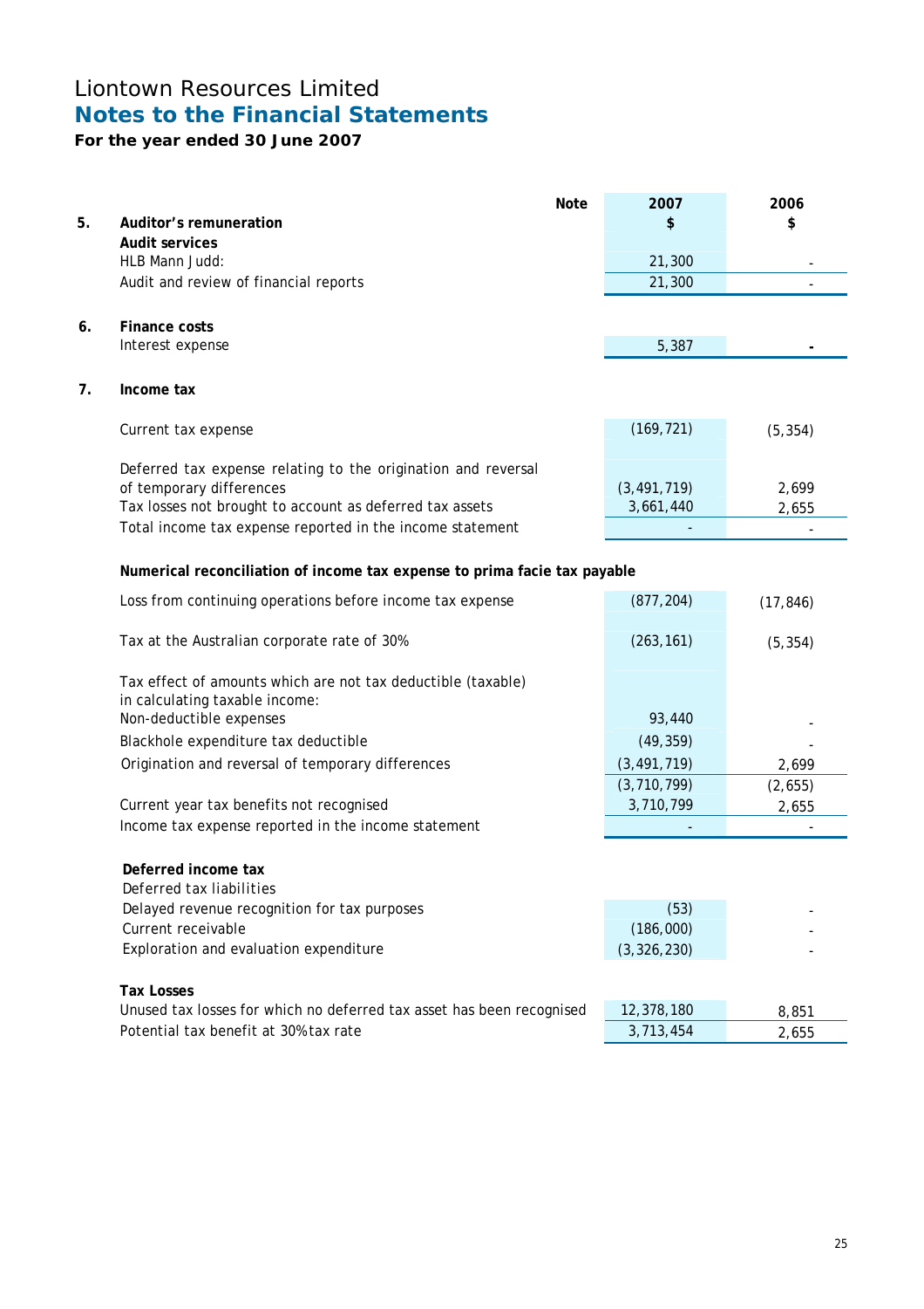# Liontown Resources Limited
## Notes to the Financial Statements
**For the year ended 30 June 2007**

| | | Note | 2007 $ | 2006 $ |
|---|---|---|---|---|
| **5.** | **Auditor's remuneration** | | | |
| | **Audit services** | | | |
| | HLB Mann Judd: | | 21,300 | - |
| | Audit and review of financial reports | | 21,300 | - |
| | | | | |
| **6.** | **Finance costs** | | | |
| | Interest expense | | 5,387 | - |
| | | | | |
| **7.** | **Income tax** | | | |
| | Current tax expense | | (169,721) | (5,354) |
| | Deferred tax expense relating to the origination and reversal of temporary differences | | (3,491,719) | 2,699 |
| | Tax losses not brought to account as deferred tax assets | | 3,661,440 | 2,655 |
| | Total income tax expense reported in the income statement | | - | - |
| | | | | |
| | **Numerical reconciliation of income tax expense to prima facie tax payable** | | | |
| | Loss from continuing operations before income tax expense | | (877,204) | (17,846) |
| | Tax at the Australian corporate rate of 30% | | (263,161) | (5,354) |
| | Tax effect of amounts which are not tax deductible (taxable) in calculating taxable income: | | | |
| | Non-deductible expenses | | 93,440 | - |
| | Blackhole expenditure tax deductible | | (49,359) | - |
| | Origination and reversal of temporary differences | | (3,491,719) | 2,699 |
| | | | (3,710,799) | (2,655) |
| | Current year tax benefits not recognised | | 3,710,799 | 2,655 |
| | Income tax expense reported in the income statement | | - | - |
| | | | | |
| | **Deferred income tax** | | | |
| | Deferred tax liabilities | | | |
| | Delayed revenue recognition for tax purposes | | (53) | - |
| | Current receivable | | (186,000) | - |
| | Exploration and evaluation expenditure | | (3,326,230) | - |
| | | | | |
| | **Tax Losses** | | | |
| | Unused tax losses for which no deferred tax asset has been recognised | | 12,378,180 | 8,851 |
| | Potential tax benefit at 30% tax rate | | 3,713,454 | 2,655 |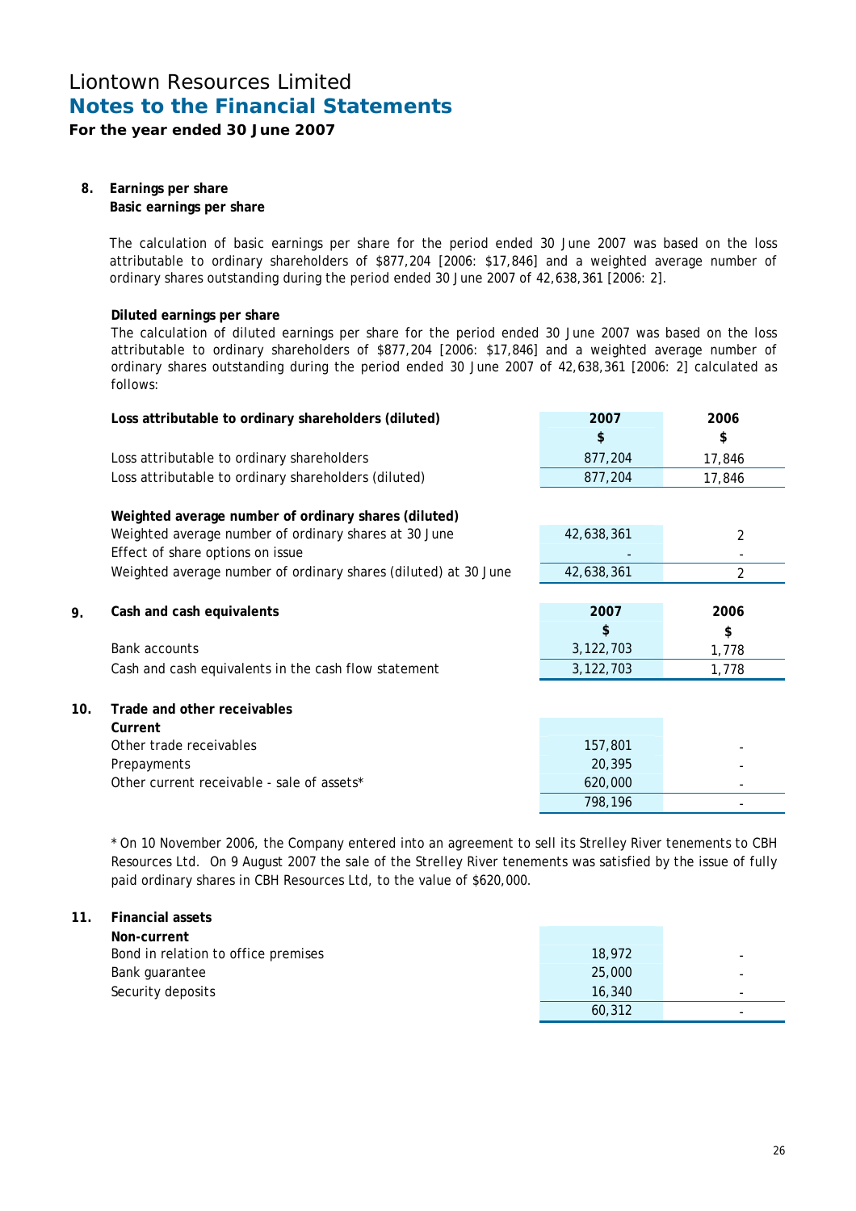# Liontown Resources Limited
## Notes to the Financial Statements
**For the year ended 30 June 2007**

### 8. Earnings per share

**Basic earnings per share**

The calculation of basic earnings per share for the period ended 30 June 2007 was based on the loss attributable to ordinary shareholders of $877,204 [2006: $17,846] and a weighted average number of ordinary shares outstanding during the period ended 30 June 2007 of 42,638,361 [2006: 2].

**Diluted earnings per share**

The calculation of diluted earnings per share for the period ended 30 June 2007 was based on the loss attributable to ordinary shareholders of $877,204 [2006: $17,846] and a weighted average number of ordinary shares outstanding during the period ended 30 June 2007 of 42,638,361 [2006: 2] calculated as follows:

| **Loss attributable to ordinary shareholders (diluted)** | **2007** | **2006** |
|---|---|---|
| | **$** | **$** |
| Loss attributable to ordinary shareholders | 877,204 | 17,846 |
| Loss attributable to ordinary shareholders (diluted) | 877,204 | 17,846 |

| **Weighted average number of ordinary shares (diluted)** | | |
|---|---|---|
| Weighted average number of ordinary shares at 30 June | 42,638,361 | 2 |
| Effect of share options on issue | - | - |
| Weighted average number of ordinary shares (diluted) at 30 June | 42,638,361 | 2 |

### 9. Cash and cash equivalents

| **Cash and cash equivalents** | **2007** | **2006** |
|---|---|---|
| | **$** | **$** |
| Bank accounts | 3,122,703 | 1,778 |
| Cash and cash equivalents in the cash flow statement | 3,122,703 | 1,778 |

### 10. Trade and other receivables

| **Current** | | |
|---|---|---|
| Other trade receivables | 157,801 | - |
| Prepayments | 20,395 | - |
| Other current receivable - sale of assets* | 620,000 | - |
| | 798,196 | - |

* On 10 November 2006, the Company entered into an agreement to sell its Strelley River tenements to CBH Resources Ltd. On 9 August 2007 the sale of the Strelley River tenements was satisfied by the issue of fully paid ordinary shares in CBH Resources Ltd, to the value of $620,000.

### 11. Financial assets

| **Non-current** | | |
|---|---|---|
| Bond in relation to office premises | 18,972 | - |
| Bank guarantee | 25,000 | - |
| Security deposits | 16,340 | - |
| | 60,312 | - |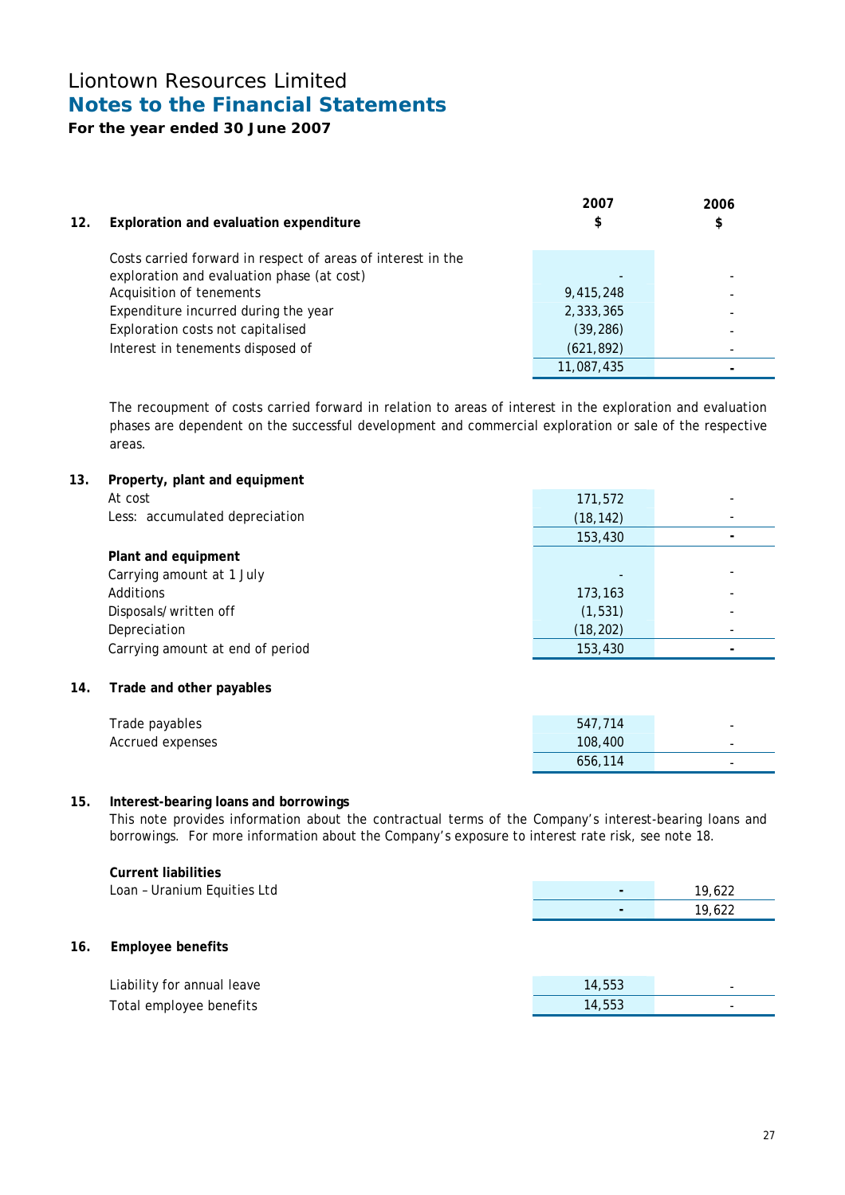# Liontown Resources Limited
## Notes to the Financial Statements
**For the year ended 30 June 2007**

| 12. Exploration and evaluation expenditure | 2007 $ | 2006 $ |
|---|---|---|
| Costs carried forward in respect of areas of interest in the exploration and evaluation phase (at cost) | - | - |
| Acquisition of tenements | 9,415,248 | - |
| Expenditure incurred during the year | 2,333,365 | - |
| Exploration costs not capitalised | (39,286) | - |
| Interest in tenements disposed of | (621,892) | - |
| | 11,087,435 | - |

The recoupment of costs carried forward in relation to areas of interest in the exploration and evaluation phases are dependent on the successful development and commercial exploration or sale of the respective areas.

### 13. Property, plant and equipment

| | 2007 $ | 2006 $ |
|---|---|---|
| At cost | 171,572 | - |
| Less: accumulated depreciation | (18,142) | - |
| | 153,430 | - |
| **Plant and equipment** | | |
| Carrying amount at 1 July | - | - |
| Additions | 173,163 | - |
| Disposals/written off | (1,531) | - |
| Depreciation | (18,202) | - |
| Carrying amount at end of period | 153,430 | - |

### 14. Trade and other payables

| | 2007 $ | 2006 $ |
|---|---|---|
| Trade payables | 547,714 | - |
| Accrued expenses | 108,400 | - |
| | 656,114 | - |

### 15. Interest-bearing loans and borrowings

This note provides information about the contractual terms of the Company's interest-bearing loans and borrowings. For more information about the Company's exposure to interest rate risk, see note 18.

| **Current liabilities** | 2007 $ | 2006 $ |
|---|---|---|
| Loan – Uranium Equities Ltd | - | 19,622 |
| | - | 19,622 |

### 16. Employee benefits

| | 2007 $ | 2006 $ |
|---|---|---|
| Liability for annual leave | 14,553 | - |
| Total employee benefits | 14,553 | - |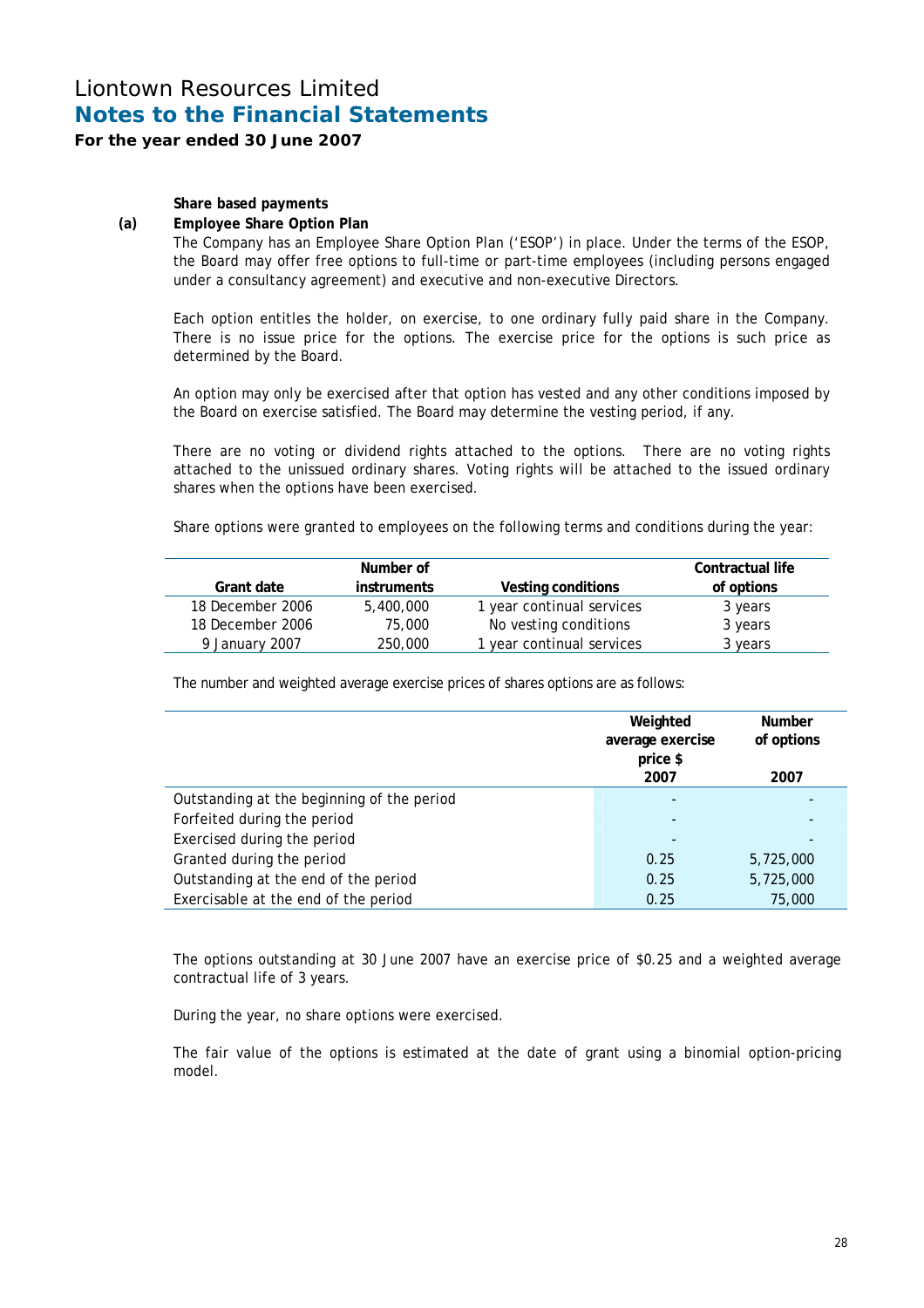**Share based payments**

**(a) Employee Share Option Plan**

The Company has an Employee Share Option Plan ('ESOP') in place. Under the terms of the ESOP, the Board may offer free options to full-time or part-time employees (including persons engaged under a consultancy agreement) and executive and non-executive Directors.

Each option entitles the holder, on exercise, to one ordinary fully paid share in the Company. There is no issue price for the options. The exercise price for the options is such price as determined by the Board.

An option may only be exercised after that option has vested and any other conditions imposed by the Board on exercise satisfied. The Board may determine the vesting period, if any.

There are no voting or dividend rights attached to the options. There are no voting rights attached to the unissued ordinary shares. Voting rights will be attached to the issued ordinary shares when the options have been exercised.

Share options were granted to employees on the following terms and conditions during the year:

| Grant date | Number of instruments | Vesting conditions | Contractual life of options |
|---|---|---|---|
| 18 December 2006 | 5,400,000 | 1 year continual services | 3 years |
| 18 December 2006 | 75,000 | No vesting conditions | 3 years |
| 9 January 2007 | 250,000 | 1 year continual services | 3 years |

The number and weighted average exercise prices of shares options are as follows:

| | Weighted average exercise price $ 2007 | Number of options 2007 |
|---|---|---|
| Outstanding at the beginning of the period | - | - |
| Forfeited during the period | - | - |
| Exercised during the period | - | - |
| Granted during the period | 0.25 | 5,725,000 |
| Outstanding at the end of the period | 0.25 | 5,725,000 |
| Exercisable at the end of the period | 0.25 | 75,000 |

The options outstanding at 30 June 2007 have an exercise price of $0.25 and a weighted average contractual life of 3 years.

During the year, no share options were exercised.

The fair value of the options is estimated at the date of grant using a binomial option-pricing model.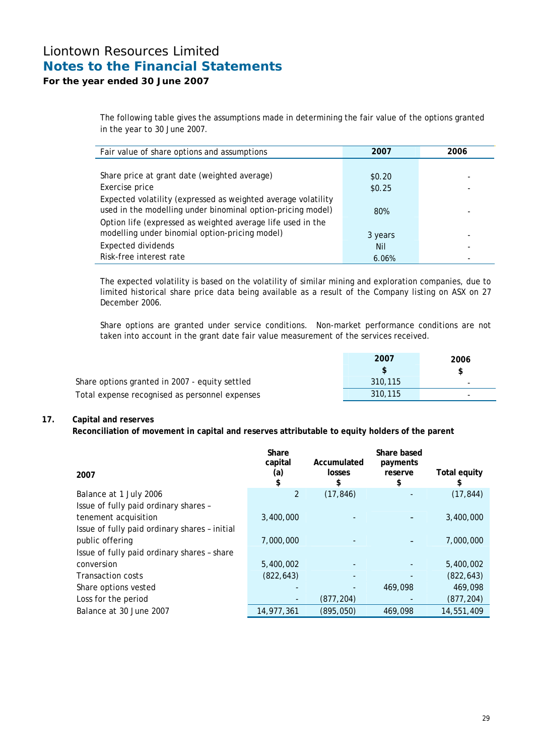The following table gives the assumptions made in determining the fair value of the options granted in the year to 30 June 2007.

| Fair value of share options and assumptions | 2007 | 2006 |
|---|---|---|
| Share price at grant date (weighted average) | $0.20 | - |
| Exercise price | $0.25 | - |
| Expected volatility (expressed as weighted average volatility used in the modelling under binomial option-pricing model) | 80% | - |
| Option life (expressed as weighted average life used in the modelling under binomial option-pricing model) | 3 years | - |
| Expected dividends | Nil | - |
| Risk-free interest rate | 6.06% | - |

The expected volatility is based on the volatility of similar mining and exploration companies, due to limited historical share price data being available as a result of the Company listing on ASX on 27 December 2006.

Share options are granted under service conditions. Non-market performance conditions are not taken into account in the grant date fair value measurement of the services received.

| | 2007 $ | 2006 $ |
|---|---|---|
| Share options granted in 2007 - equity settled | 310,115 | - |
| Total expense recognised as personnel expenses | 310,115 | - |

## 17. Capital and reserves

**Reconciliation of movement in capital and reserves attributable to equity holders of the parent**

| 2007 | Share capital (a) $ | Accumulated losses $ | Share based payments reserve $ | Total equity $ |
|---|---|---|---|---|
| Balance at 1 July 2006 | 2 | (17,846) | - | (17,844) |
| Issue of fully paid ordinary shares – tenement acquisition | 3,400,000 | - | - | 3,400,000 |
| Issue of fully paid ordinary shares – initial public offering | 7,000,000 | - | - | 7,000,000 |
| Issue of fully paid ordinary shares – share conversion | 5,400,002 | - | - | 5,400,002 |
| Transaction costs | (822,643) | - | - | (822,643) |
| Share options vested | - | - | 469,098 | 469,098 |
| Loss for the period | - | (877,204) | - | (877,204) |
| Balance at 30 June 2007 | 14,977,361 | (895,050) | 469,098 | 14,551,409 |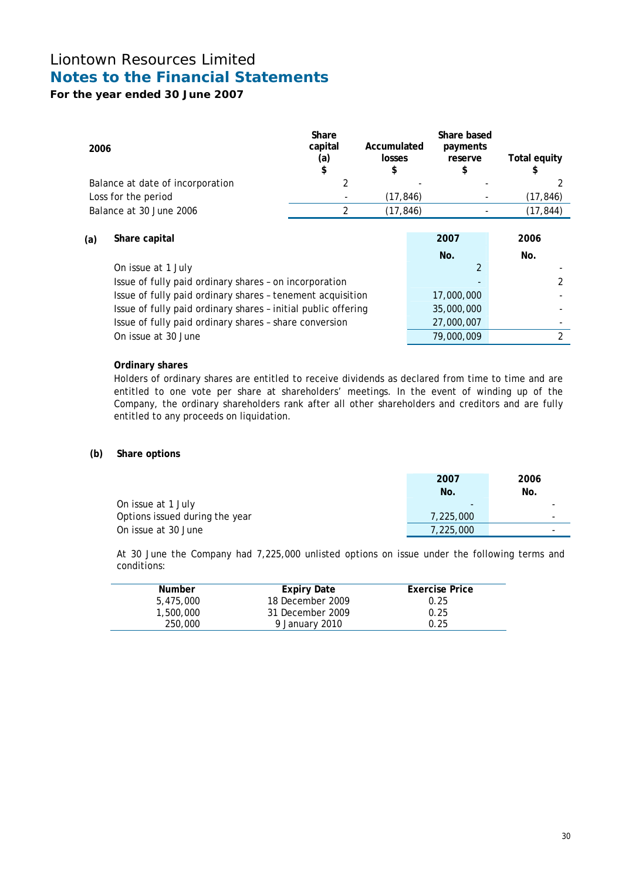# Liontown Resources Limited
## Notes to the Financial Statements
**For the year ended 30 June 2007**

| 2006 | Share capital (a) $ | Accumulated losses $ | Share based payments reserve $ | Total equity $ |
|---|---|---|---|---|
| Balance at date of incorporation | 2 | - | - | 2 |
| Loss for the period | - | (17,846) | - | (17,846) |
| Balance at 30 June 2006 | 2 | (17,846) | - | (17,844) |

**(a) Share capital**

| | 2007 No. | 2006 No. |
|---|---|---|
| On issue at 1 July | 2 | - |
| Issue of fully paid ordinary shares – on incorporation | - | 2 |
| Issue of fully paid ordinary shares – tenement acquisition | 17,000,000 | - |
| Issue of fully paid ordinary shares – initial public offering | 35,000,000 | - |
| Issue of fully paid ordinary shares – share conversion | 27,000,007 | - |
| On issue at 30 June | 79,000,009 | 2 |

**Ordinary shares**

Holders of ordinary shares are entitled to receive dividends as declared from time to time and are entitled to one vote per share at shareholders' meetings. In the event of winding up of the Company, the ordinary shareholders rank after all other shareholders and creditors and are fully entitled to any proceeds on liquidation.

**(b) Share options**

| | 2007 No. | 2006 No. |
|---|---|---|
| On issue at 1 July | - | - |
| Options issued during the year | 7,225,000 | - |
| On issue at 30 June | 7,225,000 | - |

At 30 June the Company had 7,225,000 unlisted options on issue under the following terms and conditions:

| Number | Expiry Date | Exercise Price |
|---|---|---|
| 5,475,000 | 18 December 2009 | 0.25 |
| 1,500,000 | 31 December 2009 | 0.25 |
| 250,000 | 9 January 2010 | 0.25 |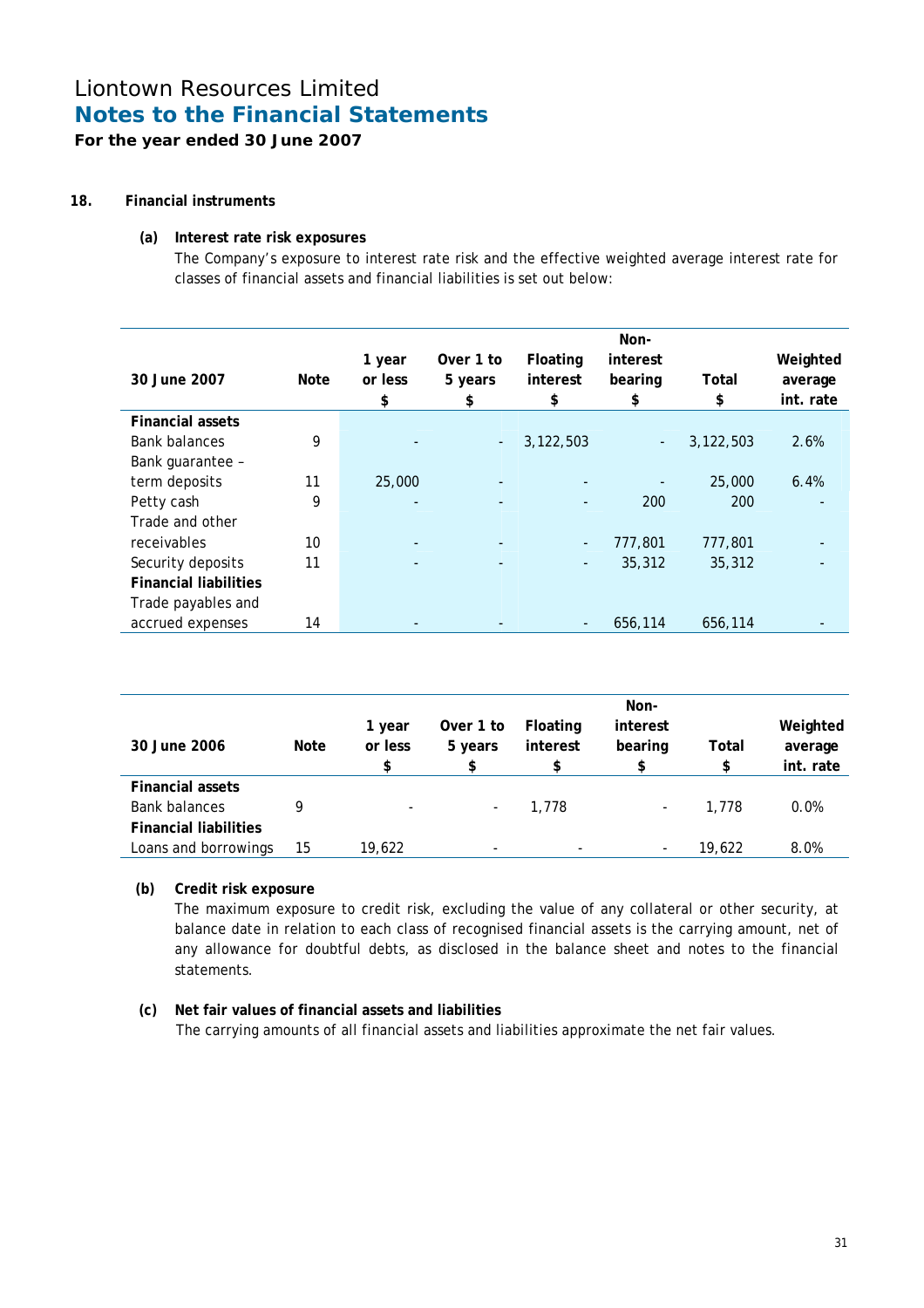# Liontown Resources Limited
## Notes to the Financial Statements
**For the year ended 30 June 2007**

### 18. Financial instruments

#### (a) Interest rate risk exposures

The Company's exposure to interest rate risk and the effective weighted average interest rate for classes of financial assets and financial liabilities is set out below:

| 30 June 2007 | Note | 1 year or less $ | Over 1 to 5 years $ | Floating interest $ | Non-interest bearing $ | Total $ | Weighted average int. rate |
|---|---|---|---|---|---|---|---|
| **Financial assets** | | | | | | | |
| Bank balances | 9 | - | - | 3,122,503 | - | 3,122,503 | 2.6% |
| Bank guarantee – term deposits | 11 | 25,000 | - | - | - | 25,000 | 6.4% |
| Petty cash | 9 | - | - | - | 200 | 200 | - |
| Trade and other receivables | 10 | - | - | - | 777,801 | 777,801 | - |
| Security deposits | 11 | - | - | - | 35,312 | 35,312 | - |
| **Financial liabilities** | | | | | | | |
| Trade payables and accrued expenses | 14 | - | - | - | 656,114 | 656,114 | - |

| 30 June 2006 | Note | 1 year or less $ | Over 1 to 5 years $ | Floating interest $ | Non-interest bearing $ | Total $ | Weighted average int. rate |
|---|---|---|---|---|---|---|---|
| **Financial assets** | | | | | | | |
| Bank balances | 9 | - | - | 1,778 | - | 1,778 | 0.0% |
| **Financial liabilities** | | | | | | | |
| Loans and borrowings | 15 | 19,622 | - | - | - | 19,622 | 8.0% |

#### (b) Credit risk exposure

The maximum exposure to credit risk, excluding the value of any collateral or other security, at balance date in relation to each class of recognised financial assets is the carrying amount, net of any allowance for doubtful debts, as disclosed in the balance sheet and notes to the financial statements.

#### (c) Net fair values of financial assets and liabilities

The carrying amounts of all financial assets and liabilities approximate the net fair values.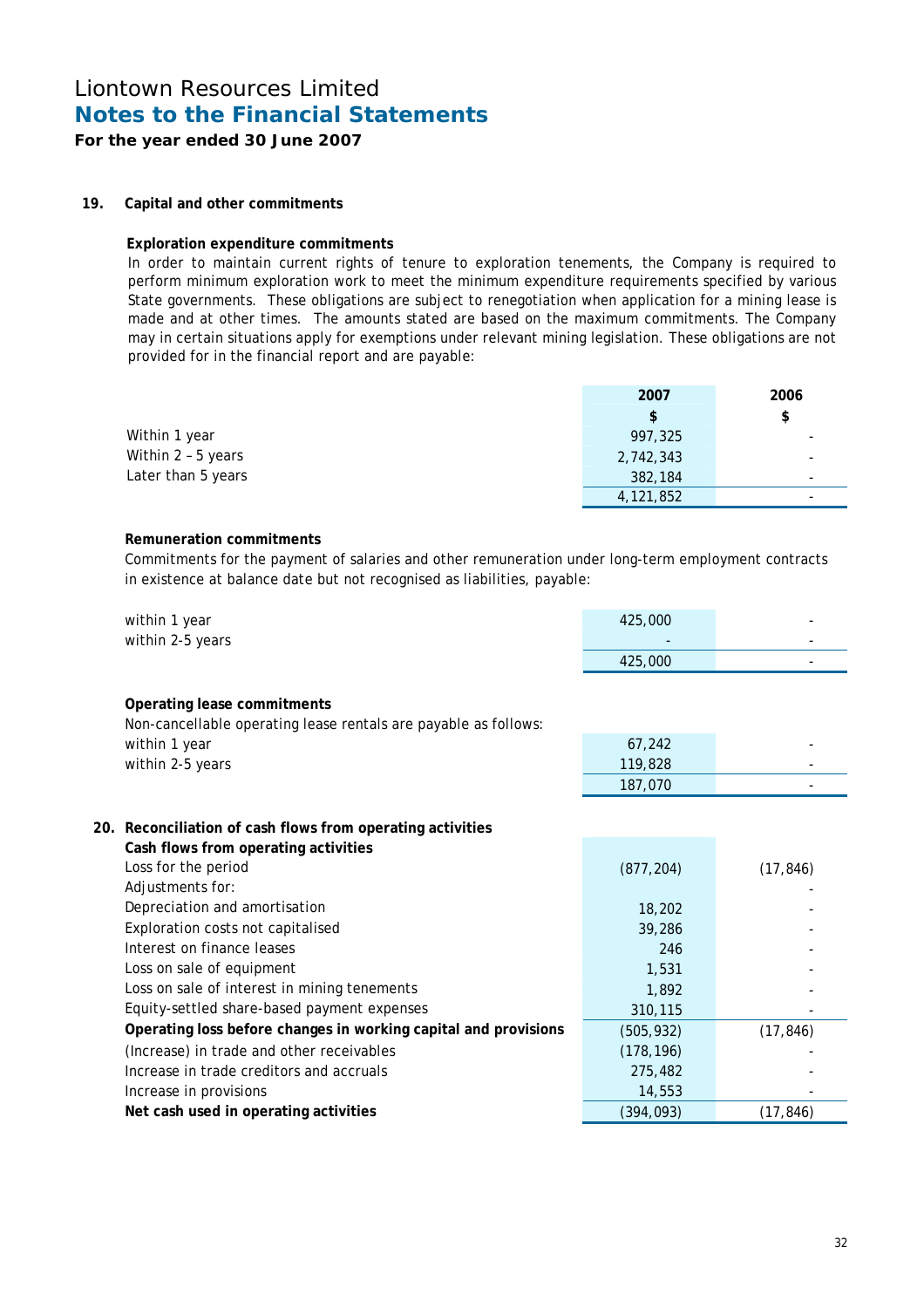# Liontown Resources Limited

## Notes to the Financial Statements

**For the year ended 30 June 2007**

### 19. Capital and other commitments

**Exploration expenditure commitments**

In order to maintain current rights of tenure to exploration tenements, the Company is required to perform minimum exploration work to meet the minimum expenditure requirements specified by various State governments. These obligations are subject to renegotiation when application for a mining lease is made and at other times. The amounts stated are based on the maximum commitments. The Company may in certain situations apply for exemptions under relevant mining legislation. These obligations are not provided for in the financial report and are payable:

| | 2007 | 2006 |
|---|---|---|
| | $ | $ |
| Within 1 year | 997,325 | - |
| Within 2 – 5 years | 2,742,343 | - |
| Later than 5 years | 382,184 | - |
| | 4,121,852 | - |

**Remuneration commitments**

Commitments for the payment of salaries and other remuneration under long-term employment contracts in existence at balance date but not recognised as liabilities, payable:

| | 2007 | 2006 |
|---|---|---|
| within 1 year | 425,000 | - |
| within 2-5 years | - | - |
| | 425,000 | - |

**Operating lease commitments**

Non-cancellable operating lease rentals are payable as follows:

| | 2007 | 2006 |
|---|---|---|
| within 1 year | 67,242 | - |
| within 2-5 years | 119,828 | - |
| | 187,070 | - |

### 20. Reconciliation of cash flows from operating activities

| | 2007 | 2006 |
|---|---|---|
| **Cash flows from operating activities** | | |
| Loss for the period | (877,204) | (17,846) |
| Adjustments for: | | - |
| Depreciation and amortisation | 18,202 | - |
| Exploration costs not capitalised | 39,286 | - |
| Interest on finance leases | 246 | - |
| Loss on sale of equipment | 1,531 | - |
| Loss on sale of interest in mining tenements | 1,892 | - |
| Equity-settled share-based payment expenses | 310,115 | - |
| **Operating loss before changes in working capital and provisions** | (505,932) | (17,846) |
| (Increase) in trade and other receivables | (178,196) | - |
| Increase in trade creditors and accruals | 275,482 | - |
| Increase in provisions | 14,553 | - |
| **Net cash used in operating activities** | (394,093) | (17,846) |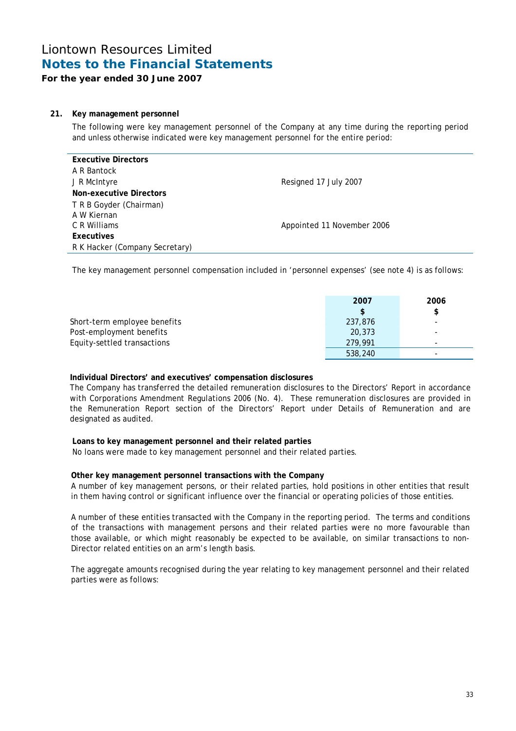# Liontown Resources Limited
## Notes to the Financial Statements
**For the year ended 30 June 2007**

### 21. Key management personnel

The following were key management personnel of the Company at any time during the reporting period and unless otherwise indicated were key management personnel for the entire period:

| | |
|---|---|
| **Executive Directors** | |
| A R Bantock | |
| J R McIntyre | Resigned 17 July 2007 |
| **Non-executive Directors** | |
| T R B Goyder (Chairman) | |
| A W Kiernan | |
| C R Williams | Appointed 11 November 2006 |
| **Executives** | |
| R K Hacker (Company Secretary) | |

The key management personnel compensation included in 'personnel expenses' (see note 4) is as follows:

| | 2007<br>$ | 2006<br>$ |
|---|---|---|
| Short-term employee benefits | 237,876 | - |
| Post-employment benefits | 20,373 | - |
| Equity-settled transactions | 279,991 | - |
| | 538,240 | - |

**Individual Directors' and executives' compensation disclosures**

The Company has transferred the detailed remuneration disclosures to the Directors' Report in accordance with Corporations Amendment Regulations 2006 (No. 4). These remuneration disclosures are provided in the Remuneration Report section of the Directors' Report under Details of Remuneration and are designated as audited.

**Loans to key management personnel and their related parties**

No loans were made to key management personnel and their related parties.

**Other key management personnel transactions with the Company**

A number of key management persons, or their related parties, hold positions in other entities that result in them having control or significant influence over the financial or operating policies of those entities.

A number of these entities transacted with the Company in the reporting period. The terms and conditions of the transactions with management persons and their related parties were no more favourable than those available, or which might reasonably be expected to be available, on similar transactions to non-Director related entities on an arm's length basis.

The aggregate amounts recognised during the year relating to key management personnel and their related parties were as follows: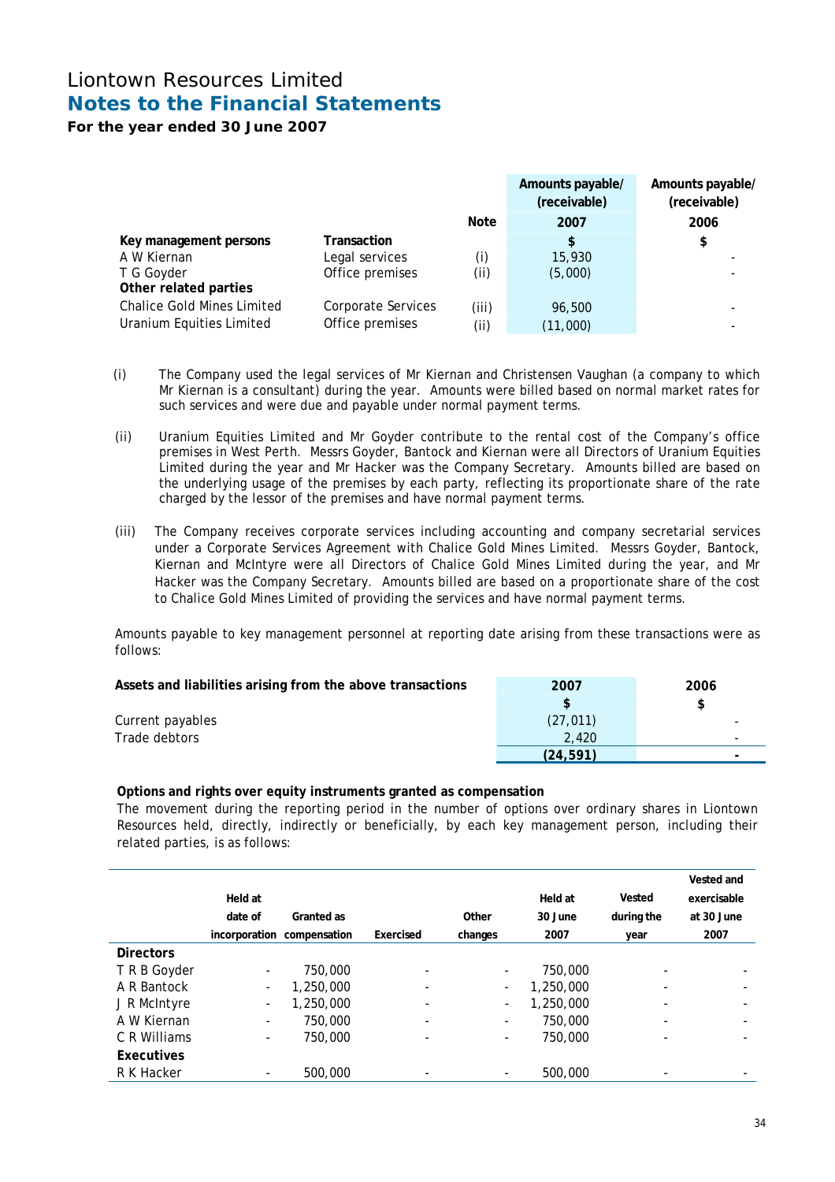# Liontown Resources Limited
## Notes to the Financial Statements
**For the year ended 30 June 2007**

| | | Note | Amounts payable/ (receivable) 2007 | Amounts payable/ (receivable) 2006 |
|---|---|---|---|---|
| **Key management persons** | **Transaction** | | **$** | **$** |
| A W Kiernan | Legal services | (i) | 15,930 | - |
| T G Goyder | Office premises | (ii) | (5,000) | - |
| **Other related parties** | | | | |
| Chalice Gold Mines Limited | Corporate Services | (iii) | 96,500 | - |
| Uranium Equities Limited | Office premises | (ii) | (11,000) | - |

(i) The Company used the legal services of Mr Kiernan and Christensen Vaughan (a company to which Mr Kiernan is a consultant) during the year. Amounts were billed based on normal market rates for such services and were due and payable under normal payment terms.

(ii) Uranium Equities Limited and Mr Goyder contribute to the rental cost of the Company's office premises in West Perth. Messrs Goyder, Bantock and Kiernan were all Directors of Uranium Equities Limited during the year and Mr Hacker was the Company Secretary. Amounts billed are based on the underlying usage of the premises by each party, reflecting its proportionate share of the rate charged by the lessor of the premises and have normal payment terms.

(iii) The Company receives corporate services including accounting and company secretarial services under a Corporate Services Agreement with Chalice Gold Mines Limited. Messrs Goyder, Bantock, Kiernan and McIntyre were all Directors of Chalice Gold Mines Limited during the year, and Mr Hacker was the Company Secretary. Amounts billed are based on a proportionate share of the cost to Chalice Gold Mines Limited of providing the services and have normal payment terms.

Amounts payable to key management personnel at reporting date arising from these transactions were as follows:

| Assets and liabilities arising from the above transactions | 2007 | 2006 |
|---|---|---|
| | $ | $ |
| Current payables | (27,011) | - |
| Trade debtors | 2,420 | - |
| | **(24,591)** | **-** |

**Options and rights over equity instruments granted as compensation**

The movement during the reporting period in the number of options over ordinary shares in Liontown Resources held, directly, indirectly or beneficially, by each key management person, including their related parties, is as follows:

| | Held at date of incorporation | Granted as compensation | Exercised | Other changes | Held at 30 June 2007 | Vested during the year | Vested and exercisable at 30 June 2007 |
|---|---|---|---|---|---|---|---|
| **Directors** | | | | | | | |
| T R B Goyder | - | 750,000 | - | - | 750,000 | - | - |
| A R Bantock | - | 1,250,000 | - | - | 1,250,000 | - | - |
| J R McIntyre | - | 1,250,000 | - | - | 1,250,000 | - | - |
| A W Kiernan | - | 750,000 | - | - | 750,000 | - | - |
| C R Williams | - | 750,000 | - | - | 750,000 | - | - |
| **Executives** | | | | | | | |
| R K Hacker | - | 500,000 | - | - | 500,000 | - | - |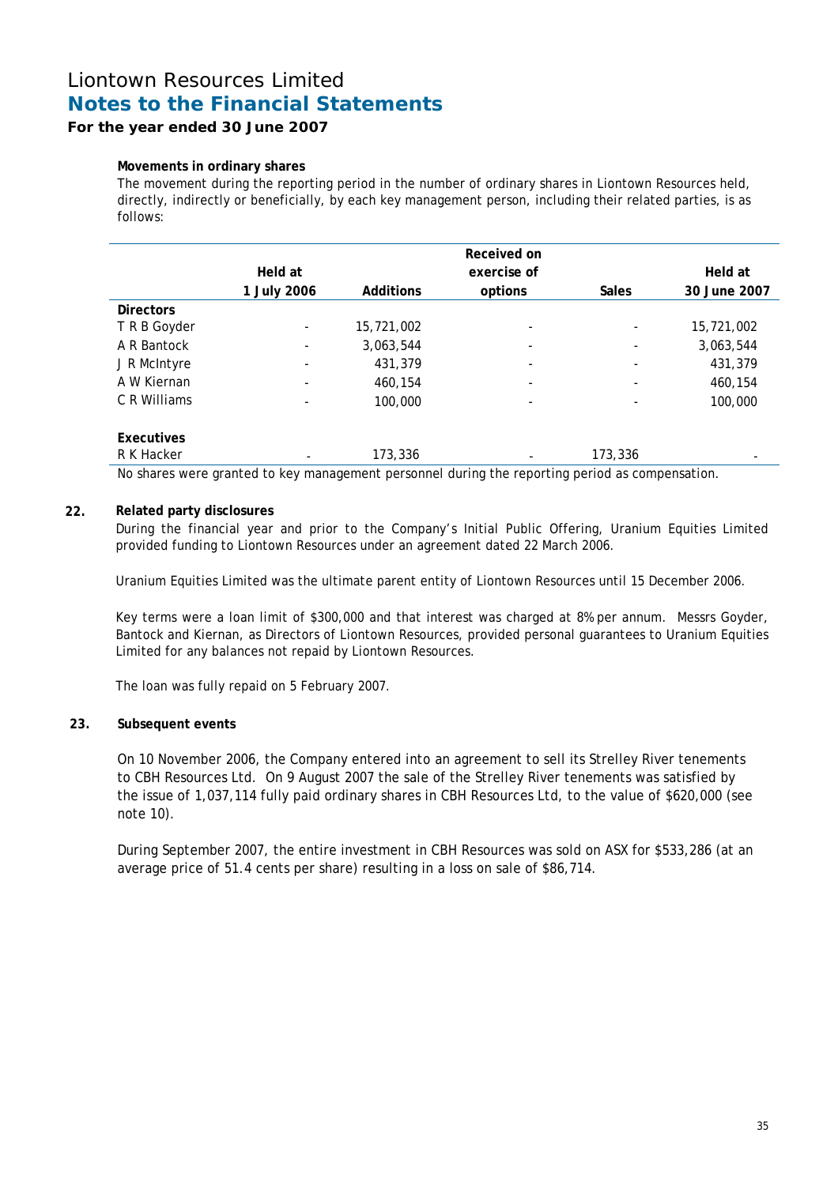# Liontown Resources Limited
## Notes to the Financial Statements
### For the year ended 30 June 2007

**Movements in ordinary shares**

The movement during the reporting period in the number of ordinary shares in Liontown Resources held, directly, indirectly or beneficially, by each key management person, including their related parties, is as follows:

| | Held at 1 July 2006 | Additions | Received on exercise of options | Sales | Held at 30 June 2007 |
|---|---|---|---|---|---|
| **Directors** | | | | | |
| T R B Goyder | - | 15,721,002 | - | - | 15,721,002 |
| A R Bantock | - | 3,063,544 | - | - | 3,063,544 |
| J R McIntyre | - | 431,379 | - | - | 431,379 |
| A W Kiernan | - | 460,154 | - | - | 460,154 |
| C R Williams | - | 100,000 | - | - | 100,000 |
| | | | | | |
| **Executives** | | | | | |
| R K Hacker | - | 173,336 | - | 173,336 | - |

No shares were granted to key management personnel during the reporting period as compensation.

**22. Related party disclosures**

During the financial year and prior to the Company's Initial Public Offering, Uranium Equities Limited provided funding to Liontown Resources under an agreement dated 22 March 2006.

Uranium Equities Limited was the ultimate parent entity of Liontown Resources until 15 December 2006.

Key terms were a loan limit of $300,000 and that interest was charged at 8% per annum. Messrs Goyder, Bantock and Kiernan, as Directors of Liontown Resources, provided personal guarantees to Uranium Equities Limited for any balances not repaid by Liontown Resources.

The loan was fully repaid on 5 February 2007.

**23. Subsequent events**

On 10 November 2006, the Company entered into an agreement to sell its Strelley River tenements to CBH Resources Ltd. On 9 August 2007 the sale of the Strelley River tenements was satisfied by the issue of 1,037,114 fully paid ordinary shares in CBH Resources Ltd, to the value of $620,000 (see note 10).

During September 2007, the entire investment in CBH Resources was sold on ASX for $533,286 (at an average price of 51.4 cents per share) resulting in a loss on sale of $86,714.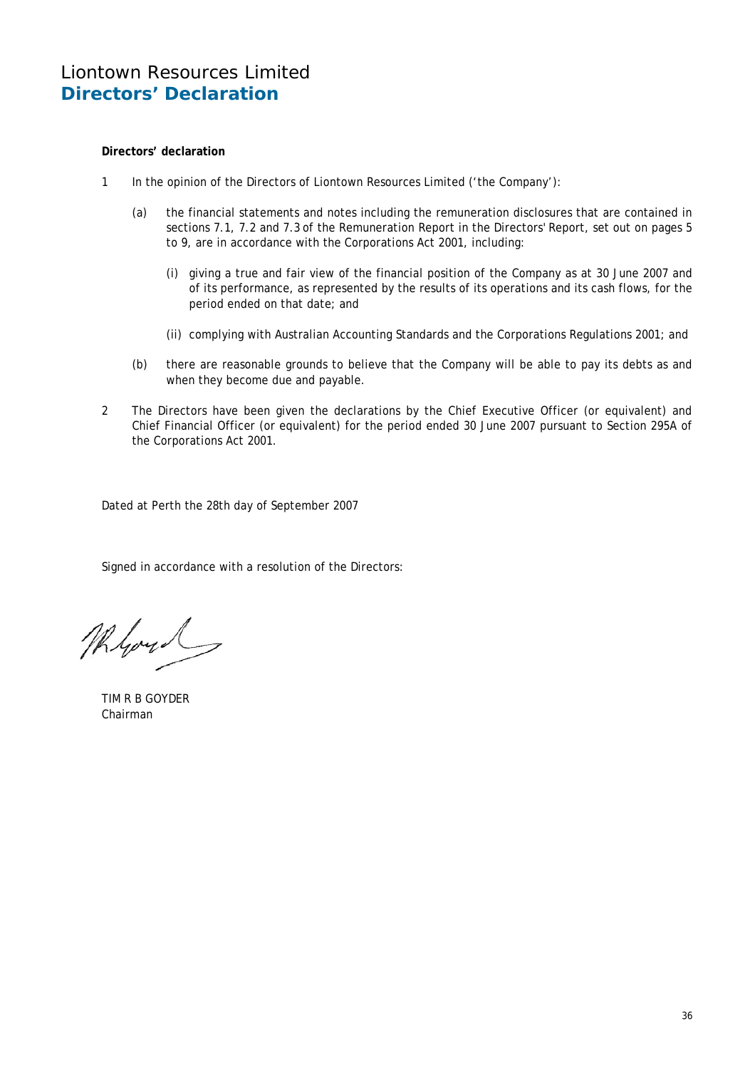# Liontown Resources Limited
## Directors' Declaration

**Directors' declaration**

1 In the opinion of the Directors of Liontown Resources Limited ('the Company'):

   (a) the financial statements and notes including the remuneration disclosures that are contained in sections 7.1, 7.2 and 7.3 of the Remuneration Report in the Directors' Report, set out on pages 5 to 9, are in accordance with the Corporations Act 2001, including:

      (i) giving a true and fair view of the financial position of the Company as at 30 June 2007 and of its performance, as represented by the results of its operations and its cash flows, for the period ended on that date; and

      (ii) complying with Australian Accounting Standards and the Corporations Regulations 2001; and

   (b) there are reasonable grounds to believe that the Company will be able to pay its debts as and when they become due and payable.

2 The Directors have been given the declarations by the Chief Executive Officer (or equivalent) and Chief Financial Officer (or equivalent) for the period ended 30 June 2007 pursuant to Section 295A of the Corporations Act 2001.

Dated at Perth the 28th day of September 2007

Signed in accordance with a resolution of the Directors:

TIM R B GOYDER
Chairman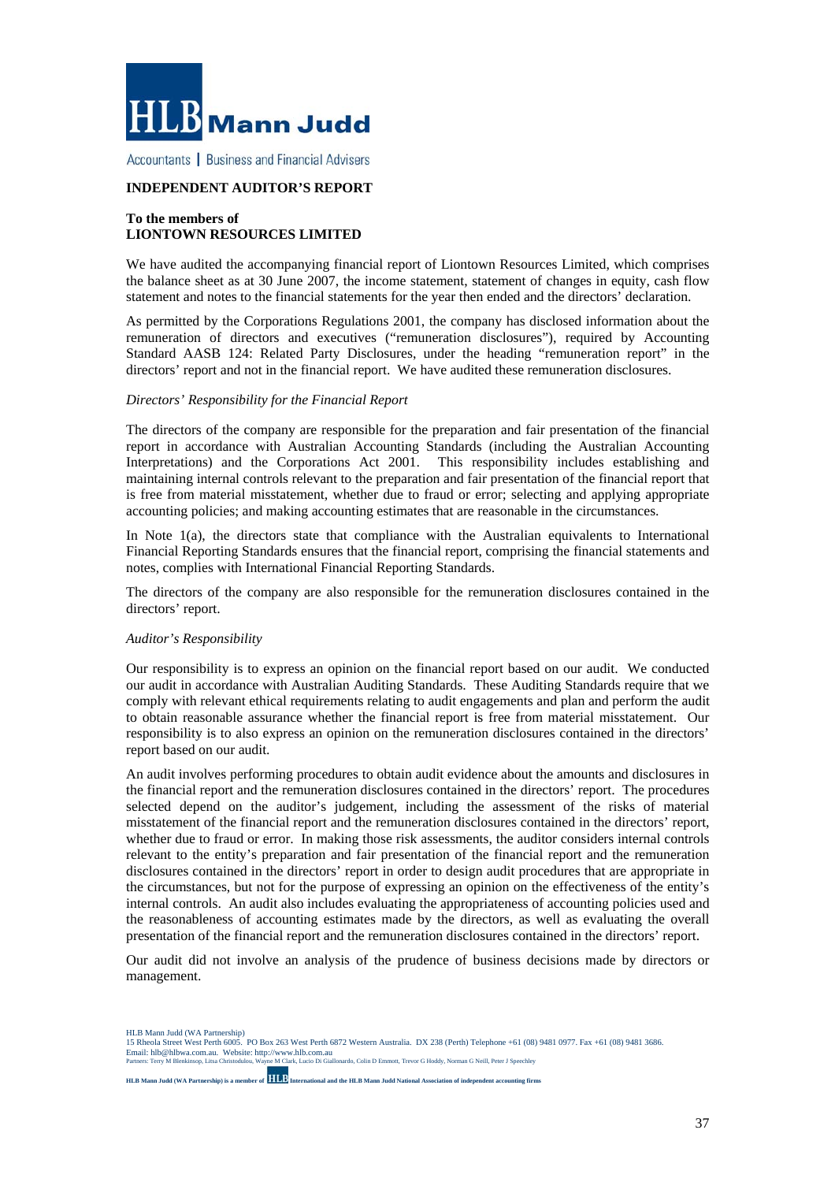**HLB Mann Judd**

Accountants | Business and Financial Advisers

# INDEPENDENT AUDITOR'S REPORT

**To the members of**
**LIONTOWN RESOURCES LIMITED**

We have audited the accompanying financial report of Liontown Resources Limited, which comprises the balance sheet as at 30 June 2007, the income statement, statement of changes in equity, cash flow statement and notes to the financial statements for the year then ended and the directors' declaration.

As permitted by the Corporations Regulations 2001, the company has disclosed information about the remuneration of directors and executives ("remuneration disclosures"), required by Accounting Standard AASB 124: Related Party Disclosures, under the heading "remuneration report" in the directors' report and not in the financial report. We have audited these remuneration disclosures.

*Directors' Responsibility for the Financial Report*

The directors of the company are responsible for the preparation and fair presentation of the financial report in accordance with Australian Accounting Standards (including the Australian Accounting Interpretations) and the Corporations Act 2001. This responsibility includes establishing and maintaining internal controls relevant to the preparation and fair presentation of the financial report that is free from material misstatement, whether due to fraud or error; selecting and applying appropriate accounting policies; and making accounting estimates that are reasonable in the circumstances.

In Note 1(a), the directors state that compliance with the Australian equivalents to International Financial Reporting Standards ensures that the financial report, comprising the financial statements and notes, complies with International Financial Reporting Standards.

The directors of the company are also responsible for the remuneration disclosures contained in the directors' report.

*Auditor's Responsibility*

Our responsibility is to express an opinion on the financial report based on our audit. We conducted our audit in accordance with Australian Auditing Standards. These Auditing Standards require that we comply with relevant ethical requirements relating to audit engagements and plan and perform the audit to obtain reasonable assurance whether the financial report is free from material misstatement. Our responsibility is to also express an opinion on the remuneration disclosures contained in the directors' report based on our audit.

An audit involves performing procedures to obtain audit evidence about the amounts and disclosures in the financial report and the remuneration disclosures contained in the directors' report. The procedures selected depend on the auditor's judgement, including the assessment of the risks of material misstatement of the financial report and the remuneration disclosures contained in the directors' report, whether due to fraud or error. In making those risk assessments, the auditor considers internal controls relevant to the entity's preparation and fair presentation of the financial report and the remuneration disclosures contained in the directors' report in order to design audit procedures that are appropriate in the circumstances, but not for the purpose of expressing an opinion on the effectiveness of the entity's internal controls. An audit also includes evaluating the appropriateness of accounting policies used and the reasonableness of accounting estimates made by the directors, as well as evaluating the overall presentation of the financial report and the remuneration disclosures contained in the directors' report.

Our audit did not involve an analysis of the prudence of business decisions made by directors or management.

HLB Mann Judd (WA Partnership)
15 Rheola Street West Perth 6005. PO Box 263 West Perth 6872 Western Australia. DX 238 (Perth) Telephone +61 (08) 9481 0977. Fax +61 (08) 9481 3686.
Email: hlb@hlbwa.com.au. Website: http://www.hlb.com.au
Partners: Terry M Blenkinsop, Litsa Christodulou, Wayne M Clark, Lucio Di Giallonardo, Colin D Emmott, Trevor G Hoddy, Norman G Neill, Peter J Speechley

**HLB Mann Judd (WA Partnership) is a member of HLB International and the HLB Mann Judd National Association of independent accounting firms**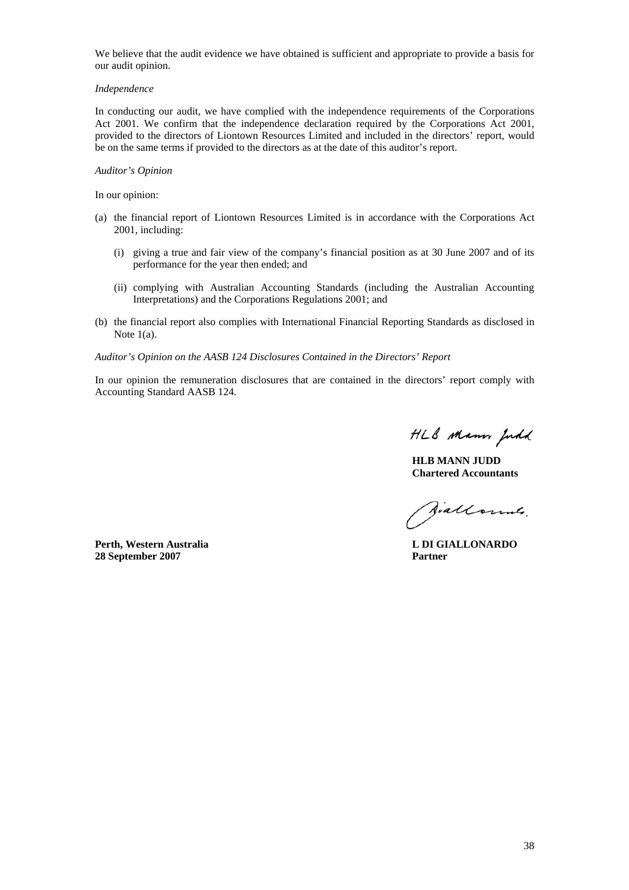We believe that the audit evidence we have obtained is sufficient and appropriate to provide a basis for our audit opinion.

*Independence*

In conducting our audit, we have complied with the independence requirements of the Corporations Act 2001. We confirm that the independence declaration required by the Corporations Act 2001, provided to the directors of Liontown Resources Limited and included in the directors' report, would be on the same terms if provided to the directors as at the date of this auditor's report.

*Auditor's Opinion*

In our opinion:

(a) the financial report of Liontown Resources Limited is in accordance with the Corporations Act 2001, including:

  (i) giving a true and fair view of the company's financial position as at 30 June 2007 and of its performance for the year then ended; and

  (ii) complying with Australian Accounting Standards (including the Australian Accounting Interpretations) and the Corporations Regulations 2001; and

(b) the financial report also complies with International Financial Reporting Standards as disclosed in Note 1(a).

*Auditor's Opinion on the AASB 124 Disclosures Contained in the Directors' Report*

In our opinion the remuneration disclosures that are contained in the directors' report comply with Accounting Standard AASB 124.

HLB Mann Judd

**HLB MANN JUDD**
**Chartered Accountants**

Giallonardo

**Perth, Western Australia**
**28 September 2007**

**L DI GIALLONARDO**
**Partner**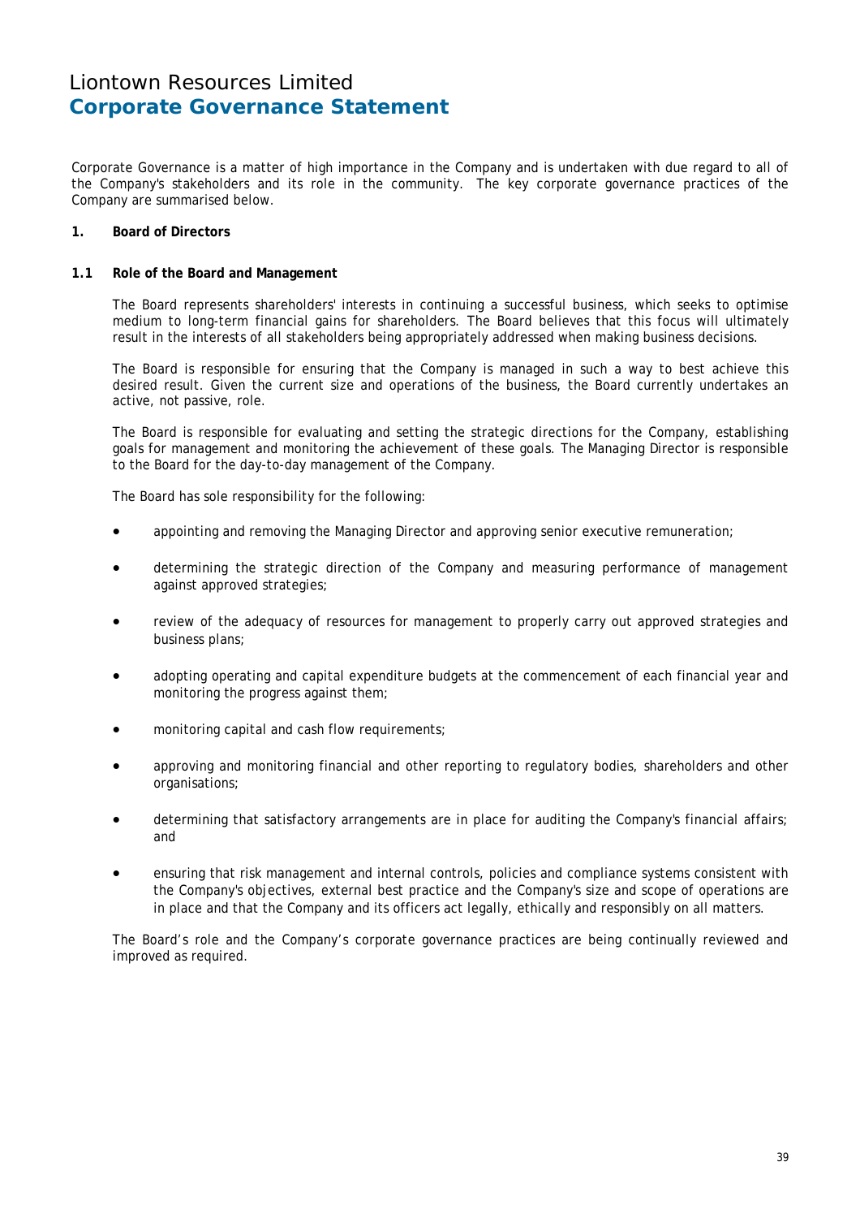# Liontown Resources Limited
## Corporate Governance Statement

Corporate Governance is a matter of high importance in the Company and is undertaken with due regard to all of the Company's stakeholders and its role in the community. The key corporate governance practices of the Company are summarised below.

### 1. Board of Directors

#### 1.1 Role of the Board and Management

The Board represents shareholders' interests in continuing a successful business, which seeks to optimise medium to long-term financial gains for shareholders. The Board believes that this focus will ultimately result in the interests of all stakeholders being appropriately addressed when making business decisions.

The Board is responsible for ensuring that the Company is managed in such a way to best achieve this desired result. Given the current size and operations of the business, the Board currently undertakes an active, not passive, role.

The Board is responsible for evaluating and setting the strategic directions for the Company, establishing goals for management and monitoring the achievement of these goals. The Managing Director is responsible to the Board for the day-to-day management of the Company.

The Board has sole responsibility for the following:

- appointing and removing the Managing Director and approving senior executive remuneration;
- determining the strategic direction of the Company and measuring performance of management against approved strategies;
- review of the adequacy of resources for management to properly carry out approved strategies and business plans;
- adopting operating and capital expenditure budgets at the commencement of each financial year and monitoring the progress against them;
- monitoring capital and cash flow requirements;
- approving and monitoring financial and other reporting to regulatory bodies, shareholders and other organisations;
- determining that satisfactory arrangements are in place for auditing the Company's financial affairs; and
- ensuring that risk management and internal controls, policies and compliance systems consistent with the Company's objectives, external best practice and the Company's size and scope of operations are in place and that the Company and its officers act legally, ethically and responsibly on all matters.

The Board's role and the Company's corporate governance practices are being continually reviewed and improved as required.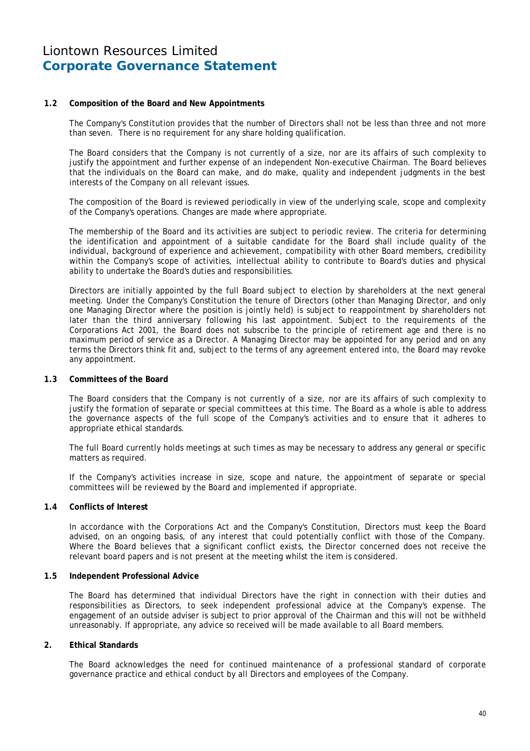# Liontown Resources Limited
## Corporate Governance Statement

### 1.2 Composition of the Board and New Appointments

The Company's Constitution provides that the number of Directors shall not be less than three and not more than seven. There is no requirement for any share holding qualification.

The Board considers that the Company is not currently of a size, nor are its affairs of such complexity to justify the appointment and further expense of an independent Non-executive Chairman. The Board believes that the individuals on the Board can make, and do make, quality and independent judgments in the best interests of the Company on all relevant issues.

The composition of the Board is reviewed periodically in view of the underlying scale, scope and complexity of the Company's operations. Changes are made where appropriate.

The membership of the Board and its activities are subject to periodic review. The criteria for determining the identification and appointment of a suitable candidate for the Board shall include quality of the individual, background of experience and achievement, compatibility with other Board members, credibility within the Company's scope of activities, intellectual ability to contribute to Board's duties and physical ability to undertake the Board's duties and responsibilities.

Directors are initially appointed by the full Board subject to election by shareholders at the next general meeting. Under the Company's Constitution the tenure of Directors (other than Managing Director, and only one Managing Director where the position is jointly held) is subject to reappointment by shareholders not later than the third anniversary following his last appointment. Subject to the requirements of the Corporations Act 2001, the Board does not subscribe to the principle of retirement age and there is no maximum period of service as a Director. A Managing Director may be appointed for any period and on any terms the Directors think fit and, subject to the terms of any agreement entered into, the Board may revoke any appointment.

### 1.3 Committees of the Board

The Board considers that the Company is not currently of a size, nor are its affairs of such complexity to justify the formation of separate or special committees at this time. The Board as a whole is able to address the governance aspects of the full scope of the Company's activities and to ensure that it adheres to appropriate ethical standards.

The full Board currently holds meetings at such times as may be necessary to address any general or specific matters as required.

If the Company's activities increase in size, scope and nature, the appointment of separate or special committees will be reviewed by the Board and implemented if appropriate.

### 1.4 Conflicts of Interest

In accordance with the Corporations Act and the Company's Constitution, Directors must keep the Board advised, on an ongoing basis, of any interest that could potentially conflict with those of the Company. Where the Board believes that a significant conflict exists, the Director concerned does not receive the relevant board papers and is not present at the meeting whilst the item is considered.

### 1.5 Independent Professional Advice

The Board has determined that individual Directors have the right in connection with their duties and responsibilities as Directors, to seek independent professional advice at the Company's expense. The engagement of an outside adviser is subject to prior approval of the Chairman and this will not be withheld unreasonably. If appropriate, any advice so received will be made available to all Board members.

### 2. Ethical Standards

The Board acknowledges the need for continued maintenance of a professional standard of corporate governance practice and ethical conduct by all Directors and employees of the Company.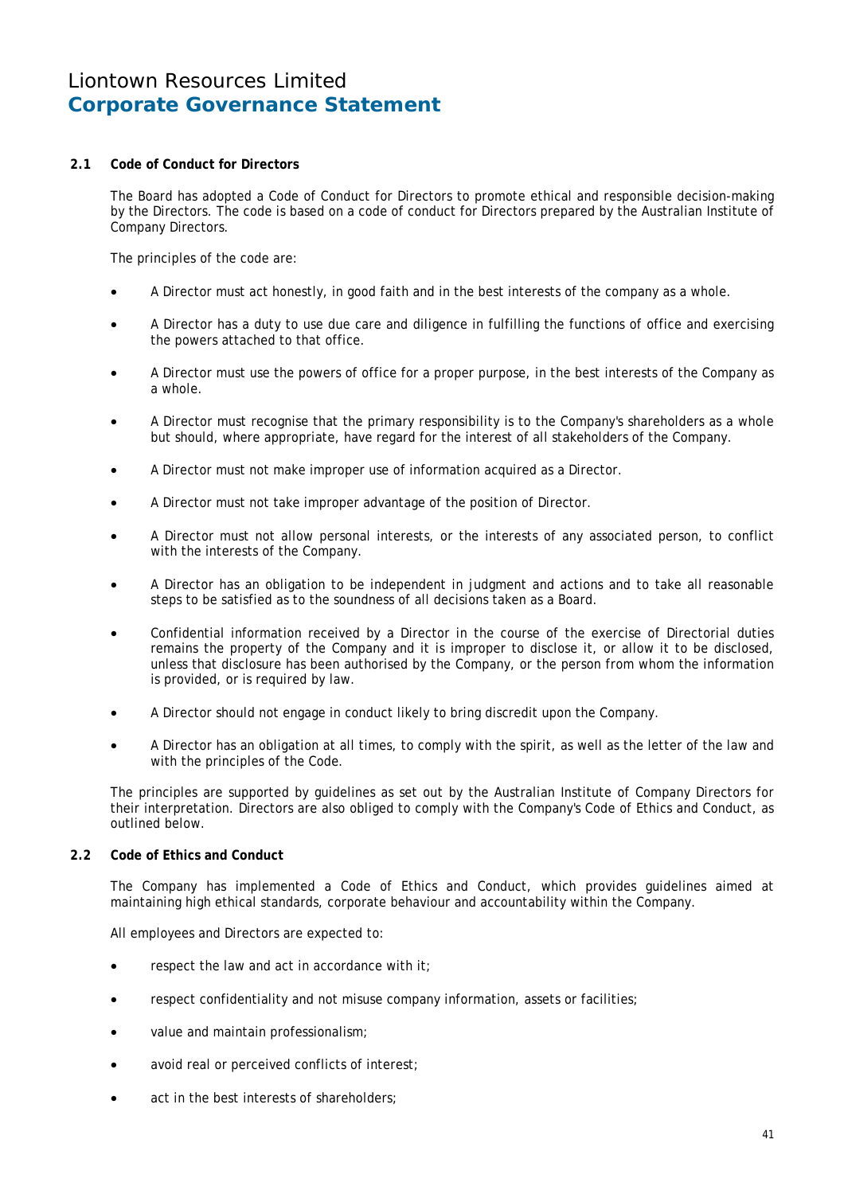#### 2.1 Code of Conduct for Directors

The Board has adopted a Code of Conduct for Directors to promote ethical and responsible decision-making by the Directors. The code is based on a code of conduct for Directors prepared by the Australian Institute of Company Directors.

The principles of the code are:

- A Director must act honestly, in good faith and in the best interests of the company as a whole.
- A Director has a duty to use due care and diligence in fulfilling the functions of office and exercising the powers attached to that office.
- A Director must use the powers of office for a proper purpose, in the best interests of the Company as a whole.
- A Director must recognise that the primary responsibility is to the Company's shareholders as a whole but should, where appropriate, have regard for the interest of all stakeholders of the Company.
- A Director must not make improper use of information acquired as a Director.
- A Director must not take improper advantage of the position of Director.
- A Director must not allow personal interests, or the interests of any associated person, to conflict with the interests of the Company.
- A Director has an obligation to be independent in judgment and actions and to take all reasonable steps to be satisfied as to the soundness of all decisions taken as a Board.
- Confidential information received by a Director in the course of the exercise of Directorial duties remains the property of the Company and it is improper to disclose it, or allow it to be disclosed, unless that disclosure has been authorised by the Company, or the person from whom the information is provided, or is required by law.
- A Director should not engage in conduct likely to bring discredit upon the Company.
- A Director has an obligation at all times, to comply with the spirit, as well as the letter of the law and with the principles of the Code.

The principles are supported by guidelines as set out by the Australian Institute of Company Directors for their interpretation. Directors are also obliged to comply with the Company's Code of Ethics and Conduct, as outlined below.

#### 2.2 Code of Ethics and Conduct

The Company has implemented a Code of Ethics and Conduct, which provides guidelines aimed at maintaining high ethical standards, corporate behaviour and accountability within the Company.

All employees and Directors are expected to:

- respect the law and act in accordance with it;
- respect confidentiality and not misuse company information, assets or facilities;
- value and maintain professionalism;
- avoid real or perceived conflicts of interest;
- act in the best interests of shareholders;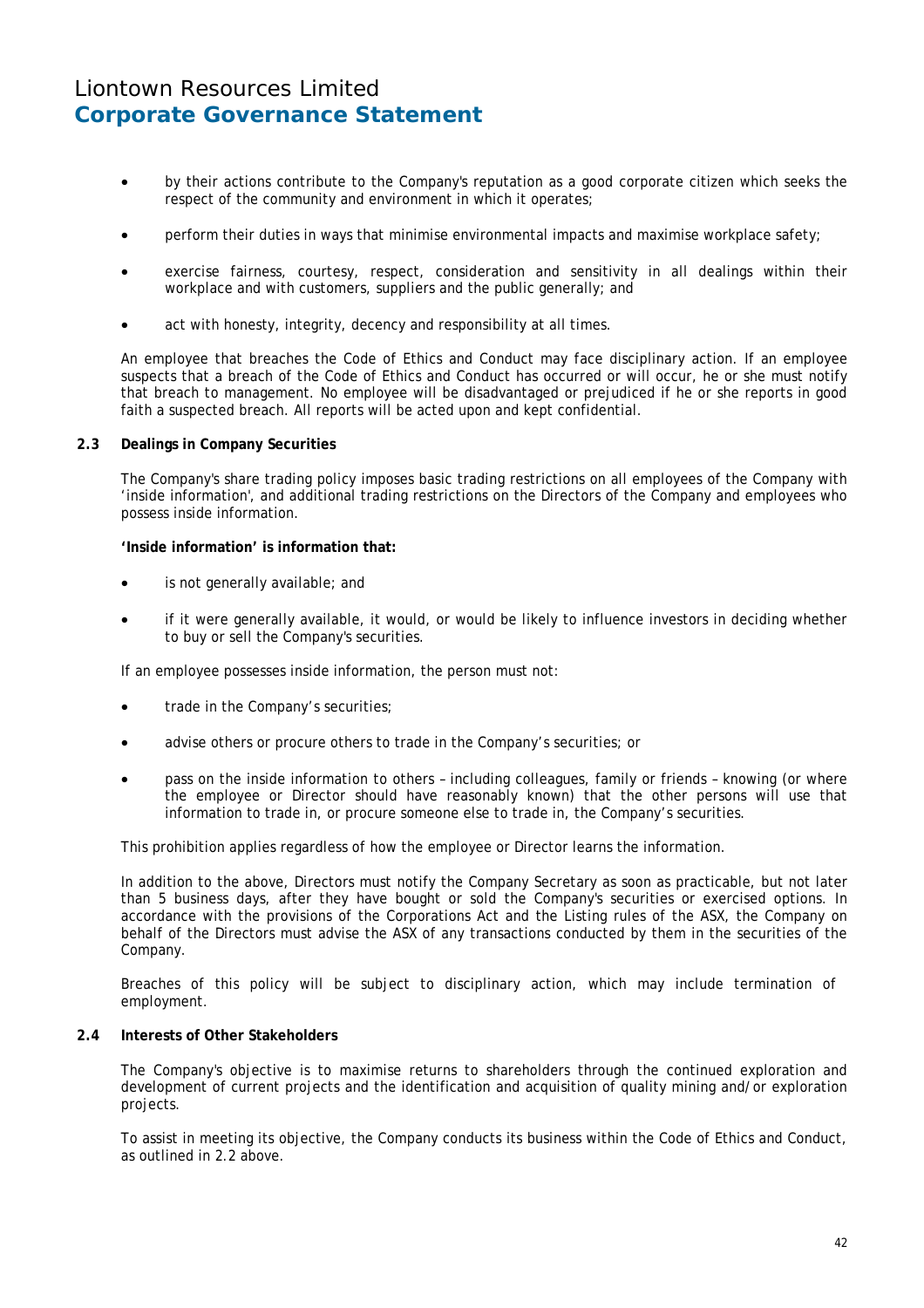- by their actions contribute to the Company's reputation as a good corporate citizen which seeks the respect of the community and environment in which it operates;
- perform their duties in ways that minimise environmental impacts and maximise workplace safety;
- exercise fairness, courtesy, respect, consideration and sensitivity in all dealings within their workplace and with customers, suppliers and the public generally; and
- act with honesty, integrity, decency and responsibility at all times.

An employee that breaches the Code of Ethics and Conduct may face disciplinary action. If an employee suspects that a breach of the Code of Ethics and Conduct has occurred or will occur, he or she must notify that breach to management. No employee will be disadvantaged or prejudiced if he or she reports in good faith a suspected breach. All reports will be acted upon and kept confidential.

### 2.3 Dealings in Company Securities

The Company's share trading policy imposes basic trading restrictions on all employees of the Company with 'inside information', and additional trading restrictions on the Directors of the Company and employees who possess inside information.

**'Inside information' is information that:**

- is not generally available; and
- if it were generally available, it would, or would be likely to influence investors in deciding whether to buy or sell the Company's securities.

If an employee possesses inside information, the person must not:

- trade in the Company's securities;
- advise others or procure others to trade in the Company's securities; or
- pass on the inside information to others – including colleagues, family or friends – knowing (or where the employee or Director should have reasonably known) that the other persons will use that information to trade in, or procure someone else to trade in, the Company's securities.

This prohibition applies regardless of how the employee or Director learns the information.

In addition to the above, Directors must notify the Company Secretary as soon as practicable, but not later than 5 business days, after they have bought or sold the Company's securities or exercised options. In accordance with the provisions of the Corporations Act and the Listing rules of the ASX, the Company on behalf of the Directors must advise the ASX of any transactions conducted by them in the securities of the Company.

Breaches of this policy will be subject to disciplinary action, which may include termination of employment.

### 2.4 Interests of Other Stakeholders

The Company's objective is to maximise returns to shareholders through the continued exploration and development of current projects and the identification and acquisition of quality mining and/or exploration projects.

To assist in meeting its objective, the Company conducts its business within the Code of Ethics and Conduct, as outlined in 2.2 above.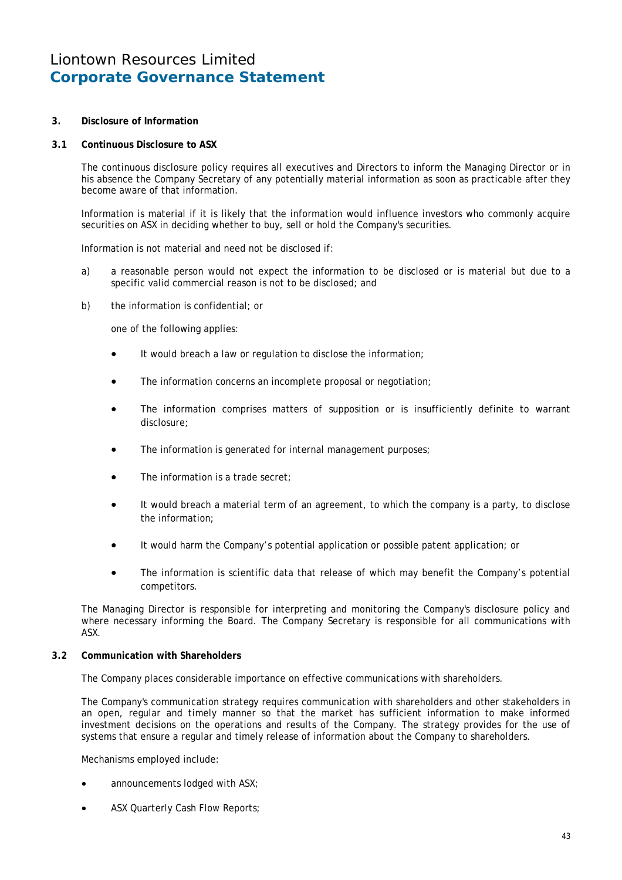# Liontown Resources Limited
## Corporate Governance Statement

### 3. Disclosure of Information

#### 3.1 Continuous Disclosure to ASX

The continuous disclosure policy requires all executives and Directors to inform the Managing Director or in his absence the Company Secretary of any potentially material information as soon as practicable after they become aware of that information.

Information is material if it is likely that the information would influence investors who commonly acquire securities on ASX in deciding whether to buy, sell or hold the Company's securities.

Information is not material and need not be disclosed if:

a) a reasonable person would not expect the information to be disclosed or is material but due to a specific valid commercial reason is not to be disclosed; and

b) the information is confidential; or

   one of the following applies:

   - It would breach a law or regulation to disclose the information;
   - The information concerns an incomplete proposal or negotiation;
   - The information comprises matters of supposition or is insufficiently definite to warrant disclosure;
   - The information is generated for internal management purposes;
   - The information is a trade secret;
   - It would breach a material term of an agreement, to which the company is a party, to disclose the information;
   - It would harm the Company's potential application or possible patent application; or
   - The information is scientific data that release of which may benefit the Company's potential competitors.

The Managing Director is responsible for interpreting and monitoring the Company's disclosure policy and where necessary informing the Board. The Company Secretary is responsible for all communications with ASX.

#### 3.2 Communication with Shareholders

The Company places considerable importance on effective communications with shareholders.

The Company's communication strategy requires communication with shareholders and other stakeholders in an open, regular and timely manner so that the market has sufficient information to make informed investment decisions on the operations and results of the Company. The strategy provides for the use of systems that ensure a regular and timely release of information about the Company to shareholders.

Mechanisms employed include:

- announcements lodged with ASX;
- ASX Quarterly Cash Flow Reports;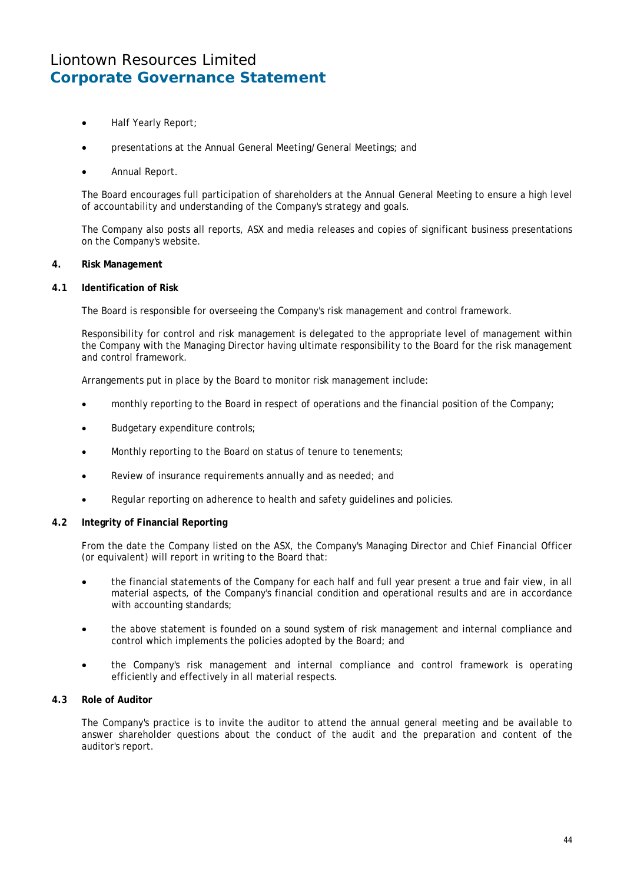- Half Yearly Report;
- presentations at the Annual General Meeting/General Meetings; and
- Annual Report.

The Board encourages full participation of shareholders at the Annual General Meeting to ensure a high level of accountability and understanding of the Company's strategy and goals.

The Company also posts all reports, ASX and media releases and copies of significant business presentations on the Company's website.

**4. Risk Management**

**4.1 Identification of Risk**

The Board is responsible for overseeing the Company's risk management and control framework.

Responsibility for control and risk management is delegated to the appropriate level of management within the Company with the Managing Director having ultimate responsibility to the Board for the risk management and control framework.

Arrangements put in place by the Board to monitor risk management include:

- monthly reporting to the Board in respect of operations and the financial position of the Company;
- Budgetary expenditure controls;
- Monthly reporting to the Board on status of tenure to tenements;
- Review of insurance requirements annually and as needed; and
- Regular reporting on adherence to health and safety guidelines and policies.

**4.2 Integrity of Financial Reporting**

From the date the Company listed on the ASX, the Company's Managing Director and Chief Financial Officer (or equivalent) will report in writing to the Board that:

- the financial statements of the Company for each half and full year present a true and fair view, in all material aspects, of the Company's financial condition and operational results and are in accordance with accounting standards;
- the above statement is founded on a sound system of risk management and internal compliance and control which implements the policies adopted by the Board; and
- the Company's risk management and internal compliance and control framework is operating efficiently and effectively in all material respects.

**4.3 Role of Auditor**

The Company's practice is to invite the auditor to attend the annual general meeting and be available to answer shareholder questions about the conduct of the audit and the preparation and content of the auditor's report.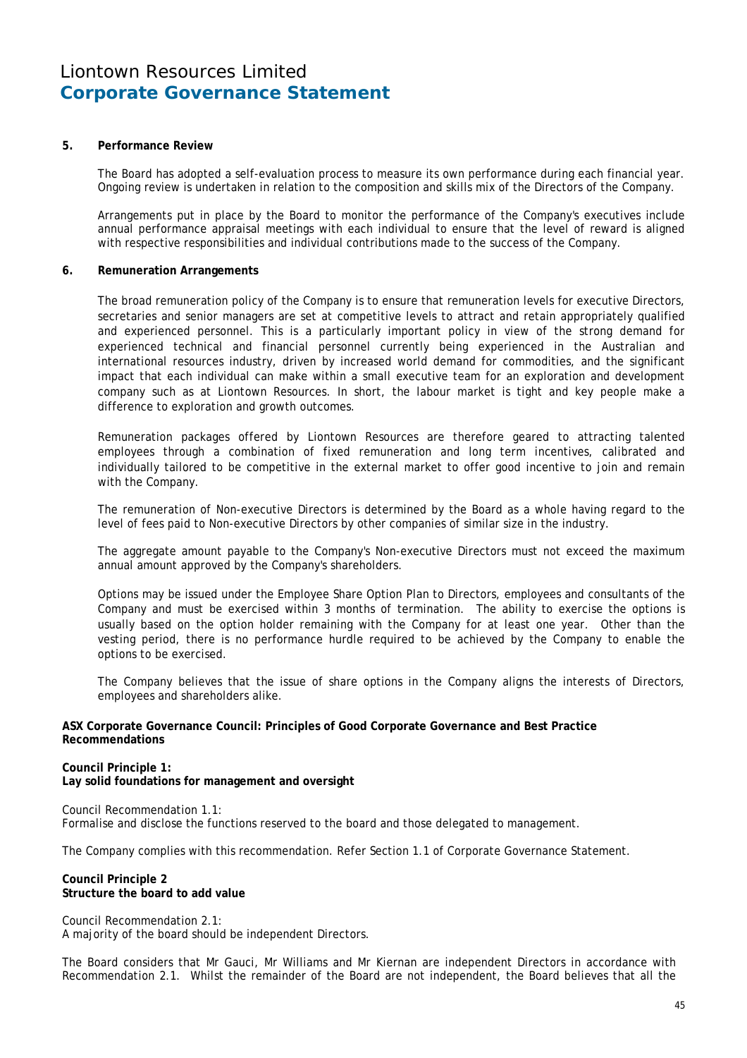**5. Performance Review**

The Board has adopted a self-evaluation process to measure its own performance during each financial year. Ongoing review is undertaken in relation to the composition and skills mix of the Directors of the Company.

Arrangements put in place by the Board to monitor the performance of the Company's executives include annual performance appraisal meetings with each individual to ensure that the level of reward is aligned with respective responsibilities and individual contributions made to the success of the Company.

**6. Remuneration Arrangements**

The broad remuneration policy of the Company is to ensure that remuneration levels for executive Directors, secretaries and senior managers are set at competitive levels to attract and retain appropriately qualified and experienced personnel. This is a particularly important policy in view of the strong demand for experienced technical and financial personnel currently being experienced in the Australian and international resources industry, driven by increased world demand for commodities, and the significant impact that each individual can make within a small executive team for an exploration and development company such as at Liontown Resources. In short, the labour market is tight and key people make a difference to exploration and growth outcomes.

Remuneration packages offered by Liontown Resources are therefore geared to attracting talented employees through a combination of fixed remuneration and long term incentives, calibrated and individually tailored to be competitive in the external market to offer good incentive to join and remain with the Company.

The remuneration of Non-executive Directors is determined by the Board as a whole having regard to the level of fees paid to Non-executive Directors by other companies of similar size in the industry.

The aggregate amount payable to the Company's Non-executive Directors must not exceed the maximum annual amount approved by the Company's shareholders.

Options may be issued under the Employee Share Option Plan to Directors, employees and consultants of the Company and must be exercised within 3 months of termination. The ability to exercise the options is usually based on the option holder remaining with the Company for at least one year. Other than the vesting period, there is no performance hurdle required to be achieved by the Company to enable the options to be exercised.

The Company believes that the issue of share options in the Company aligns the interests of Directors, employees and shareholders alike.

**ASX Corporate Governance Council: Principles of Good Corporate Governance and Best Practice Recommendations**

**Council Principle 1:**
**Lay solid foundations for management and oversight**

Council Recommendation 1.1:
Formalise and disclose the functions reserved to the board and those delegated to management.

The Company complies with this recommendation. Refer Section 1.1 of Corporate Governance Statement.

**Council Principle 2**
**Structure the board to add value**

Council Recommendation 2.1:
A majority of the board should be independent Directors.

The Board considers that Mr Gauci, Mr Williams and Mr Kiernan are independent Directors in accordance with Recommendation 2.1. Whilst the remainder of the Board are not independent, the Board believes that all the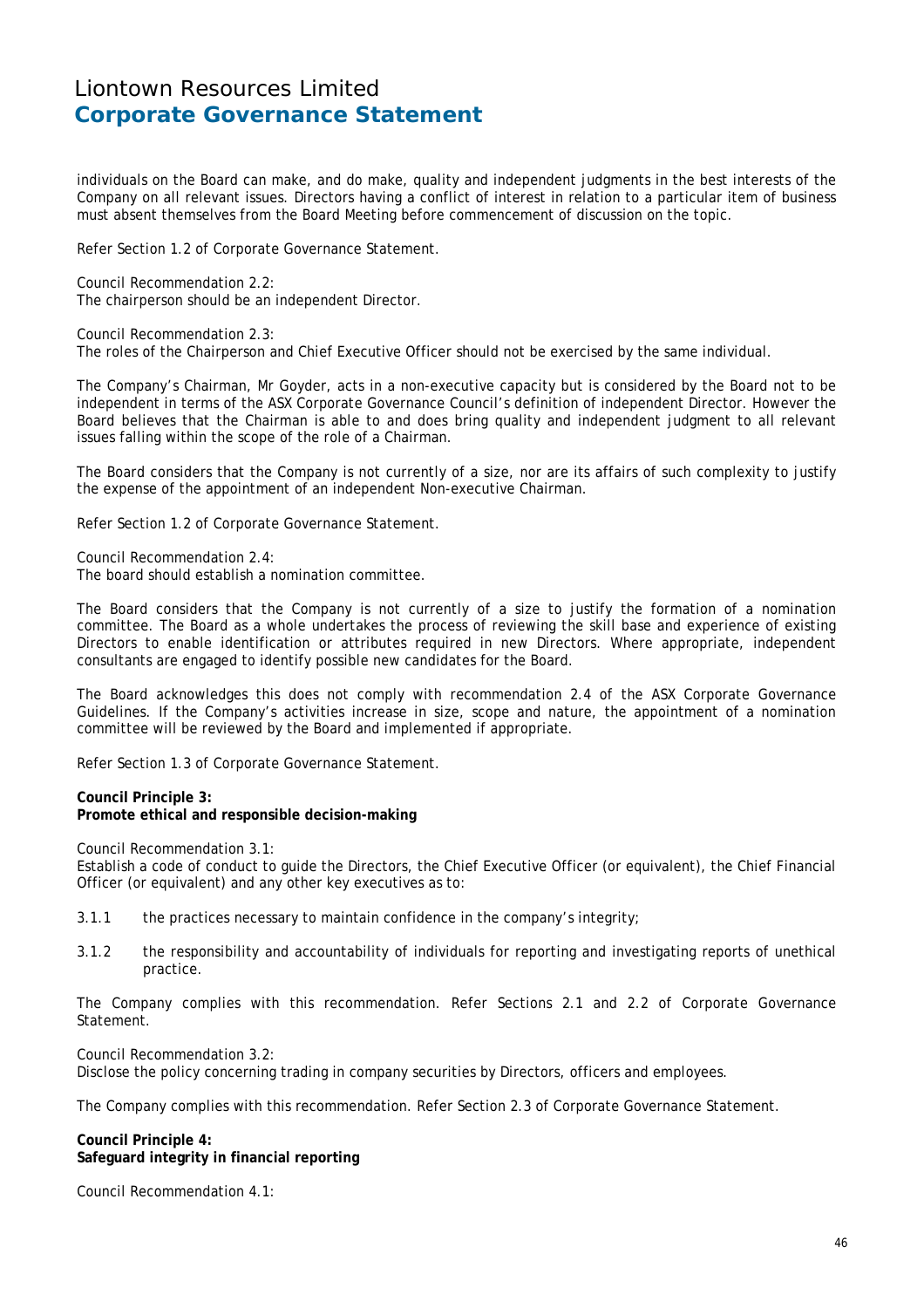individuals on the Board can make, and do make, quality and independent judgments in the best interests of the Company on all relevant issues. Directors having a conflict of interest in relation to a particular item of business must absent themselves from the Board Meeting before commencement of discussion on the topic.

Refer Section 1.2 of Corporate Governance Statement.

Council Recommendation 2.2:
The chairperson should be an independent Director.

Council Recommendation 2.3:
The roles of the Chairperson and Chief Executive Officer should not be exercised by the same individual.

The Company's Chairman, Mr Goyder, acts in a non-executive capacity but is considered by the Board not to be independent in terms of the ASX Corporate Governance Council's definition of independent Director. However the Board believes that the Chairman is able to and does bring quality and independent judgment to all relevant issues falling within the scope of the role of a Chairman.

The Board considers that the Company is not currently of a size, nor are its affairs of such complexity to justify the expense of the appointment of an independent Non-executive Chairman.

Refer Section 1.2 of Corporate Governance Statement.

Council Recommendation 2.4:
The board should establish a nomination committee.

The Board considers that the Company is not currently of a size to justify the formation of a nomination committee. The Board as a whole undertakes the process of reviewing the skill base and experience of existing Directors to enable identification or attributes required in new Directors. Where appropriate, independent consultants are engaged to identify possible new candidates for the Board.

The Board acknowledges this does not comply with recommendation 2.4 of the ASX Corporate Governance Guidelines. If the Company's activities increase in size, scope and nature, the appointment of a nomination committee will be reviewed by the Board and implemented if appropriate.

Refer Section 1.3 of Corporate Governance Statement.

**Council Principle 3:**
**Promote ethical and responsible decision-making**

Council Recommendation 3.1:
Establish a code of conduct to guide the Directors, the Chief Executive Officer (or equivalent), the Chief Financial Officer (or equivalent) and any other key executives as to:

3.1.1 the practices necessary to maintain confidence in the company's integrity;

3.1.2 the responsibility and accountability of individuals for reporting and investigating reports of unethical practice.

The Company complies with this recommendation. Refer Sections 2.1 and 2.2 of Corporate Governance Statement.

Council Recommendation 3.2:
Disclose the policy concerning trading in company securities by Directors, officers and employees.

The Company complies with this recommendation. Refer Section 2.3 of Corporate Governance Statement.

**Council Principle 4:**
**Safeguard integrity in financial reporting**

Council Recommendation 4.1: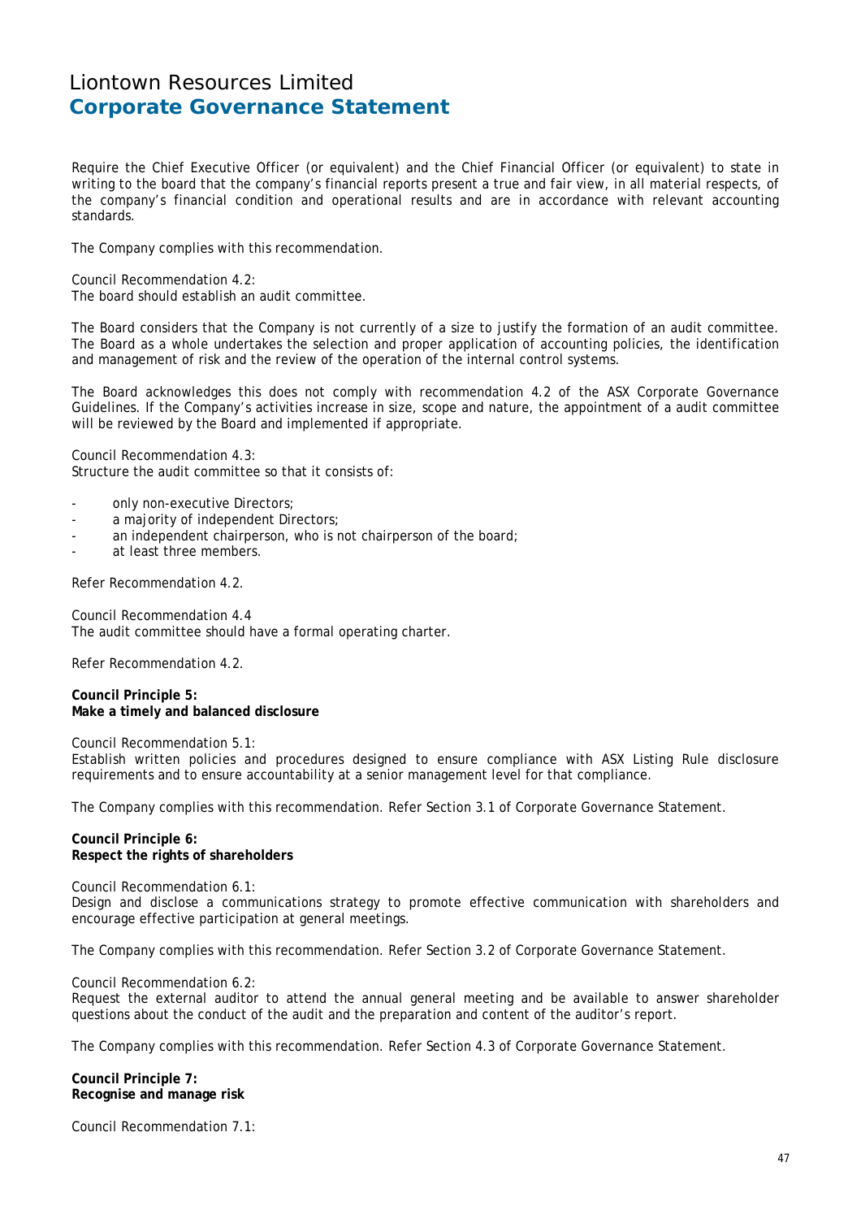Require the Chief Executive Officer (or equivalent) and the Chief Financial Officer (or equivalent) to state in writing to the board that the company's financial reports present a true and fair view, in all material respects, of the company's financial condition and operational results and are in accordance with relevant accounting standards.

The Company complies with this recommendation.

Council Recommendation 4.2:
The board should establish an audit committee.

The Board considers that the Company is not currently of a size to justify the formation of an audit committee. The Board as a whole undertakes the selection and proper application of accounting policies, the identification and management of risk and the review of the operation of the internal control systems.

The Board acknowledges this does not comply with recommendation 4.2 of the ASX Corporate Governance Guidelines. If the Company's activities increase in size, scope and nature, the appointment of a audit committee will be reviewed by the Board and implemented if appropriate.

Council Recommendation 4.3:
Structure the audit committee so that it consists of:

- only non-executive Directors;
- a majority of independent Directors;
- an independent chairperson, who is not chairperson of the board;
- at least three members.

Refer Recommendation 4.2.

Council Recommendation 4.4
The audit committee should have a formal operating charter.

Refer Recommendation 4.2.

**Council Principle 5:**
**Make a timely and balanced disclosure**

Council Recommendation 5.1:
Establish written policies and procedures designed to ensure compliance with ASX Listing Rule disclosure requirements and to ensure accountability at a senior management level for that compliance.

The Company complies with this recommendation. Refer Section 3.1 of Corporate Governance Statement.

**Council Principle 6:**
**Respect the rights of shareholders**

Council Recommendation 6.1:
Design and disclose a communications strategy to promote effective communication with shareholders and encourage effective participation at general meetings.

The Company complies with this recommendation. Refer Section 3.2 of Corporate Governance Statement.

Council Recommendation 6.2:
Request the external auditor to attend the annual general meeting and be available to answer shareholder questions about the conduct of the audit and the preparation and content of the auditor's report.

The Company complies with this recommendation. Refer Section 4.3 of Corporate Governance Statement.

**Council Principle 7:**
**Recognise and manage risk**

Council Recommendation 7.1: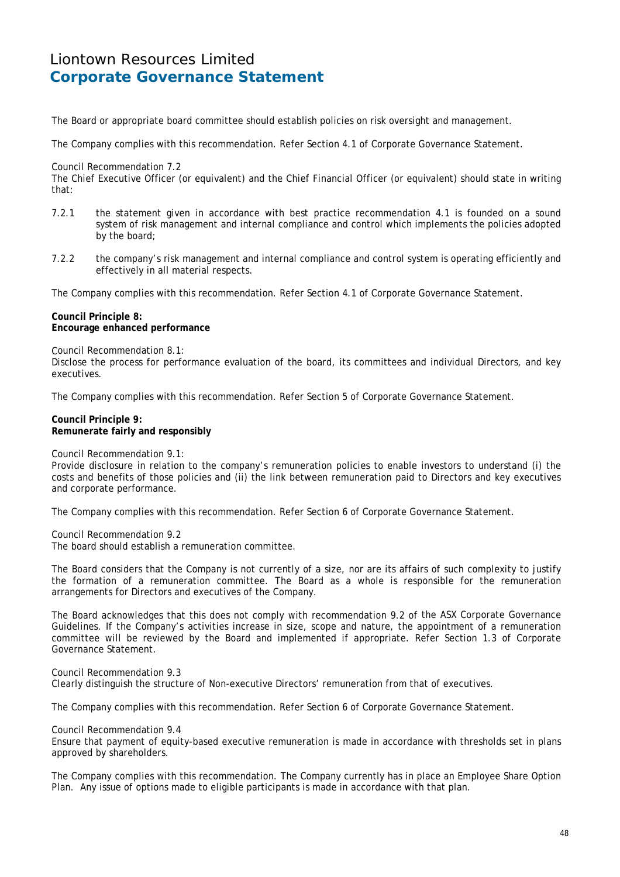The Board or appropriate board committee should establish policies on risk oversight and management.

The Company complies with this recommendation. Refer Section 4.1 of Corporate Governance Statement.

Council Recommendation 7.2
The Chief Executive Officer (or equivalent) and the Chief Financial Officer (or equivalent) should state in writing that:

7.2.1 the statement given in accordance with best practice recommendation 4.1 is founded on a sound system of risk management and internal compliance and control which implements the policies adopted by the board;

7.2.2 the company's risk management and internal compliance and control system is operating efficiently and effectively in all material respects.

The Company complies with this recommendation. Refer Section 4.1 of Corporate Governance Statement.

**Council Principle 8:**
**Encourage enhanced performance**

Council Recommendation 8.1:
Disclose the process for performance evaluation of the board, its committees and individual Directors, and key executives.

The Company complies with this recommendation. Refer Section 5 of Corporate Governance Statement.

**Council Principle 9:**
**Remunerate fairly and responsibly**

Council Recommendation 9.1:
Provide disclosure in relation to the company's remuneration policies to enable investors to understand (i) the costs and benefits of those policies and (ii) the link between remuneration paid to Directors and key executives and corporate performance.

The Company complies with this recommendation. Refer Section 6 of Corporate Governance Statement.

Council Recommendation 9.2
The board should establish a remuneration committee.

The Board considers that the Company is not currently of a size, nor are its affairs of such complexity to justify the formation of a remuneration committee. The Board as a whole is responsible for the remuneration arrangements for Directors and executives of the Company.

The Board acknowledges that this does not comply with recommendation 9.2 of the ASX Corporate Governance Guidelines. If the Company's activities increase in size, scope and nature, the appointment of a remuneration committee will be reviewed by the Board and implemented if appropriate. Refer Section 1.3 of Corporate Governance Statement.

Council Recommendation 9.3
Clearly distinguish the structure of Non-executive Directors' remuneration from that of executives.

The Company complies with this recommendation. Refer Section 6 of Corporate Governance Statement.

Council Recommendation 9.4
Ensure that payment of equity-based executive remuneration is made in accordance with thresholds set in plans approved by shareholders.

The Company complies with this recommendation. The Company currently has in place an Employee Share Option Plan. Any issue of options made to eligible participants is made in accordance with that plan.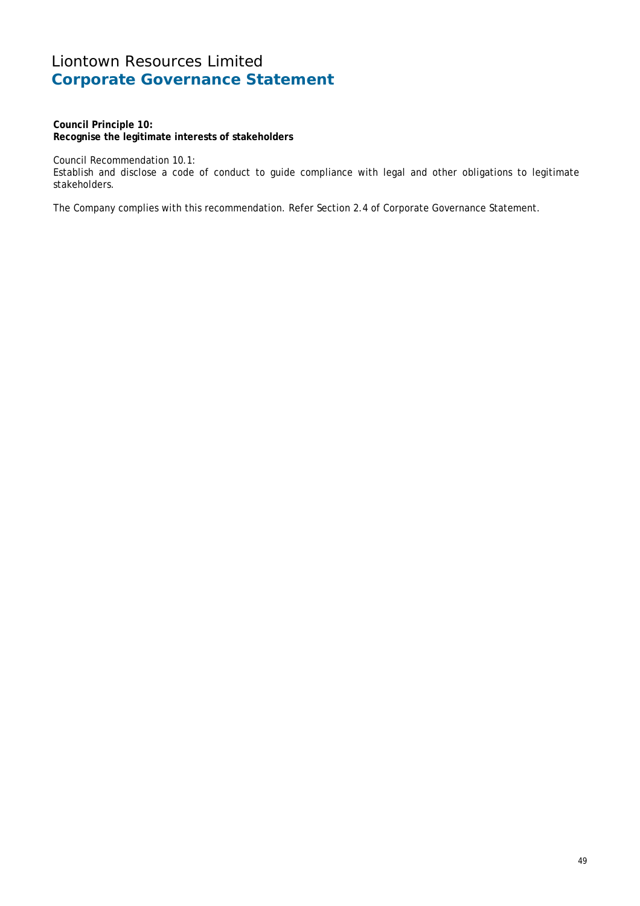**Council Principle 10:**
**Recognise the legitimate interests of stakeholders**

Council Recommendation 10.1:
Establish and disclose a code of conduct to guide compliance with legal and other obligations to legitimate stakeholders.

The Company complies with this recommendation. Refer Section 2.4 of Corporate Governance Statement.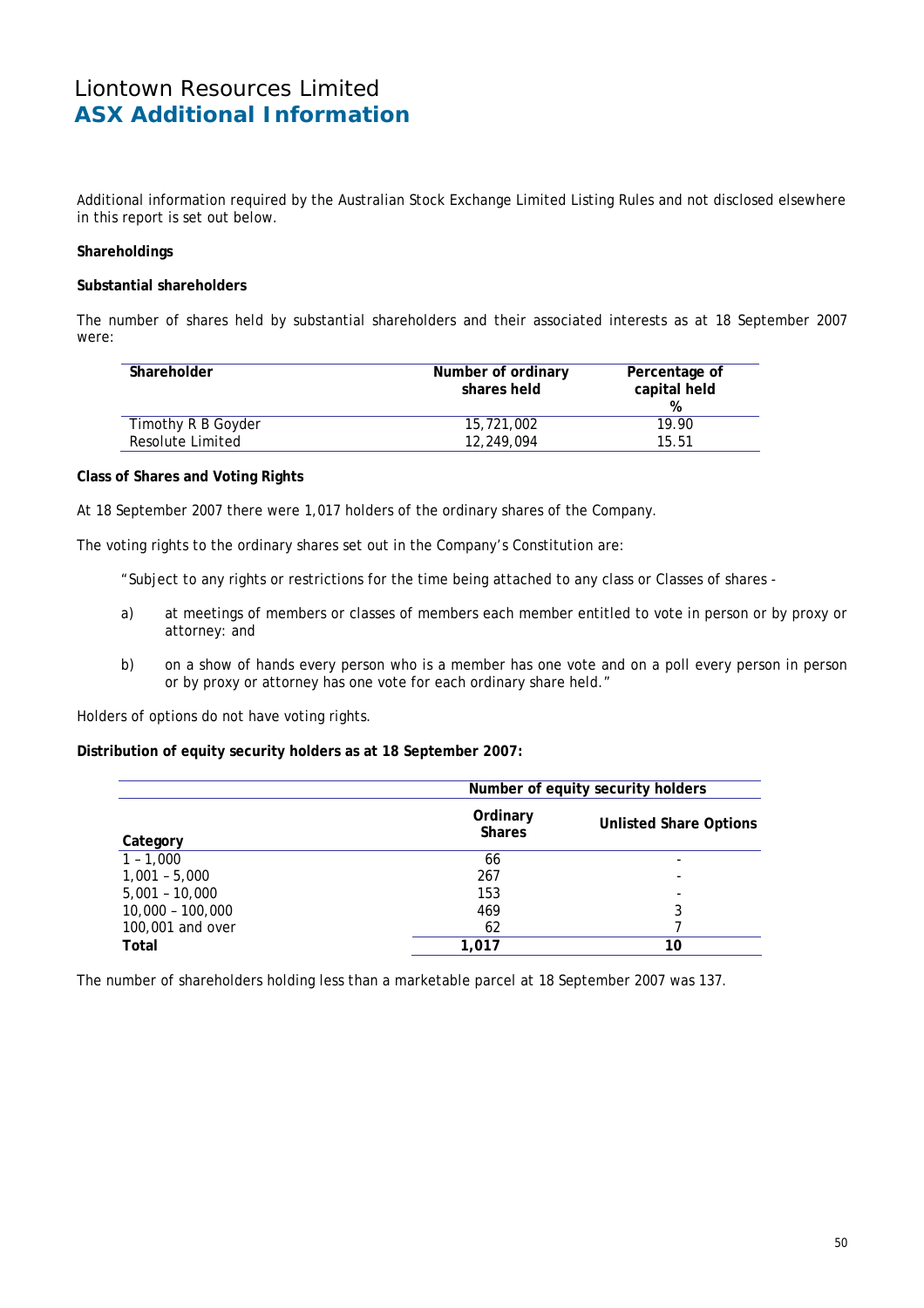# Liontown Resources Limited
## ASX Additional Information

Additional information required by the Australian Stock Exchange Limited Listing Rules and not disclosed elsewhere in this report is set out below.

**Shareholdings**

**Substantial shareholders**

The number of shares held by substantial shareholders and their associated interests as at 18 September 2007 were:

| Shareholder | Number of ordinary shares held | Percentage of capital held % |
|---|---|---|
| Timothy R B Goyder | 15,721,002 | 19.90 |
| Resolute Limited | 12,249,094 | 15.51 |

**Class of Shares and Voting Rights**

At 18 September 2007 there were 1,017 holders of the ordinary shares of the Company.

The voting rights to the ordinary shares set out in the Company's Constitution are:

"Subject to any rights or restrictions for the time being attached to any class or Classes of shares -

a) at meetings of members or classes of members each member entitled to vote in person or by proxy or attorney: and

b) on a show of hands every person who is a member has one vote and on a poll every person in person or by proxy or attorney has one vote for each ordinary share held."

Holders of options do not have voting rights.

**Distribution of equity security holders as at 18 September 2007:**

| | Number of equity security holders | |
|---|---|---|
| Category | Ordinary Shares | Unlisted Share Options |
| 1 – 1,000 | 66 | - |
| 1,001 – 5,000 | 267 | - |
| 5,001 – 10,000 | 153 | - |
| 10,000 – 100,000 | 469 | 3 |
| 100,001 and over | 62 | 7 |
| **Total** | **1,017** | **10** |

The number of shareholders holding less than a marketable parcel at 18 September 2007 was 137.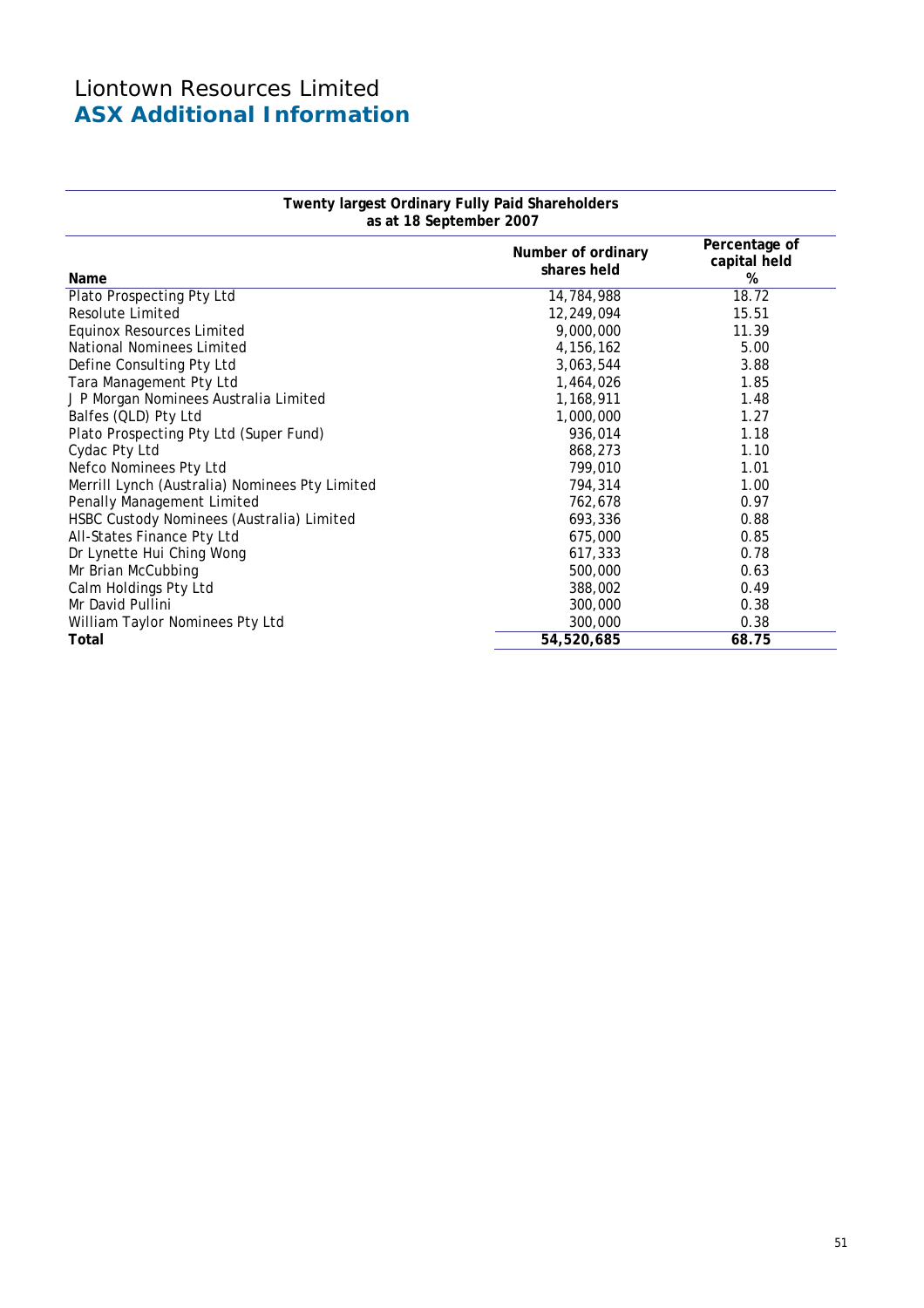# Liontown Resources Limited
## ASX Additional Information

**Twenty largest Ordinary Fully Paid Shareholders as at 18 September 2007**

| Name | Number of ordinary shares held | Percentage of capital held % |
|---|---|---|
| Plato Prospecting Pty Ltd | 14,784,988 | 18.72 |
| Resolute Limited | 12,249,094 | 15.51 |
| Equinox Resources Limited | 9,000,000 | 11.39 |
| National Nominees Limited | 4,156,162 | 5.00 |
| Define Consulting Pty Ltd | 3,063,544 | 3.88 |
| Tara Management Pty Ltd | 1,464,026 | 1.85 |
| J P Morgan Nominees Australia Limited | 1,168,911 | 1.48 |
| Balfes (QLD) Pty Ltd | 1,000,000 | 1.27 |
| Plato Prospecting Pty Ltd (Super Fund) | 936,014 | 1.18 |
| Cydac Pty Ltd | 868,273 | 1.10 |
| Nefco Nominees Pty Ltd | 799,010 | 1.01 |
| Merrill Lynch (Australia) Nominees Pty Limited | 794,314 | 1.00 |
| Penally Management Limited | 762,678 | 0.97 |
| HSBC Custody Nominees (Australia) Limited | 693,336 | 0.88 |
| All-States Finance Pty Ltd | 675,000 | 0.85 |
| Dr Lynette Hui Ching Wong | 617,333 | 0.78 |
| Mr Brian McCubbing | 500,000 | 0.63 |
| Calm Holdings Pty Ltd | 388,002 | 0.49 |
| Mr David Pullini | 300,000 | 0.38 |
| William Taylor Nominees Pty Ltd | 300,000 | 0.38 |
| **Total** | **54,520,685** | **68.75** |